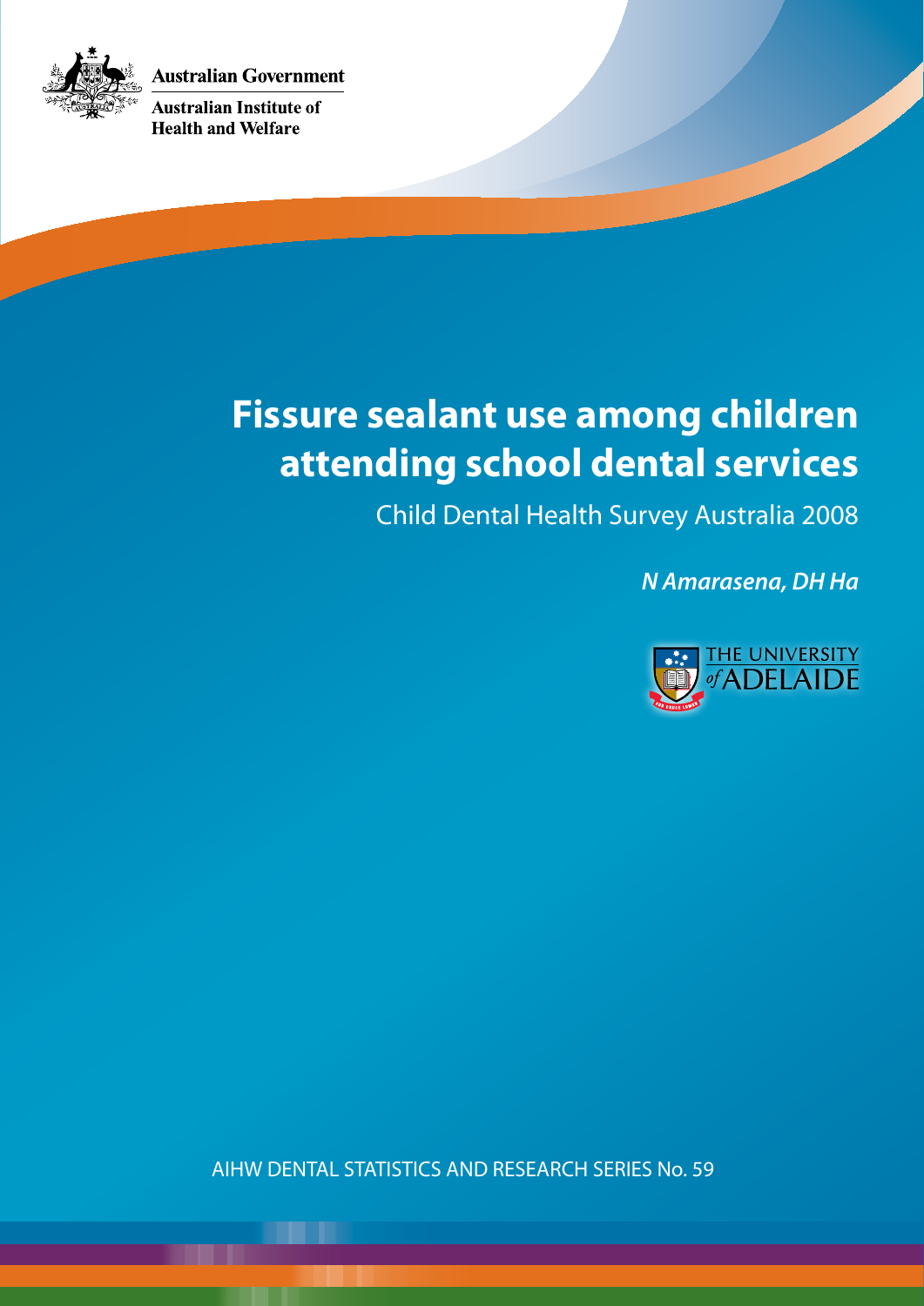Australian Government

Australian Institute of Health and Welfare

# Fissure sealant use among children attending school dental services

Child Dental Health Survey Australia 2008

***N Amarasena, DH Ha***

THE UNIVERSITY *of* ADELAIDE

AIHW DENTAL STATISTICS AND RESEARCH SERIES No. 59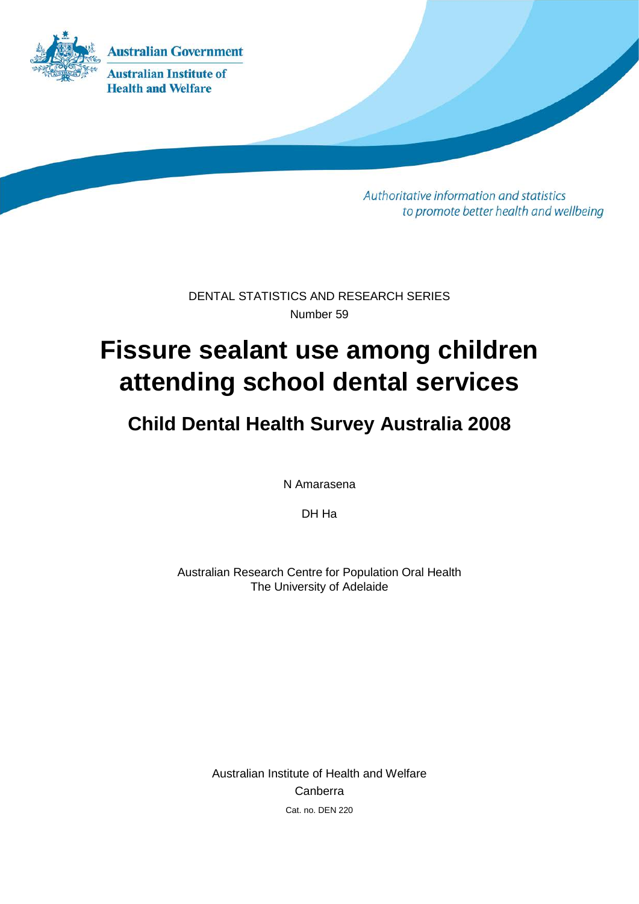Australian Government

Australian Institute of Health and Welfare

*Authoritative information and statistics to promote better health and wellbeing*

DENTAL STATISTICS AND RESEARCH SERIES

Number 59

# Fissure sealant use among children attending school dental services

## Child Dental Health Survey Australia 2008

N Amarasena

DH Ha

Australian Research Centre for Population Oral Health
The University of Adelaide

Australian Institute of Health and Welfare
Canberra
Cat. no. DEN 220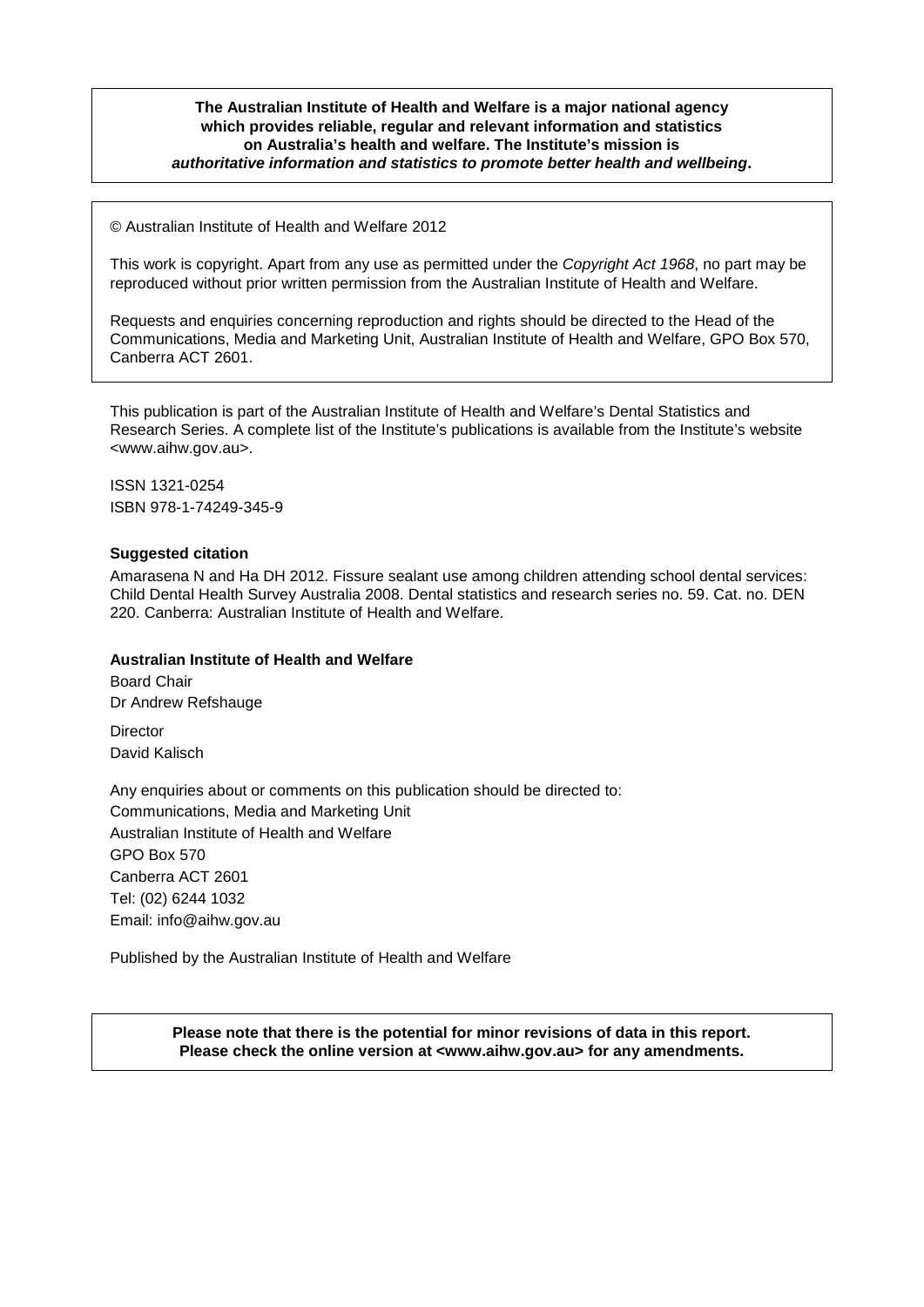**The Australian Institute of Health and Welfare is a major national agency which provides reliable, regular and relevant information and statistics on Australia's health and welfare. The Institute's mission is *authoritative information and statistics to promote better health and wellbeing*.**

© Australian Institute of Health and Welfare 2012

This work is copyright. Apart from any use as permitted under the *Copyright Act 1968*, no part may be reproduced without prior written permission from the Australian Institute of Health and Welfare.

Requests and enquiries concerning reproduction and rights should be directed to the Head of the Communications, Media and Marketing Unit, Australian Institute of Health and Welfare, GPO Box 570, Canberra ACT 2601.

This publication is part of the Australian Institute of Health and Welfare's Dental Statistics and Research Series. A complete list of the Institute's publications is available from the Institute's website <www.aihw.gov.au>.

ISSN 1321-0254
ISBN 978-1-74249-345-9

**Suggested citation**

Amarasena N and Ha DH 2012. Fissure sealant use among children attending school dental services: Child Dental Health Survey Australia 2008. Dental statistics and research series no. 59. Cat. no. DEN 220. Canberra: Australian Institute of Health and Welfare.

**Australian Institute of Health and Welfare**

Board Chair
Dr Andrew Refshauge

Director
David Kalisch

Any enquiries about or comments on this publication should be directed to:
Communications, Media and Marketing Unit
Australian Institute of Health and Welfare
GPO Box 570
Canberra ACT 2601
Tel: (02) 6244 1032
Email: info@aihw.gov.au

Published by the Australian Institute of Health and Welfare

**Please note that there is the potential for minor revisions of data in this report. Please check the online version at <www.aihw.gov.au> for any amendments.**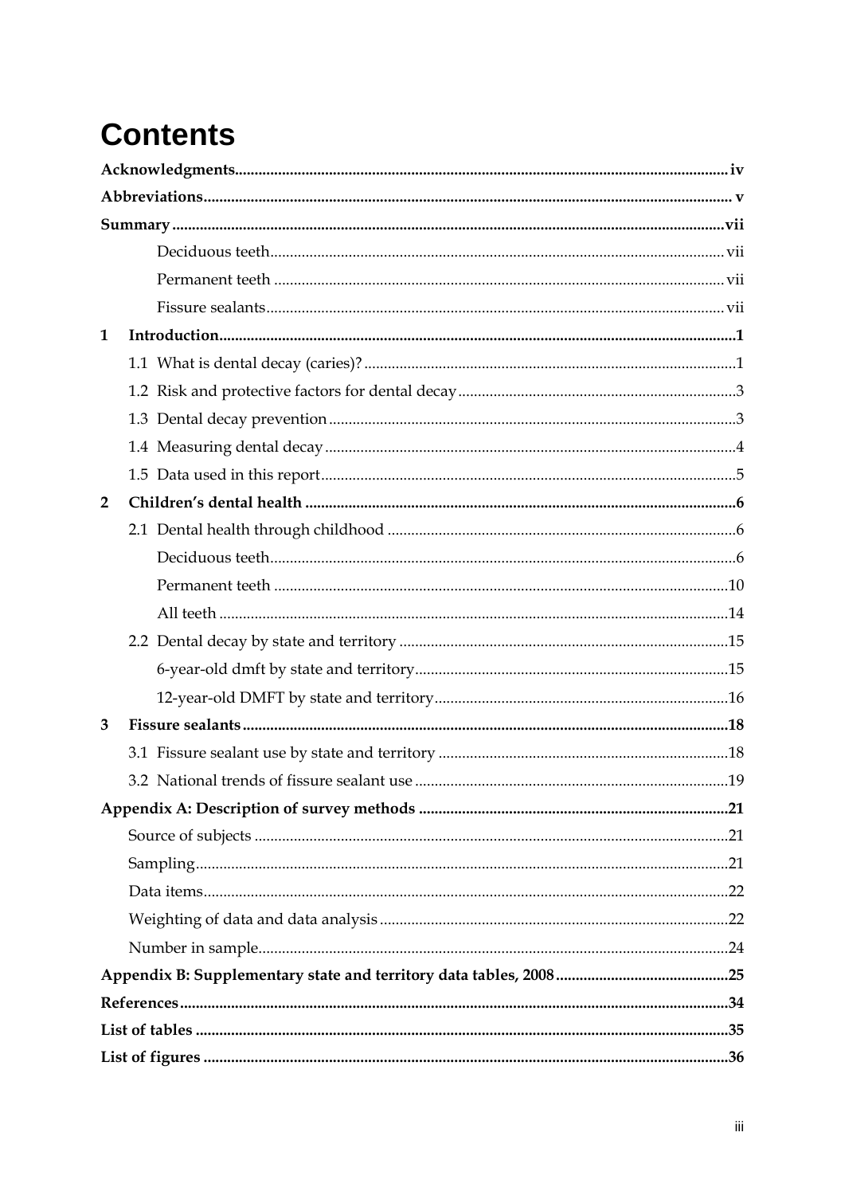# Contents

**Acknowledgments** ... iv

**Abbreviations** ... v

**Summary** ... vii

- Deciduous teeth ... vii
- Permanent teeth ... vii
- Fissure sealants ... vii

**1 Introduction** ... 1

- 1.1 What is dental decay (caries)? ... 1
- 1.2 Risk and protective factors for dental decay ... 3
- 1.3 Dental decay prevention ... 3
- 1.4 Measuring dental decay ... 4
- 1.5 Data used in this report ... 5

**2 Children's dental health** ... 6

- 2.1 Dental health through childhood ... 6
  - Deciduous teeth ... 6
  - Permanent teeth ... 10
  - All teeth ... 14
- 2.2 Dental decay by state and territory ... 15
  - 6-year-old dmft by state and territory ... 15
  - 12-year-old DMFT by state and territory ... 16

**3 Fissure sealants** ... 18

- 3.1 Fissure sealant use by state and territory ... 18
- 3.2 National trends of fissure sealant use ... 19

**Appendix A: Description of survey methods** ... 21

- Source of subjects ... 21
- Sampling ... 21
- Data items ... 22
- Weighting of data and data analysis ... 22
- Number in sample ... 24

**Appendix B: Supplementary state and territory data tables, 2008** ... 25

**References** ... 34

**List of tables** ... 35

**List of figures** ... 36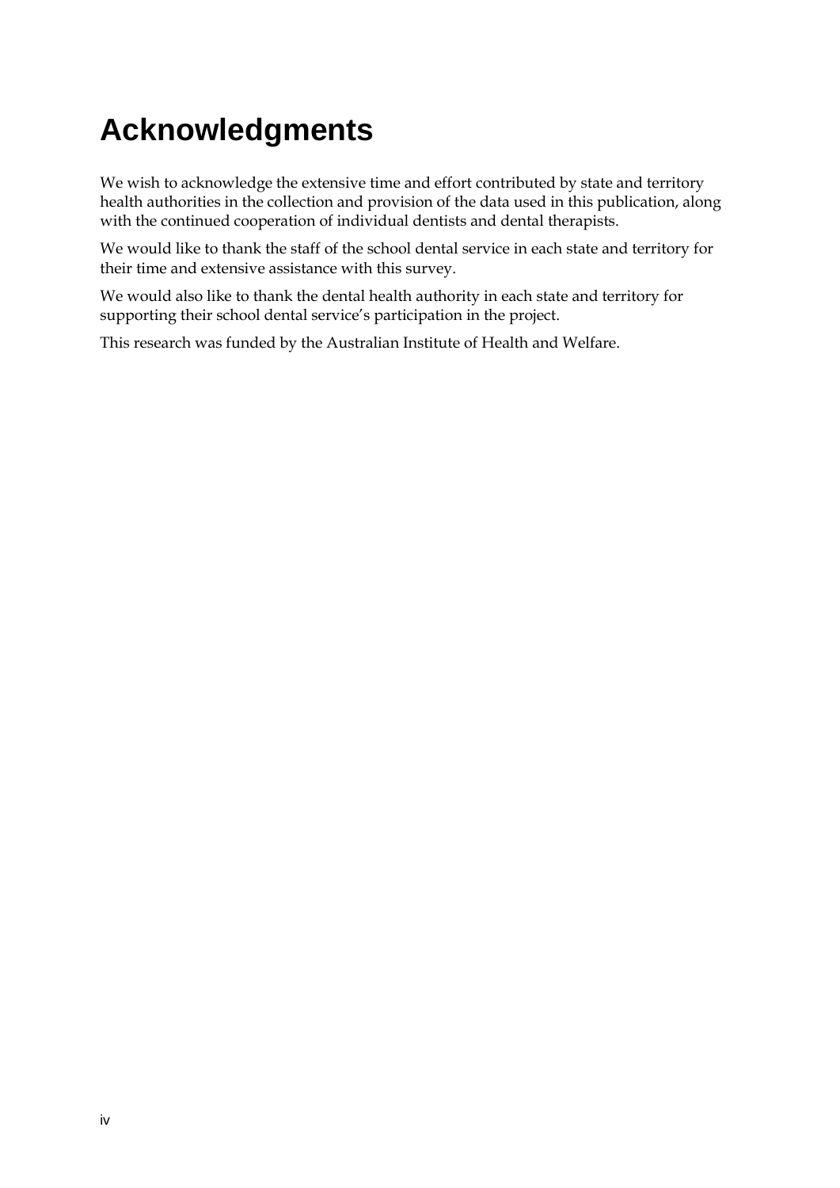# Acknowledgments

We wish to acknowledge the extensive time and effort contributed by state and territory health authorities in the collection and provision of the data used in this publication, along with the continued cooperation of individual dentists and dental therapists.

We would like to thank the staff of the school dental service in each state and territory for their time and extensive assistance with this survey.

We would also like to thank the dental health authority in each state and territory for supporting their school dental service's participation in the project.

This research was funded by the Australian Institute of Health and Welfare.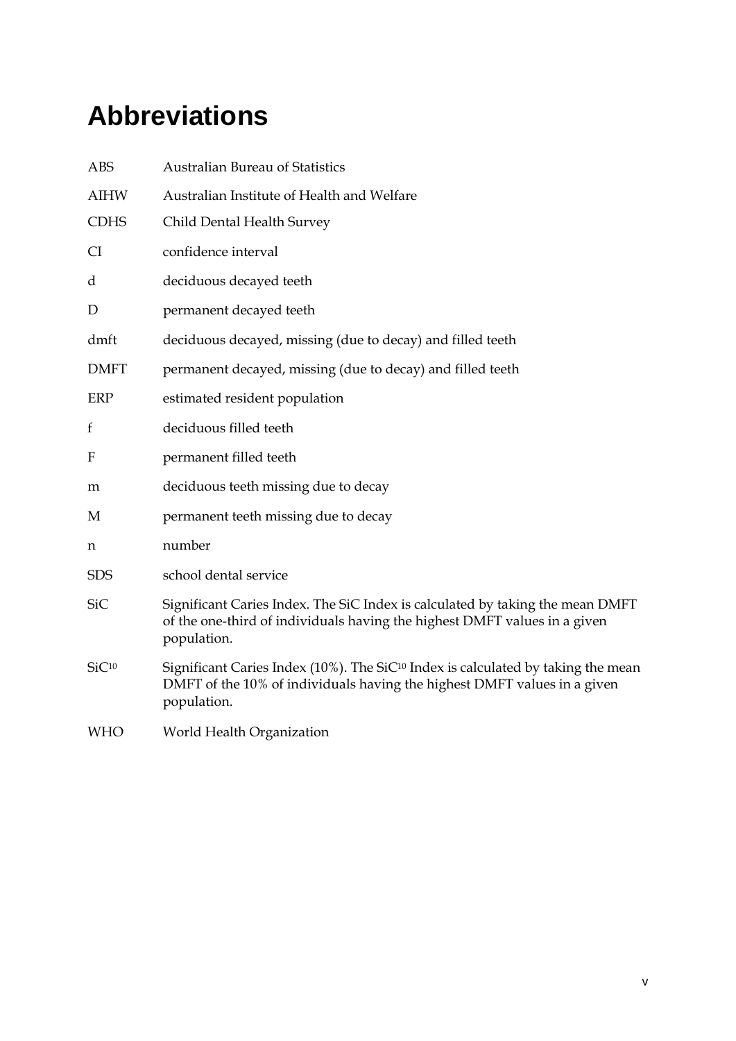# Abbreviations

| | |
|---|---|
| ABS | Australian Bureau of Statistics |
| AIHW | Australian Institute of Health and Welfare |
| CDHS | Child Dental Health Survey |
| CI | confidence interval |
| d | deciduous decayed teeth |
| D | permanent decayed teeth |
| dmft | deciduous decayed, missing (due to decay) and filled teeth |
| DMFT | permanent decayed, missing (due to decay) and filled teeth |
| ERP | estimated resident population |
| f | deciduous filled teeth |
| F | permanent filled teeth |
| m | deciduous teeth missing due to decay |
| M | permanent teeth missing due to decay |
| n | number |
| SDS | school dental service |
| SiC | Significant Caries Index. The SiC Index is calculated by taking the mean DMFT of the one-third of individuals having the highest DMFT values in a given population. |
| $SiC^{10}$ | Significant Caries Index (10%). The $SiC^{10}$ Index is calculated by taking the mean DMFT of the 10% of individuals having the highest DMFT values in a given population. |
| WHO | World Health Organization |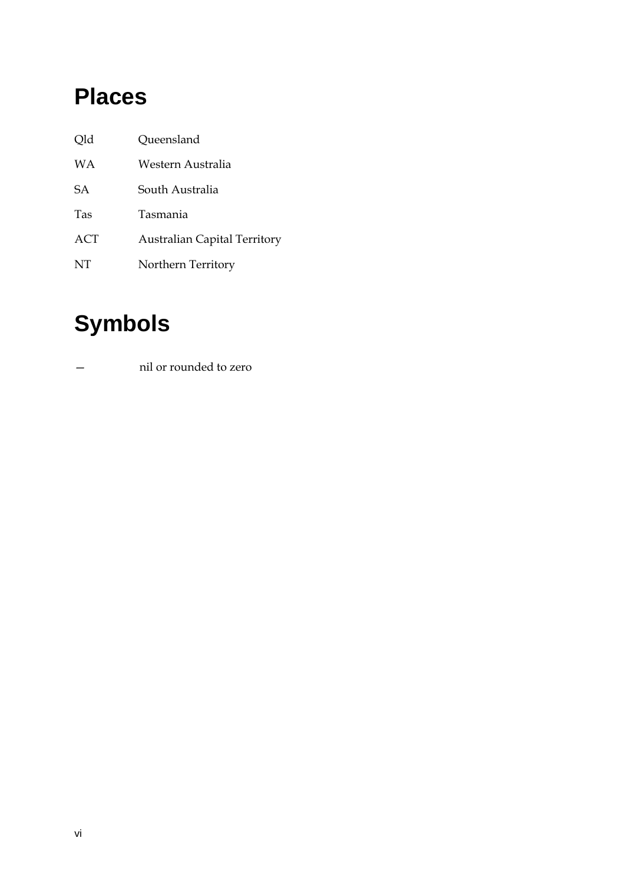# Places

| | |
|---|---|
| Qld | Queensland |
| WA | Western Australia |
| SA | South Australia |
| Tas | Tasmania |
| ACT | Australian Capital Territory |
| NT | Northern Territory |

# Symbols

| | |
|---|---|
| — | nil or rounded to zero |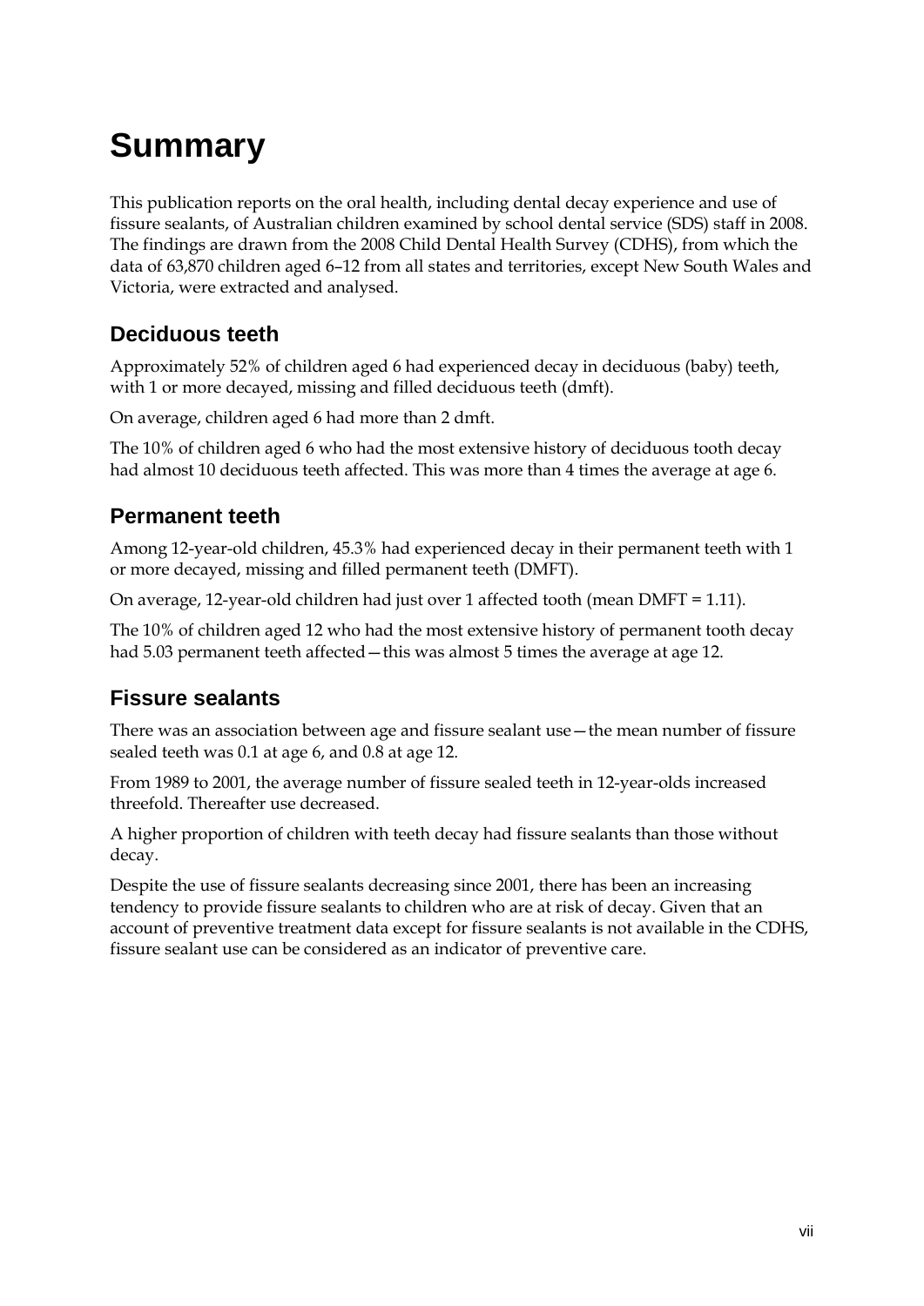# Summary

This publication reports on the oral health, including dental decay experience and use of fissure sealants, of Australian children examined by school dental service (SDS) staff in 2008. The findings are drawn from the 2008 Child Dental Health Survey (CDHS), from which the data of 63,870 children aged 6–12 from all states and territories, except New South Wales and Victoria, were extracted and analysed.

## Deciduous teeth

Approximately 52% of children aged 6 had experienced decay in deciduous (baby) teeth, with 1 or more decayed, missing and filled deciduous teeth (dmft).

On average, children aged 6 had more than 2 dmft.

The 10% of children aged 6 who had the most extensive history of deciduous tooth decay had almost 10 deciduous teeth affected. This was more than 4 times the average at age 6.

## Permanent teeth

Among 12-year-old children, 45.3% had experienced decay in their permanent teeth with 1 or more decayed, missing and filled permanent teeth (DMFT).

On average, 12-year-old children had just over 1 affected tooth (mean DMFT = 1.11).

The 10% of children aged 12 who had the most extensive history of permanent tooth decay had 5.03 permanent teeth affected—this was almost 5 times the average at age 12.

## Fissure sealants

There was an association between age and fissure sealant use—the mean number of fissure sealed teeth was 0.1 at age 6, and 0.8 at age 12.

From 1989 to 2001, the average number of fissure sealed teeth in 12-year-olds increased threefold. Thereafter use decreased.

A higher proportion of children with teeth decay had fissure sealants than those without decay.

Despite the use of fissure sealants decreasing since 2001, there has been an increasing tendency to provide fissure sealants to children who are at risk of decay. Given that an account of preventive treatment data except for fissure sealants is not available in the CDHS, fissure sealant use can be considered as an indicator of preventive care.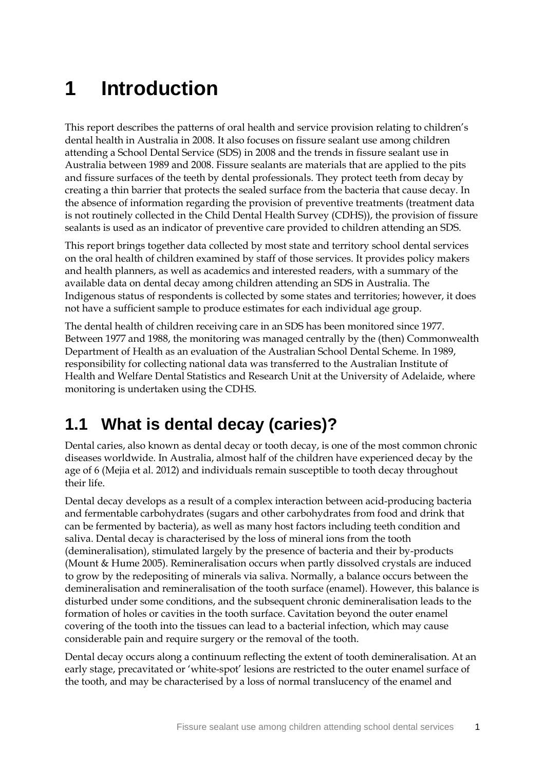# 1 Introduction

This report describes the patterns of oral health and service provision relating to children's dental health in Australia in 2008. It also focuses on fissure sealant use among children attending a School Dental Service (SDS) in 2008 and the trends in fissure sealant use in Australia between 1989 and 2008. Fissure sealants are materials that are applied to the pits and fissure surfaces of the teeth by dental professionals. They protect teeth from decay by creating a thin barrier that protects the sealed surface from the bacteria that cause decay. In the absence of information regarding the provision of preventive treatments (treatment data is not routinely collected in the Child Dental Health Survey (CDHS)), the provision of fissure sealants is used as an indicator of preventive care provided to children attending an SDS.

This report brings together data collected by most state and territory school dental services on the oral health of children examined by staff of those services. It provides policy makers and health planners, as well as academics and interested readers, with a summary of the available data on dental decay among children attending an SDS in Australia. The Indigenous status of respondents is collected by some states and territories; however, it does not have a sufficient sample to produce estimates for each individual age group.

The dental health of children receiving care in an SDS has been monitored since 1977. Between 1977 and 1988, the monitoring was managed centrally by the (then) Commonwealth Department of Health as an evaluation of the Australian School Dental Scheme. In 1989, responsibility for collecting national data was transferred to the Australian Institute of Health and Welfare Dental Statistics and Research Unit at the University of Adelaide, where monitoring is undertaken using the CDHS.

## 1.1 What is dental decay (caries)?

Dental caries, also known as dental decay or tooth decay, is one of the most common chronic diseases worldwide. In Australia, almost half of the children have experienced decay by the age of 6 (Mejia et al. 2012) and individuals remain susceptible to tooth decay throughout their life.

Dental decay develops as a result of a complex interaction between acid-producing bacteria and fermentable carbohydrates (sugars and other carbohydrates from food and drink that can be fermented by bacteria), as well as many host factors including teeth condition and saliva. Dental decay is characterised by the loss of mineral ions from the tooth (demineralisation), stimulated largely by the presence of bacteria and their by-products (Mount & Hume 2005). Remineralisation occurs when partly dissolved crystals are induced to grow by the redepositing of minerals via saliva. Normally, a balance occurs between the demineralisation and remineralisation of the tooth surface (enamel). However, this balance is disturbed under some conditions, and the subsequent chronic demineralisation leads to the formation of holes or cavities in the tooth surface. Cavitation beyond the outer enamel covering of the tooth into the tissues can lead to a bacterial infection, which may cause considerable pain and require surgery or the removal of the tooth.

Dental decay occurs along a continuum reflecting the extent of tooth demineralisation. At an early stage, precavitated or 'white-spot' lesions are restricted to the outer enamel surface of the tooth, and may be characterised by a loss of normal translucency of the enamel and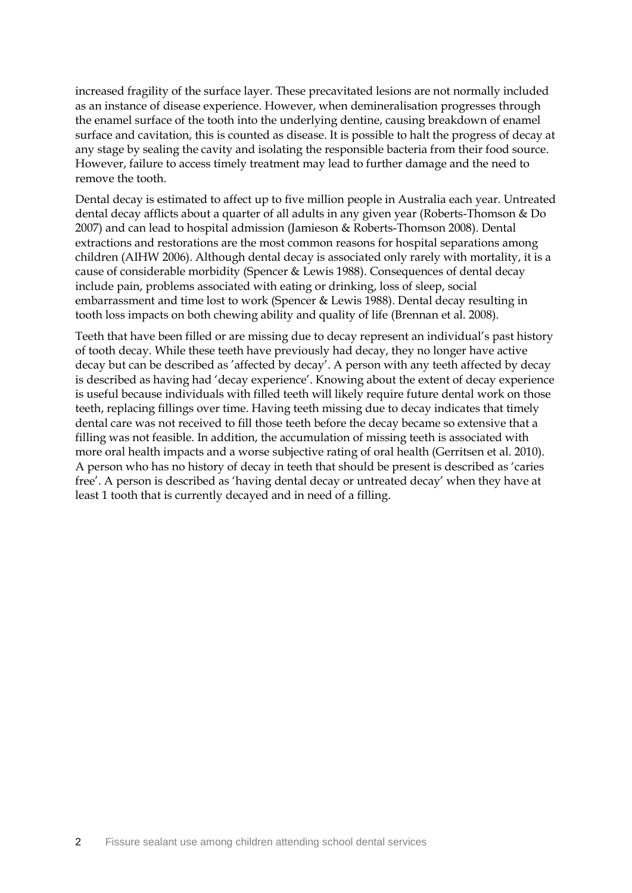increased fragility of the surface layer. These precavitated lesions are not normally included as an instance of disease experience. However, when demineralisation progresses through the enamel surface of the tooth into the underlying dentine, causing breakdown of enamel surface and cavitation, this is counted as disease. It is possible to halt the progress of decay at any stage by sealing the cavity and isolating the responsible bacteria from their food source. However, failure to access timely treatment may lead to further damage and the need to remove the tooth.

Dental decay is estimated to affect up to five million people in Australia each year. Untreated dental decay afflicts about a quarter of all adults in any given year (Roberts-Thomson & Do 2007) and can lead to hospital admission (Jamieson & Roberts-Thomson 2008). Dental extractions and restorations are the most common reasons for hospital separations among children (AIHW 2006). Although dental decay is associated only rarely with mortality, it is a cause of considerable morbidity (Spencer & Lewis 1988). Consequences of dental decay include pain, problems associated with eating or drinking, loss of sleep, social embarrassment and time lost to work (Spencer & Lewis 1988). Dental decay resulting in tooth loss impacts on both chewing ability and quality of life (Brennan et al. 2008).

Teeth that have been filled or are missing due to decay represent an individual's past history of tooth decay. While these teeth have previously had decay, they no longer have active decay but can be described as 'affected by decay'. A person with any teeth affected by decay is described as having had 'decay experience'. Knowing about the extent of decay experience is useful because individuals with filled teeth will likely require future dental work on those teeth, replacing fillings over time. Having teeth missing due to decay indicates that timely dental care was not received to fill those teeth before the decay became so extensive that a filling was not feasible. In addition, the accumulation of missing teeth is associated with more oral health impacts and a worse subjective rating of oral health (Gerritsen et al. 2010). A person who has no history of decay in teeth that should be present is described as 'caries free'. A person is described as 'having dental decay or untreated decay' when they have at least 1 tooth that is currently decayed and in need of a filling.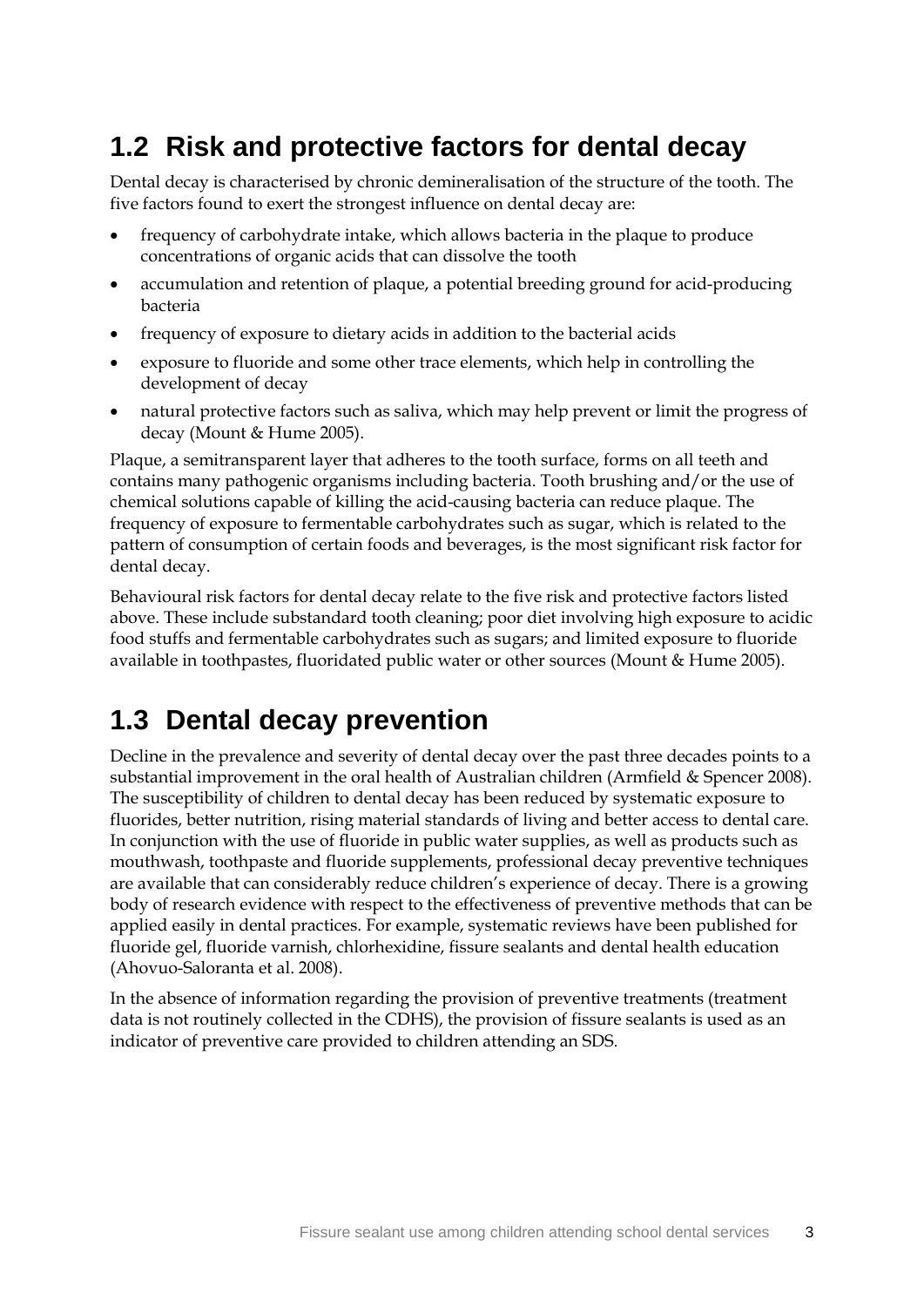## 1.2 Risk and protective factors for dental decay

Dental decay is characterised by chronic demineralisation of the structure of the tooth. The five factors found to exert the strongest influence on dental decay are:

- frequency of carbohydrate intake, which allows bacteria in the plaque to produce concentrations of organic acids that can dissolve the tooth
- accumulation and retention of plaque, a potential breeding ground for acid-producing bacteria
- frequency of exposure to dietary acids in addition to the bacterial acids
- exposure to fluoride and some other trace elements, which help in controlling the development of decay
- natural protective factors such as saliva, which may help prevent or limit the progress of decay (Mount & Hume 2005).

Plaque, a semitransparent layer that adheres to the tooth surface, forms on all teeth and contains many pathogenic organisms including bacteria. Tooth brushing and/or the use of chemical solutions capable of killing the acid-causing bacteria can reduce plaque. The frequency of exposure to fermentable carbohydrates such as sugar, which is related to the pattern of consumption of certain foods and beverages, is the most significant risk factor for dental decay.

Behavioural risk factors for dental decay relate to the five risk and protective factors listed above. These include substandard tooth cleaning; poor diet involving high exposure to acidic food stuffs and fermentable carbohydrates such as sugars; and limited exposure to fluoride available in toothpastes, fluoridated public water or other sources (Mount & Hume 2005).

## 1.3 Dental decay prevention

Decline in the prevalence and severity of dental decay over the past three decades points to a substantial improvement in the oral health of Australian children (Armfield & Spencer 2008). The susceptibility of children to dental decay has been reduced by systematic exposure to fluorides, better nutrition, rising material standards of living and better access to dental care. In conjunction with the use of fluoride in public water supplies, as well as products such as mouthwash, toothpaste and fluoride supplements, professional decay preventive techniques are available that can considerably reduce children's experience of decay. There is a growing body of research evidence with respect to the effectiveness of preventive methods that can be applied easily in dental practices. For example, systematic reviews have been published for fluoride gel, fluoride varnish, chlorhexidine, fissure sealants and dental health education (Ahovuo-Saloranta et al. 2008).

In the absence of information regarding the provision of preventive treatments (treatment data is not routinely collected in the CDHS), the provision of fissure sealants is used as an indicator of preventive care provided to children attending an SDS.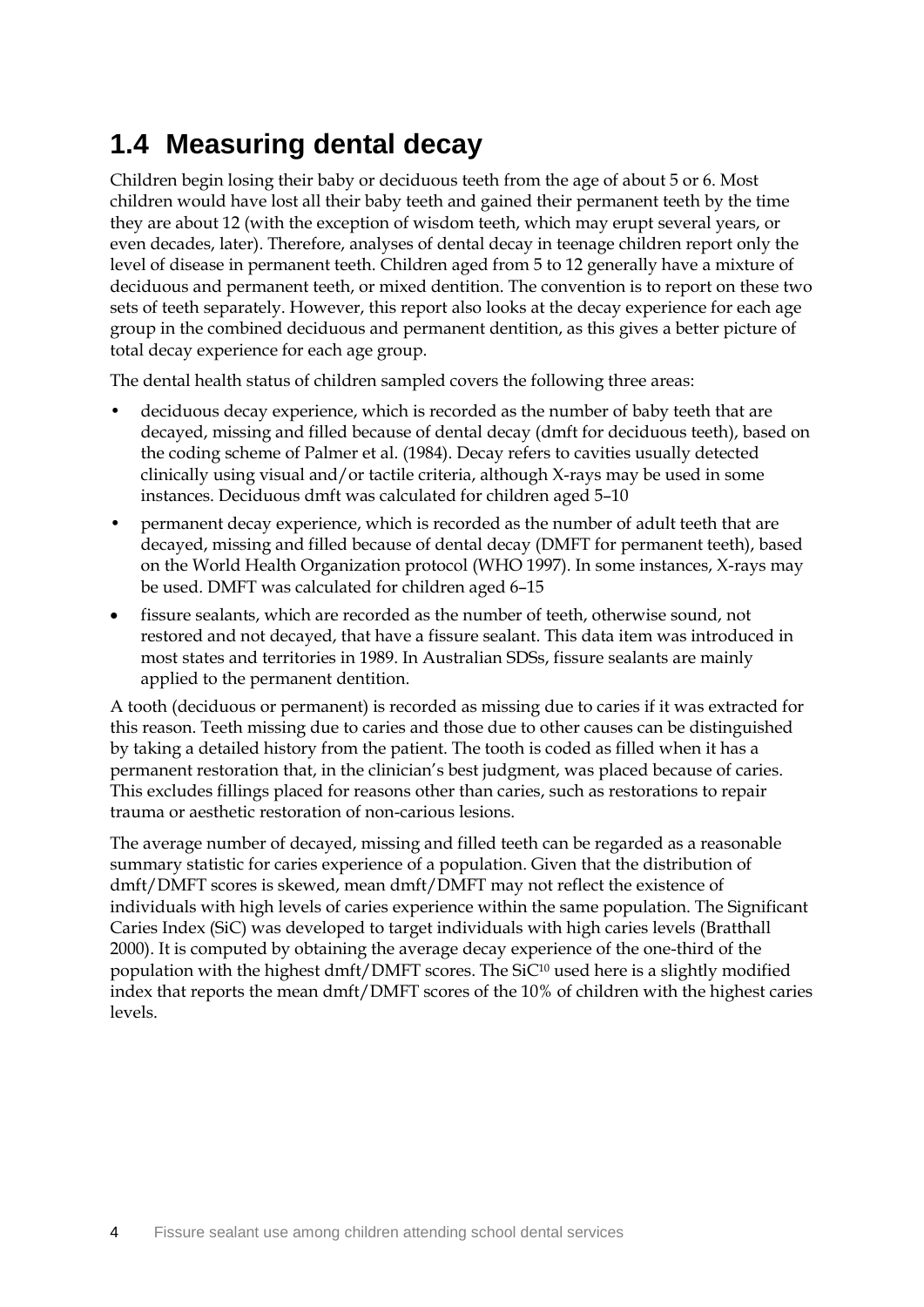## 1.4 Measuring dental decay

Children begin losing their baby or deciduous teeth from the age of about 5 or 6. Most children would have lost all their baby teeth and gained their permanent teeth by the time they are about 12 (with the exception of wisdom teeth, which may erupt several years, or even decades, later). Therefore, analyses of dental decay in teenage children report only the level of disease in permanent teeth. Children aged from 5 to 12 generally have a mixture of deciduous and permanent teeth, or mixed dentition. The convention is to report on these two sets of teeth separately. However, this report also looks at the decay experience for each age group in the combined deciduous and permanent dentition, as this gives a better picture of total decay experience for each age group.

The dental health status of children sampled covers the following three areas:

- deciduous decay experience, which is recorded as the number of baby teeth that are decayed, missing and filled because of dental decay (dmft for deciduous teeth), based on the coding scheme of Palmer et al. (1984). Decay refers to cavities usually detected clinically using visual and/or tactile criteria, although X-rays may be used in some instances. Deciduous dmft was calculated for children aged 5–10
- permanent decay experience, which is recorded as the number of adult teeth that are decayed, missing and filled because of dental decay (DMFT for permanent teeth), based on the World Health Organization protocol (WHO 1997). In some instances, X-rays may be used. DMFT was calculated for children aged 6–15
- fissure sealants, which are recorded as the number of teeth, otherwise sound, not restored and not decayed, that have a fissure sealant. This data item was introduced in most states and territories in 1989. In Australian SDSs, fissure sealants are mainly applied to the permanent dentition.

A tooth (deciduous or permanent) is recorded as missing due to caries if it was extracted for this reason. Teeth missing due to caries and those due to other causes can be distinguished by taking a detailed history from the patient. The tooth is coded as filled when it has a permanent restoration that, in the clinician's best judgment, was placed because of caries. This excludes fillings placed for reasons other than caries, such as restorations to repair trauma or aesthetic restoration of non-carious lesions.

The average number of decayed, missing and filled teeth can be regarded as a reasonable summary statistic for caries experience of a population. Given that the distribution of dmft/DMFT scores is skewed, mean dmft/DMFT may not reflect the existence of individuals with high levels of caries experience within the same population. The Significant Caries Index (SiC) was developed to target individuals with high caries levels (Bratthall 2000). It is computed by obtaining the average decay experience of the one-third of the population with the highest dmft/DMFT scores. The $SiC^{10}$ used here is a slightly modified index that reports the mean dmft/DMFT scores of the 10% of children with the highest caries levels.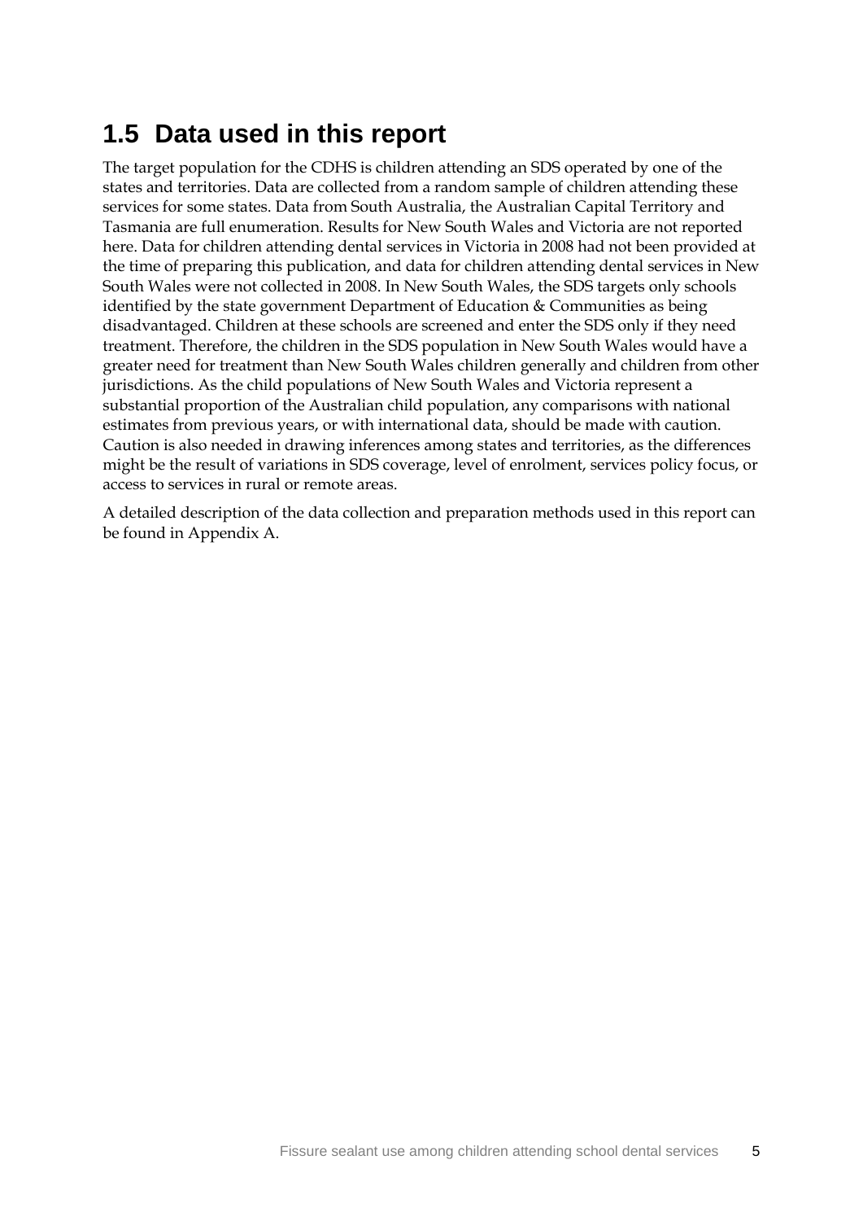## 1.5 Data used in this report

The target population for the CDHS is children attending an SDS operated by one of the states and territories. Data are collected from a random sample of children attending these services for some states. Data from South Australia, the Australian Capital Territory and Tasmania are full enumeration. Results for New South Wales and Victoria are not reported here. Data for children attending dental services in Victoria in 2008 had not been provided at the time of preparing this publication, and data for children attending dental services in New South Wales were not collected in 2008. In New South Wales, the SDS targets only schools identified by the state government Department of Education & Communities as being disadvantaged. Children at these schools are screened and enter the SDS only if they need treatment. Therefore, the children in the SDS population in New South Wales would have a greater need for treatment than New South Wales children generally and children from other jurisdictions. As the child populations of New South Wales and Victoria represent a substantial proportion of the Australian child population, any comparisons with national estimates from previous years, or with international data, should be made with caution. Caution is also needed in drawing inferences among states and territories, as the differences might be the result of variations in SDS coverage, level of enrolment, services policy focus, or access to services in rural or remote areas.

A detailed description of the data collection and preparation methods used in this report can be found in Appendix A.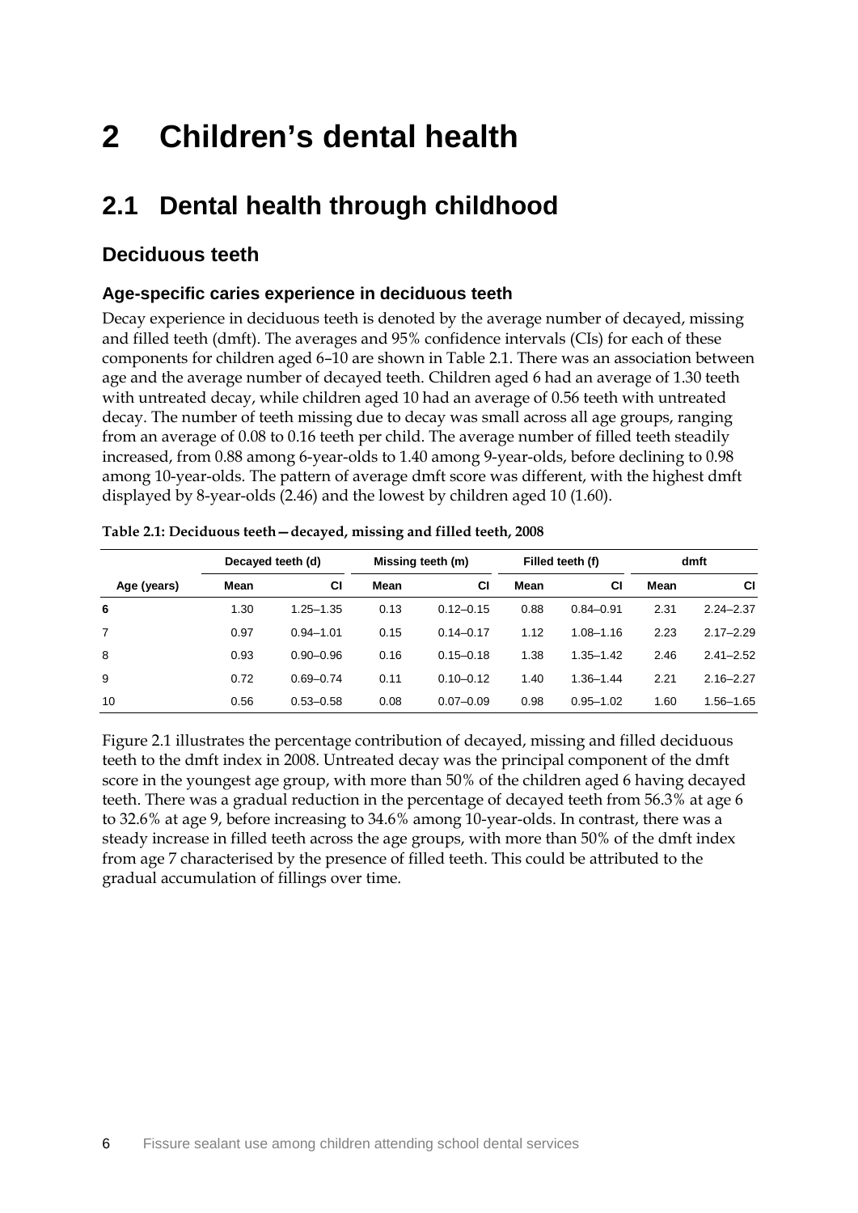# 2 Children's dental health

## 2.1 Dental health through childhood

### Deciduous teeth

#### Age-specific caries experience in deciduous teeth

Decay experience in deciduous teeth is denoted by the average number of decayed, missing and filled teeth (dmft). The averages and 95% confidence intervals (CIs) for each of these components for children aged 6–10 are shown in Table 2.1. There was an association between age and the average number of decayed teeth. Children aged 6 had an average of 1.30 teeth with untreated decay, while children aged 10 had an average of 0.56 teeth with untreated decay. The number of teeth missing due to decay was small across all age groups, ranging from an average of 0.08 to 0.16 teeth per child. The average number of filled teeth steadily increased, from 0.88 among 6-year-olds to 1.40 among 9-year-olds, before declining to 0.98 among 10-year-olds. The pattern of average dmft score was different, with the highest dmft displayed by 8-year-olds (2.46) and the lowest by children aged 10 (1.60).

**Table 2.1: Deciduous teeth—decayed, missing and filled teeth, 2008**

| | Decayed teeth (d) | | Missing teeth (m) | | Filled teeth (f) | | dmft | |
|---|---|---|---|---|---|---|---|---|
| **Age (years)** | **Mean** | **CI** | **Mean** | **CI** | **Mean** | **CI** | **Mean** | **CI** |
| **6** | 1.30 | 1.25–1.35 | 0.13 | 0.12–0.15 | 0.88 | 0.84–0.91 | 2.31 | 2.24–2.37 |
| 7 | 0.97 | 0.94–1.01 | 0.15 | 0.14–0.17 | 1.12 | 1.08–1.16 | 2.23 | 2.17–2.29 |
| 8 | 0.93 | 0.90–0.96 | 0.16 | 0.15–0.18 | 1.38 | 1.35–1.42 | 2.46 | 2.41–2.52 |
| 9 | 0.72 | 0.69–0.74 | 0.11 | 0.10–0.12 | 1.40 | 1.36–1.44 | 2.21 | 2.16–2.27 |
| 10 | 0.56 | 0.53–0.58 | 0.08 | 0.07–0.09 | 0.98 | 0.95–1.02 | 1.60 | 1.56–1.65 |

Figure 2.1 illustrates the percentage contribution of decayed, missing and filled deciduous teeth to the dmft index in 2008. Untreated decay was the principal component of the dmft score in the youngest age group, with more than 50% of the children aged 6 having decayed teeth. There was a gradual reduction in the percentage of decayed teeth from 56.3% at age 6 to 32.6% at age 9, before increasing to 34.6% among 10-year-olds. In contrast, there was a steady increase in filled teeth across the age groups, with more than 50% of the dmft index from age 7 characterised by the presence of filled teeth. This could be attributed to the gradual accumulation of fillings over time.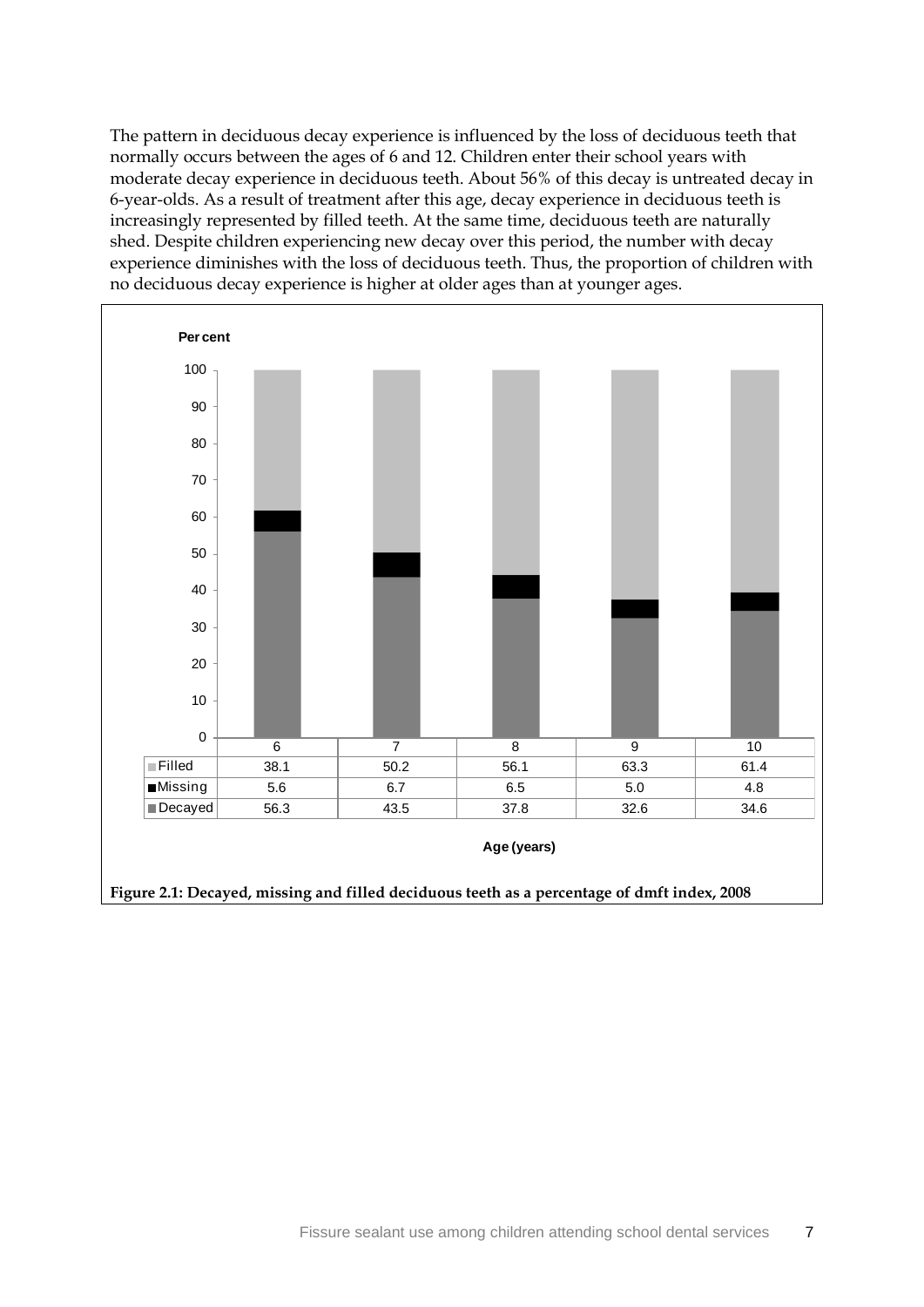The pattern in deciduous decay experience is influenced by the loss of deciduous teeth that normally occurs between the ages of 6 and 12. Children enter their school years with moderate decay experience in deciduous teeth. About 56% of this decay is untreated decay in 6-year-olds. As a result of treatment after this age, decay experience in deciduous teeth is increasingly represented by filled teeth. At the same time, deciduous teeth are naturally shed. Despite children experiencing new decay over this period, the number with decay experience diminishes with the loss of deciduous teeth. Thus, the proportion of children with no deciduous decay experience is higher at older ages than at younger ages.

Per cent

| Age (years) | 6 | 7 | 8 | 9 | 10 |
|---|---|---|---|---|---|
| Filled | 38.1 | 50.2 | 56.1 | 63.3 | 61.4 |
| Missing | 5.6 | 6.7 | 6.5 | 5.0 | 4.8 |
| Decayed | 56.3 | 43.5 | 37.8 | 32.6 | 34.6 |

**Figure 2.1: Decayed, missing and filled deciduous teeth as a percentage of dmft index, 2008**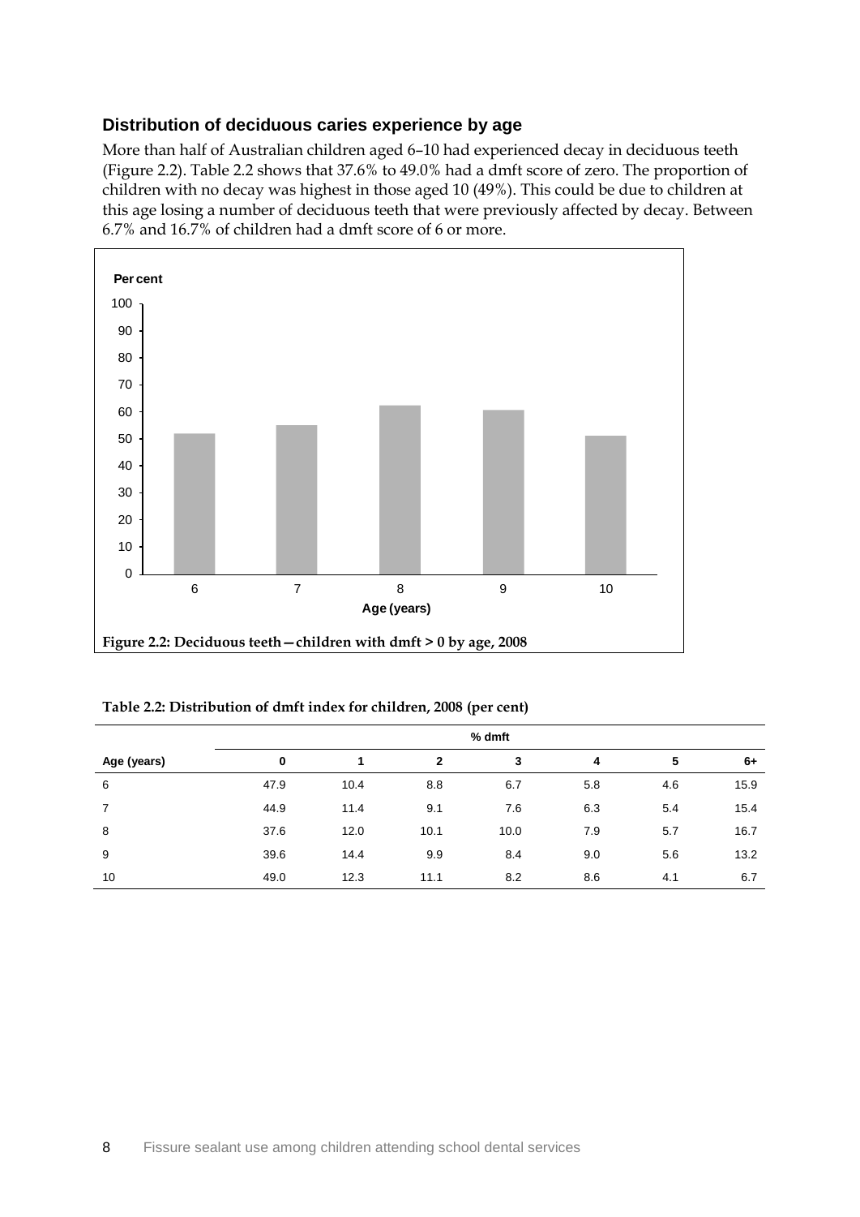### Distribution of deciduous caries experience by age

More than half of Australian children aged 6–10 had experienced decay in deciduous teeth (Figure 2.2). Table 2.2 shows that 37.6% to 49.0% had a dmft score of zero. The proportion of children with no decay was highest in those aged 10 (49%). This could be due to children at this age losing a number of deciduous teeth that were previously affected by decay. Between 6.7% and 16.7% of children had a dmft score of 6 or more.

**Figure 2.2: Deciduous teeth—children with dmft > 0 by age, 2008**

**Table 2.2: Distribution of dmft index for children, 2008 (per cent)**

| | % dmft | | | | | | |
|---|---|---|---|---|---|---|---|
| Age (years) | 0 | 1 | 2 | 3 | 4 | 5 | 6+ |
| 6 | 47.9 | 10.4 | 8.8 | 6.7 | 5.8 | 4.6 | 15.9 |
| 7 | 44.9 | 11.4 | 9.1 | 7.6 | 6.3 | 5.4 | 15.4 |
| 8 | 37.6 | 12.0 | 10.1 | 10.0 | 7.9 | 5.7 | 16.7 |
| 9 | 39.6 | 14.4 | 9.9 | 8.4 | 9.0 | 5.6 | 13.2 |
| 10 | 49.0 | 12.3 | 11.1 | 8.2 | 8.6 | 4.1 | 6.7 |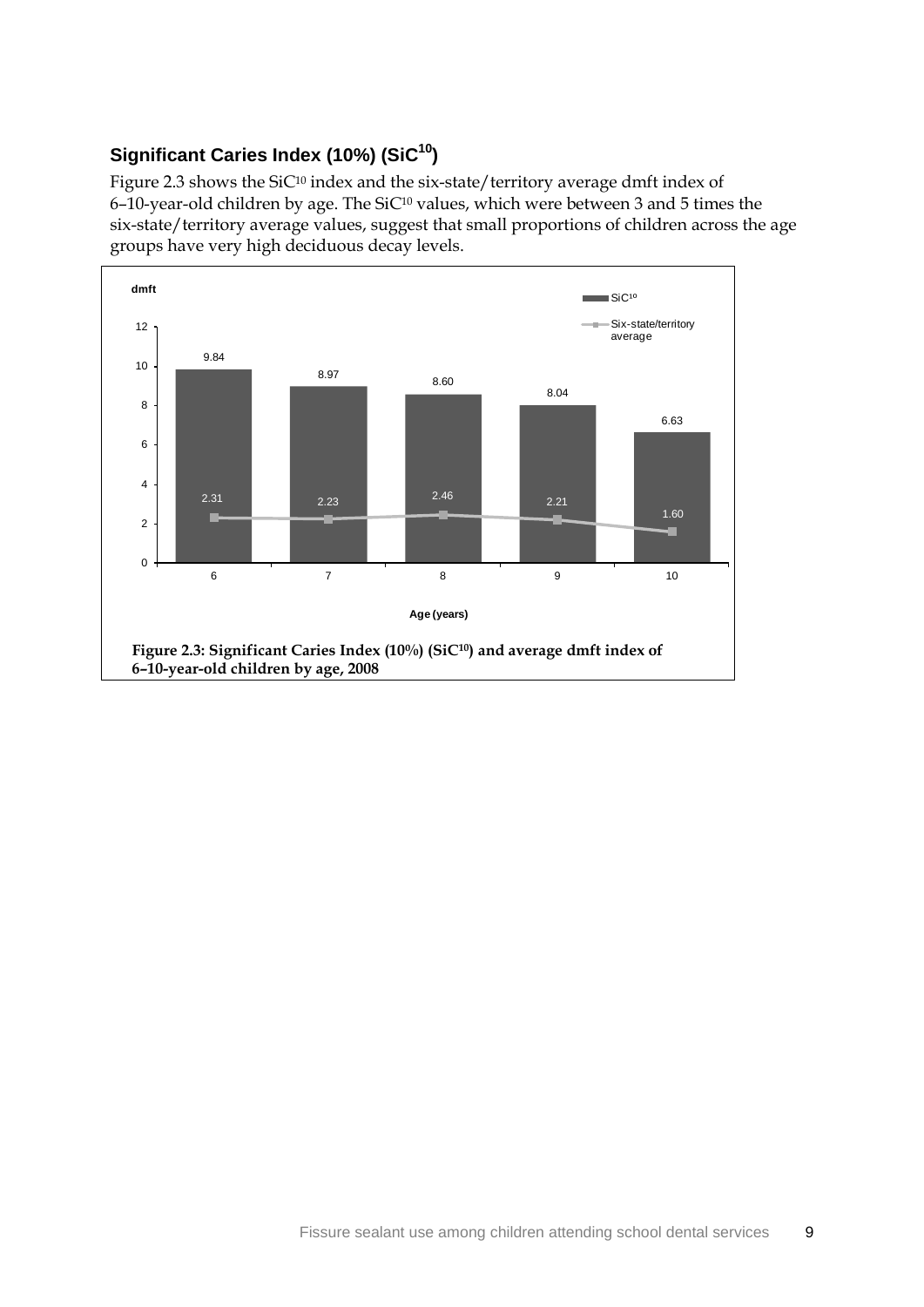### Significant Caries Index (10%) ($SiC^{10}$)

Figure 2.3 shows the $SiC^{10}$ index and the six-state/territory average dmft index of 6–10-year-old children by age. The $SiC^{10}$ values, which were between 3 and 5 times the six-state/territory average values, suggest that small proportions of children across the age groups have very high deciduous decay levels.

| Age (years) | $SiC^{10}$ (dmft) | Six-state/territory average (dmft) |
| --- | --- | --- |
| 6 | 9.84 | 2.31 |
| 7 | 8.97 | 2.23 |
| 8 | 8.60 | 2.46 |
| 9 | 8.04 | 2.21 |
| 10 | 6.63 | 1.60 |

**Figure 2.3: Significant Caries Index (10%) ($SiC^{10}$) and average dmft index of 6–10-year-old children by age, 2008**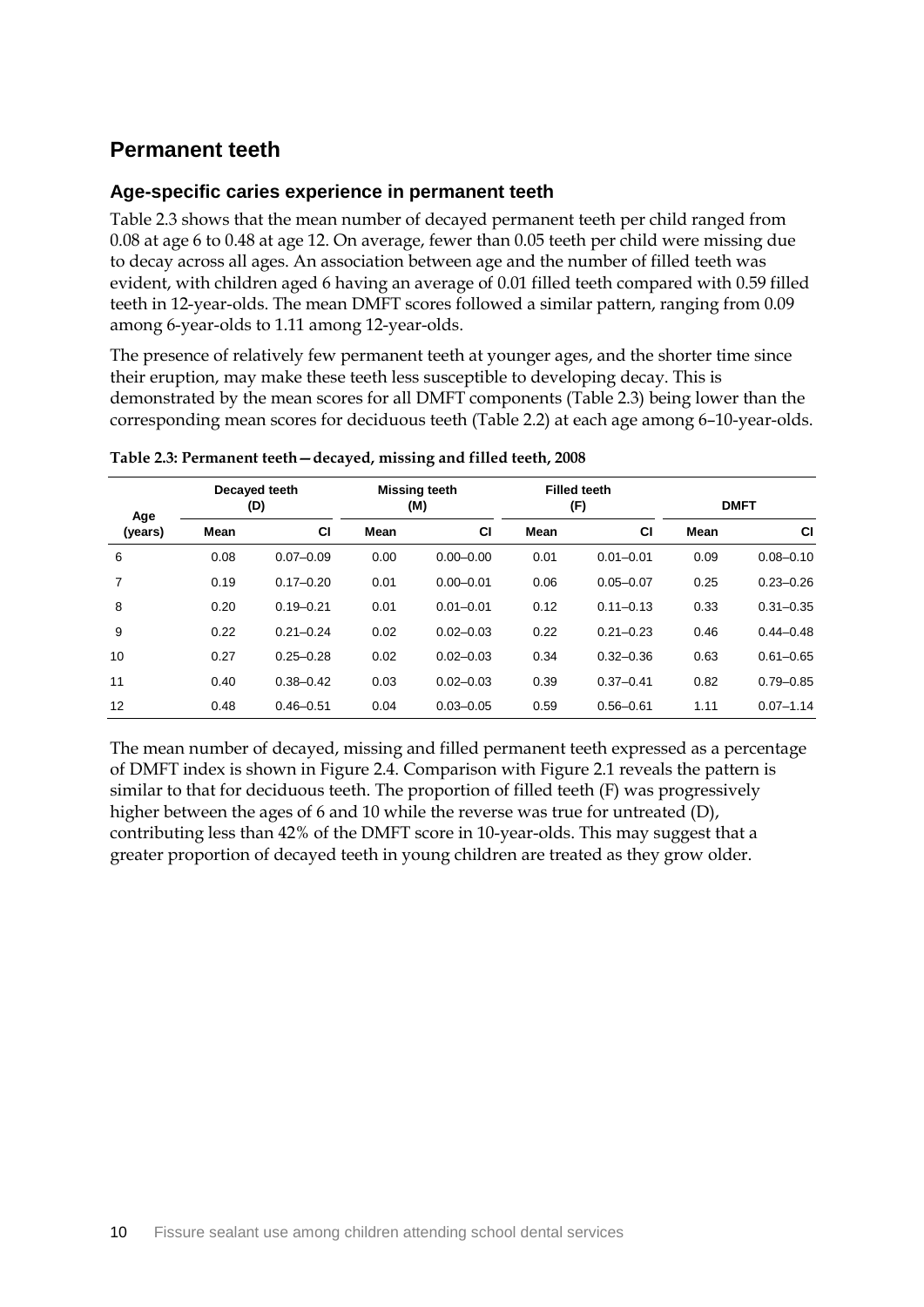## Permanent teeth

### Age-specific caries experience in permanent teeth

Table 2.3 shows that the mean number of decayed permanent teeth per child ranged from 0.08 at age 6 to 0.48 at age 12. On average, fewer than 0.05 teeth per child were missing due to decay across all ages. An association between age and the number of filled teeth was evident, with children aged 6 having an average of 0.01 filled teeth compared with 0.59 filled teeth in 12-year-olds. The mean DMFT scores followed a similar pattern, ranging from 0.09 among 6-year-olds to 1.11 among 12-year-olds.

The presence of relatively few permanent teeth at younger ages, and the shorter time since their eruption, may make these teeth less susceptible to developing decay. This is demonstrated by the mean scores for all DMFT components (Table 2.3) being lower than the corresponding mean scores for deciduous teeth (Table 2.2) at each age among 6–10-year-olds.

**Table 2.3: Permanent teeth—decayed, missing and filled teeth, 2008**

| Age (years) | Decayed teeth (D) | | Missing teeth (M) | | Filled teeth (F) | | DMFT | |
|---|---|---|---|---|---|---|---|---|
| | Mean | CI | Mean | CI | Mean | CI | Mean | CI |
| 6 | 0.08 | 0.07–0.09 | 0.00 | 0.00–0.00 | 0.01 | 0.01–0.01 | 0.09 | 0.08–0.10 |
| 7 | 0.19 | 0.17–0.20 | 0.01 | 0.00–0.01 | 0.06 | 0.05–0.07 | 0.25 | 0.23–0.26 |
| 8 | 0.20 | 0.19–0.21 | 0.01 | 0.01–0.01 | 0.12 | 0.11–0.13 | 0.33 | 0.31–0.35 |
| 9 | 0.22 | 0.21–0.24 | 0.02 | 0.02–0.03 | 0.22 | 0.21–0.23 | 0.46 | 0.44–0.48 |
| 10 | 0.27 | 0.25–0.28 | 0.02 | 0.02–0.03 | 0.34 | 0.32–0.36 | 0.63 | 0.61–0.65 |
| 11 | 0.40 | 0.38–0.42 | 0.03 | 0.02–0.03 | 0.39 | 0.37–0.41 | 0.82 | 0.79–0.85 |
| 12 | 0.48 | 0.46–0.51 | 0.04 | 0.03–0.05 | 0.59 | 0.56–0.61 | 1.11 | 0.07–1.14 |

The mean number of decayed, missing and filled permanent teeth expressed as a percentage of DMFT index is shown in Figure 2.4. Comparison with Figure 2.1 reveals the pattern is similar to that for deciduous teeth. The proportion of filled teeth (F) was progressively higher between the ages of 6 and 10 while the reverse was true for untreated (D), contributing less than 42% of the DMFT score in 10-year-olds. This may suggest that a greater proportion of decayed teeth in young children are treated as they grow older.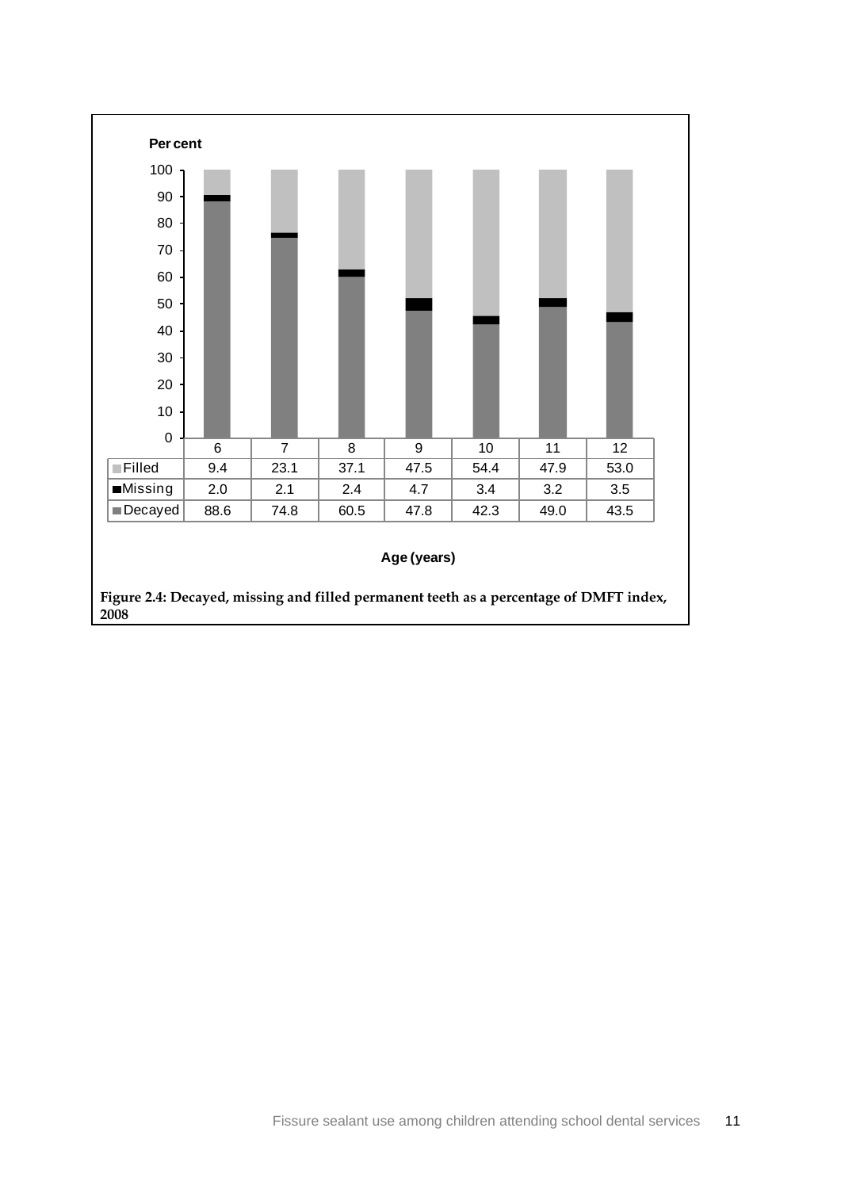| | 6 | 7 | 8 | 9 | 10 | 11 | 12 |
|---|---|---|---|---|---|---|---|
| Filled | 9.4 | 23.1 | 37.1 | 47.5 | 54.4 | 47.9 | 53.0 |
| Missing | 2.0 | 2.1 | 2.4 | 4.7 | 3.4 | 3.2 | 3.5 |
| Decayed | 88.6 | 74.8 | 60.5 | 47.8 | 42.3 | 49.0 | 43.5 |

Age (years)

**Figure 2.4: Decayed, missing and filled permanent teeth as a percentage of DMFT index, 2008**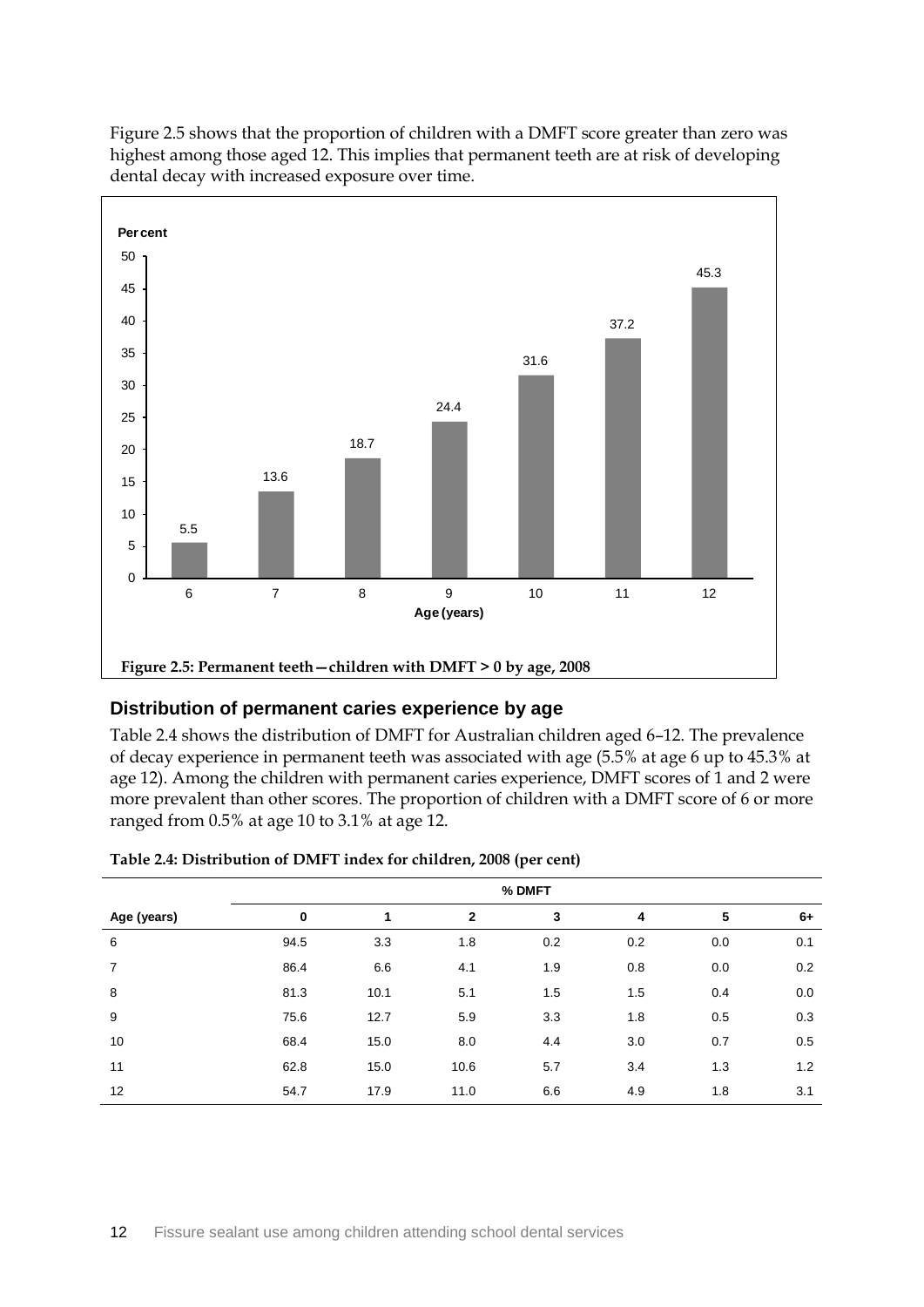Figure 2.5 shows that the proportion of children with a DMFT score greater than zero was highest among those aged 12. This implies that permanent teeth are at risk of developing dental decay with increased exposure over time.

**Figure 2.5: Permanent teeth—children with DMFT > 0 by age, 2008**

## Distribution of permanent caries experience by age

Table 2.4 shows the distribution of DMFT for Australian children aged 6–12. The prevalence of decay experience in permanent teeth was associated with age (5.5% at age 6 up to 45.3% at age 12). Among the children with permanent caries experience, DMFT scores of 1 and 2 were more prevalent than other scores. The proportion of children with a DMFT score of 6 or more ranged from 0.5% at age 10 to 3.1% at age 12.

**Table 2.4: Distribution of DMFT index for children, 2008 (per cent)**

| | % DMFT | | | | | | |
|---|---|---|---|---|---|---|---|
| Age (years) | 0 | 1 | 2 | 3 | 4 | 5 | 6+ |
| 6 | 94.5 | 3.3 | 1.8 | 0.2 | 0.2 | 0.0 | 0.1 |
| 7 | 86.4 | 6.6 | 4.1 | 1.9 | 0.8 | 0.0 | 0.2 |
| 8 | 81.3 | 10.1 | 5.1 | 1.5 | 1.5 | 0.4 | 0.0 |
| 9 | 75.6 | 12.7 | 5.9 | 3.3 | 1.8 | 0.5 | 0.3 |
| 10 | 68.4 | 15.0 | 8.0 | 4.4 | 3.0 | 0.7 | 0.5 |
| 11 | 62.8 | 15.0 | 10.6 | 5.7 | 3.4 | 1.3 | 1.2 |
| 12 | 54.7 | 17.9 | 11.0 | 6.6 | 4.9 | 1.8 | 3.1 |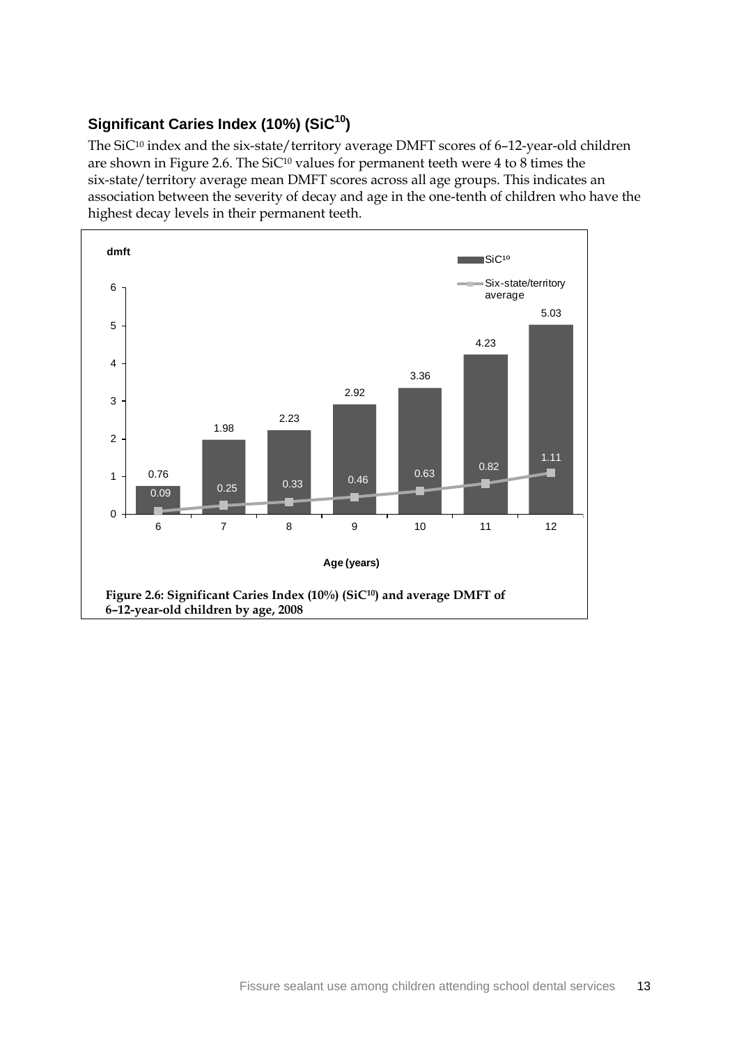### Significant Caries Index (10%) ($SiC^{10}$)

The $SiC^{10}$ index and the six-state/territory average DMFT scores of 6–12-year-old children are shown in Figure 2.6. The $SiC^{10}$ values for permanent teeth were 4 to 8 times the six-state/territory average mean DMFT scores across all age groups. This indicates an association between the severity of decay and age in the one-tenth of children who have the highest decay levels in their permanent teeth.

| Age (years) | $SiC^{10}$ (dmft) | Six-state/territory average |
|---|---|---|
| 6 | 0.76 | 0.09 |
| 7 | 1.98 | 0.25 |
| 8 | 2.23 | 0.33 |
| 9 | 2.92 | 0.46 |
| 10 | 3.36 | 0.63 |
| 11 | 4.23 | 0.82 |
| 12 | 5.03 | 1.11 |

**Figure 2.6: Significant Caries Index (10%) ($SiC^{10}$) and average DMFT of 6–12-year-old children by age, 2008**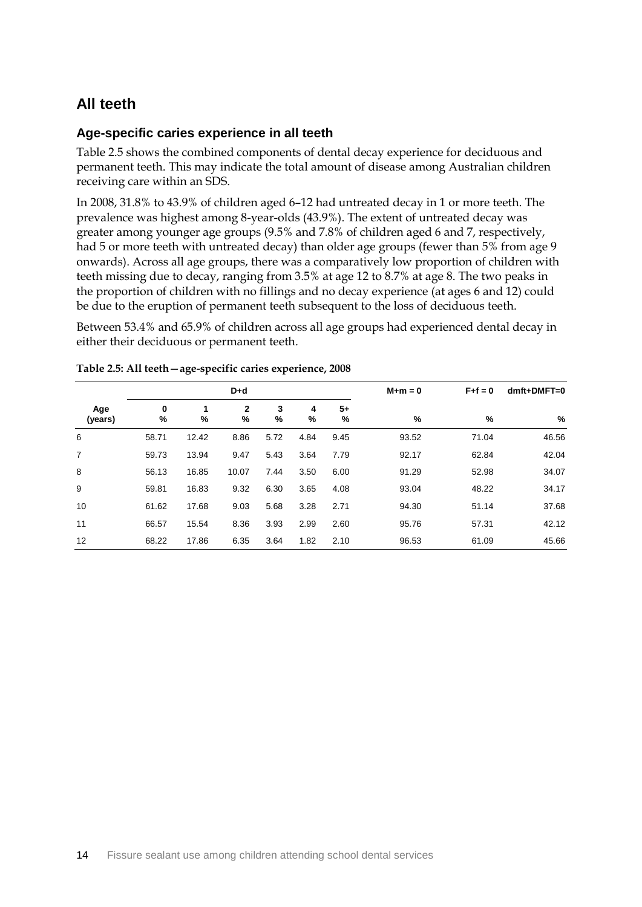## All teeth

### Age-specific caries experience in all teeth

Table 2.5 shows the combined components of dental decay experience for deciduous and permanent teeth. This may indicate the total amount of disease among Australian children receiving care within an SDS.

In 2008, 31.8% to 43.9% of children aged 6–12 had untreated decay in 1 or more teeth. The prevalence was highest among 8-year-olds (43.9%). The extent of untreated decay was greater among younger age groups (9.5% and 7.8% of children aged 6 and 7, respectively, had 5 or more teeth with untreated decay) than older age groups (fewer than 5% from age 9 onwards). Across all age groups, there was a comparatively low proportion of children with teeth missing due to decay, ranging from 3.5% at age 12 to 8.7% at age 8. The two peaks in the proportion of children with no fillings and no decay experience (at ages 6 and 12) could be due to the eruption of permanent teeth subsequent to the loss of deciduous teeth.

Between 53.4% and 65.9% of children across all age groups had experienced dental decay in either their deciduous or permanent teeth.

**Table 2.5: All teeth—age-specific caries experience, 2008**

| | D+d | | | | | | M+m = 0 | F+f = 0 | dmft+DMFT=0 |
|---|---|---|---|---|---|---|---|---|---|
| Age (years) | 0 % | 1 % | 2 % | 3 % | 4 % | 5+ % | % | % | % |
| 6 | 58.71 | 12.42 | 8.86 | 5.72 | 4.84 | 9.45 | 93.52 | 71.04 | 46.56 |
| 7 | 59.73 | 13.94 | 9.47 | 5.43 | 3.64 | 7.79 | 92.17 | 62.84 | 42.04 |
| 8 | 56.13 | 16.85 | 10.07 | 7.44 | 3.50 | 6.00 | 91.29 | 52.98 | 34.07 |
| 9 | 59.81 | 16.83 | 9.32 | 6.30 | 3.65 | 4.08 | 93.04 | 48.22 | 34.17 |
| 10 | 61.62 | 17.68 | 9.03 | 5.68 | 3.28 | 2.71 | 94.30 | 51.14 | 37.68 |
| 11 | 66.57 | 15.54 | 8.36 | 3.93 | 2.99 | 2.60 | 95.76 | 57.31 | 42.12 |
| 12 | 68.22 | 17.86 | 6.35 | 3.64 | 1.82 | 2.10 | 96.53 | 61.09 | 45.66 |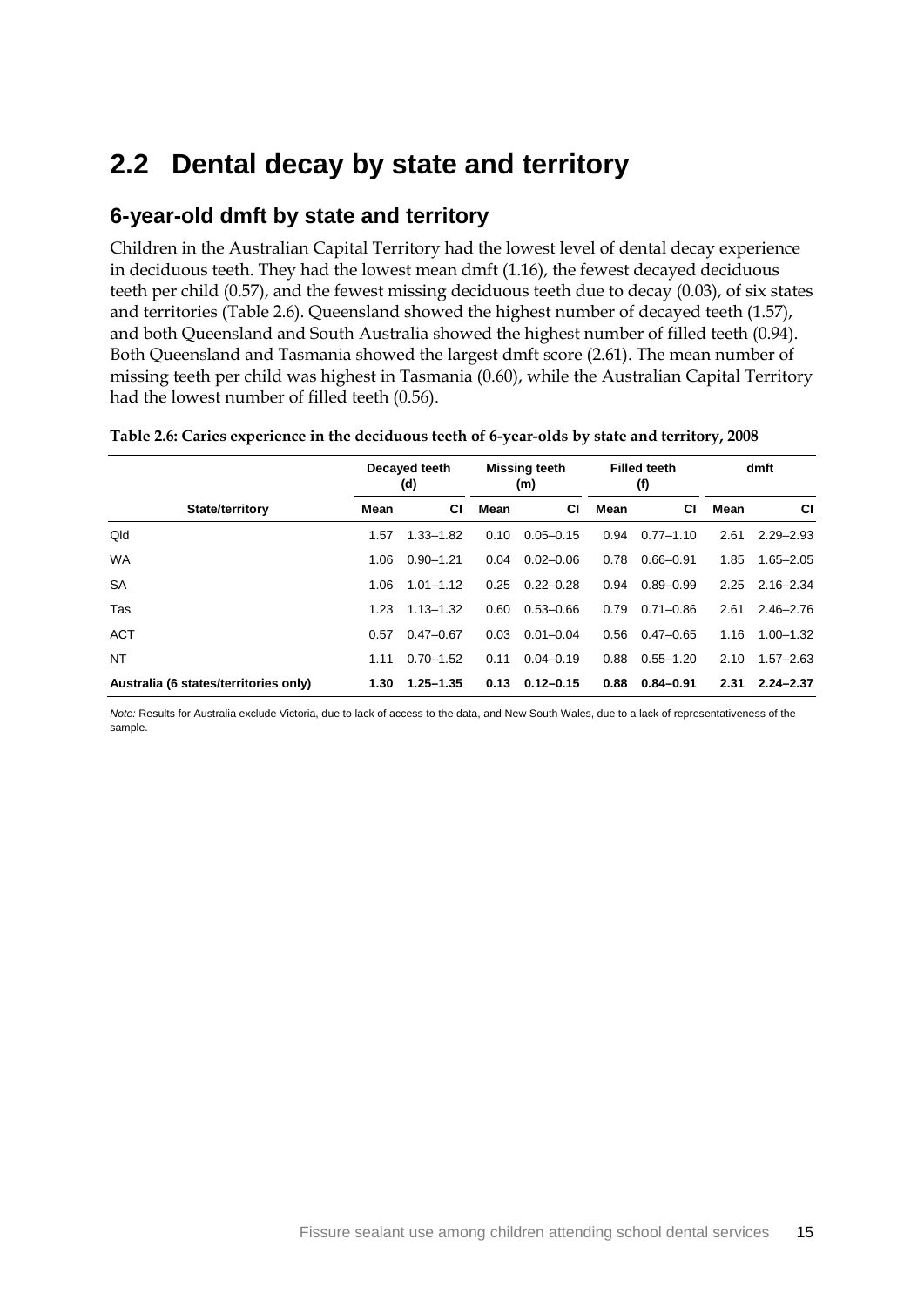## 2.2 Dental decay by state and territory

### 6-year-old dmft by state and territory

Children in the Australian Capital Territory had the lowest level of dental decay experience in deciduous teeth. They had the lowest mean dmft (1.16), the fewest decayed deciduous teeth per child (0.57), and the fewest missing deciduous teeth due to decay (0.03), of six states and territories (Table 2.6). Queensland showed the highest number of decayed teeth (1.57), and both Queensland and South Australia showed the highest number of filled teeth (0.94). Both Queensland and Tasmania showed the largest dmft score (2.61). The mean number of missing teeth per child was highest in Tasmania (0.60), while the Australian Capital Territory had the lowest number of filled teeth (0.56).

**Table 2.6: Caries experience in the deciduous teeth of 6-year-olds by state and territory, 2008**

| | Decayed teeth (d) | | Missing teeth (m) | | Filled teeth (f) | | dmft | |
|---|---|---|---|---|---|---|---|---|
| **State/territory** | **Mean** | **CI** | **Mean** | **CI** | **Mean** | **CI** | **Mean** | **CI** |
| Qld | 1.57 | 1.33–1.82 | 0.10 | 0.05–0.15 | 0.94 | 0.77–1.10 | 2.61 | 2.29–2.93 |
| WA | 1.06 | 0.90–1.21 | 0.04 | 0.02–0.06 | 0.78 | 0.66–0.91 | 1.85 | 1.65–2.05 |
| SA | 1.06 | 1.01–1.12 | 0.25 | 0.22–0.28 | 0.94 | 0.89–0.99 | 2.25 | 2.16–2.34 |
| Tas | 1.23 | 1.13–1.32 | 0.60 | 0.53–0.66 | 0.79 | 0.71–0.86 | 2.61 | 2.46–2.76 |
| ACT | 0.57 | 0.47–0.67 | 0.03 | 0.01–0.04 | 0.56 | 0.47–0.65 | 1.16 | 1.00–1.32 |
| NT | 1.11 | 0.70–1.52 | 0.11 | 0.04–0.19 | 0.88 | 0.55–1.20 | 2.10 | 1.57–2.63 |
| **Australia (6 states/territories only)** | **1.30** | **1.25–1.35** | **0.13** | **0.12–0.15** | **0.88** | **0.84–0.91** | **2.31** | **2.24–2.37** |

*Note:* Results for Australia exclude Victoria, due to lack of access to the data, and New South Wales, due to a lack of representativeness of the sample.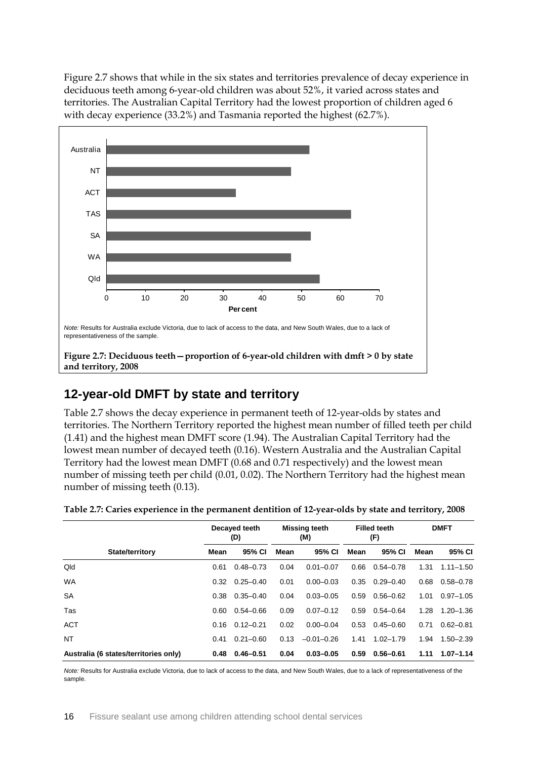Figure 2.7 shows that while in the six states and territories prevalence of decay experience in deciduous teeth among 6-year-old children was about 52%, it varied across states and territories. The Australian Capital Territory had the lowest proportion of children aged 6 with decay experience (33.2%) and Tasmania reported the highest (62.7%).

*Note:* Results for Australia exclude Victoria, due to lack of access to the data, and New South Wales, due to a lack of representativeness of the sample.

**Figure 2.7: Deciduous teeth—proportion of 6-year-old children with dmft > 0 by state and territory, 2008**

## 12-year-old DMFT by state and territory

Table 2.7 shows the decay experience in permanent teeth of 12-year-olds by states and territories. The Northern Territory reported the highest mean number of filled teeth per child (1.41) and the highest mean DMFT score (1.94). The Australian Capital Territory had the lowest mean number of decayed teeth (0.16). Western Australia and the Australian Capital Territory had the lowest mean DMFT (0.68 and 0.71 respectively) and the lowest mean number of missing teeth per child (0.01, 0.02). The Northern Territory had the highest mean number of missing teeth (0.13).

**Table 2.7: Caries experience in the permanent dentition of 12-year-olds by state and territory, 2008**

| | Decayed teeth (D) | | Missing teeth (M) | | Filled teeth (F) | | DMFT | |
|---|---|---|---|---|---|---|---|---|
| **State/territory** | **Mean** | **95% CI** | **Mean** | **95% CI** | **Mean** | **95% CI** | **Mean** | **95% CI** |
| Qld | 0.61 | 0.48–0.73 | 0.04 | 0.01–0.07 | 0.66 | 0.54–0.78 | 1.31 | 1.11–1.50 |
| WA | 0.32 | 0.25–0.40 | 0.01 | 0.00–0.03 | 0.35 | 0.29–0.40 | 0.68 | 0.58–0.78 |
| SA | 0.38 | 0.35–0.40 | 0.04 | 0.03–0.05 | 0.59 | 0.56–0.62 | 1.01 | 0.97–1.05 |
| Tas | 0.60 | 0.54–0.66 | 0.09 | 0.07–0.12 | 0.59 | 0.54–0.64 | 1.28 | 1.20–1.36 |
| ACT | 0.16 | 0.12–0.21 | 0.02 | 0.00–0.04 | 0.53 | 0.45–0.60 | 0.71 | 0.62–0.81 |
| NT | 0.41 | 0.21–0.60 | 0.13 | −0.01–0.26 | 1.41 | 1.02–1.79 | 1.94 | 1.50–2.39 |
| **Australia (6 states/territories only)** | **0.48** | **0.46–0.51** | **0.04** | **0.03–0.05** | **0.59** | **0.56–0.61** | **1.11** | **1.07–1.14** |

*Note:* Results for Australia exclude Victoria, due to lack of access to the data, and New South Wales, due to a lack of representativeness of the sample.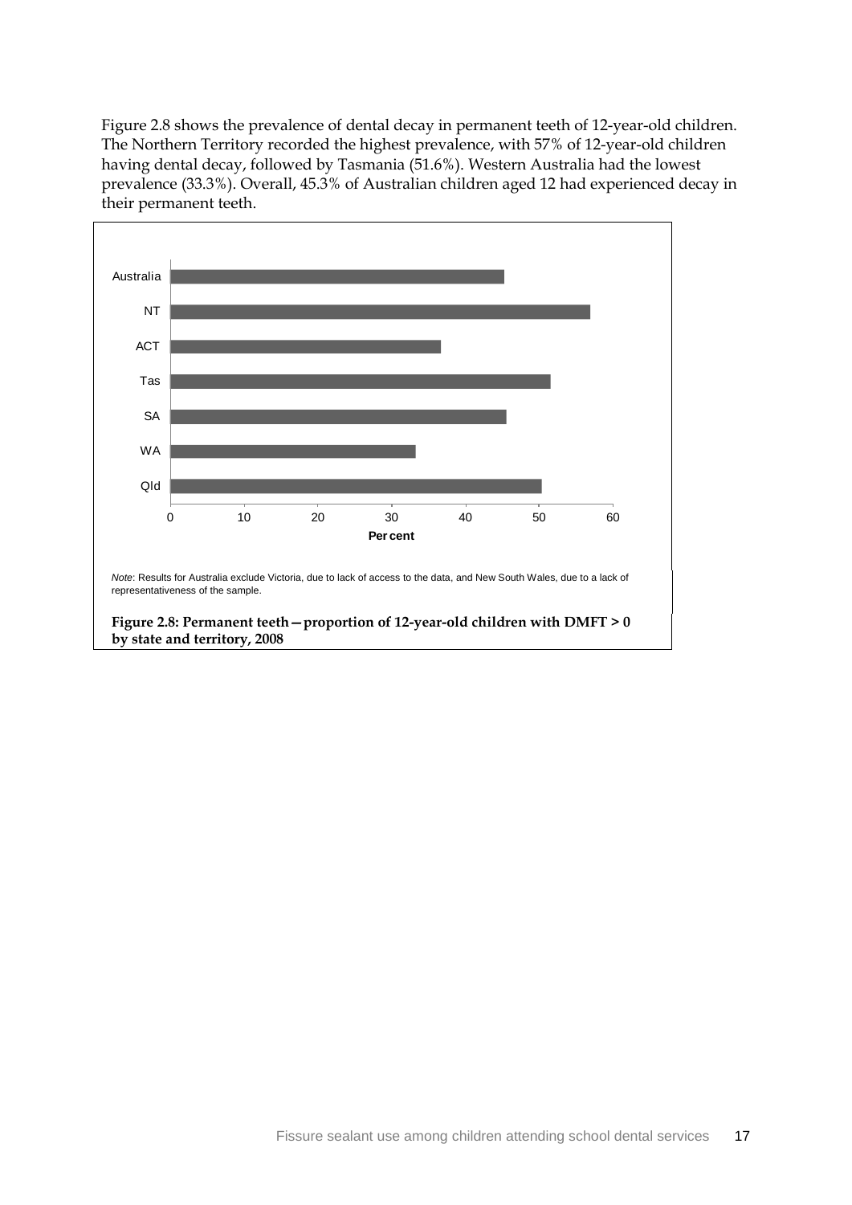Figure 2.8 shows the prevalence of dental decay in permanent teeth of 12-year-old children. The Northern Territory recorded the highest prevalence, with 57% of 12-year-old children having dental decay, followed by Tasmania (51.6%). Western Australia had the lowest prevalence (33.3%). Overall, 45.3% of Australian children aged 12 had experienced decay in their permanent teeth.

*Note*: Results for Australia exclude Victoria, due to lack of access to the data, and New South Wales, due to a lack of representativeness of the sample.

**Figure 2.8: Permanent teeth—proportion of 12-year-old children with DMFT > 0 by state and territory, 2008**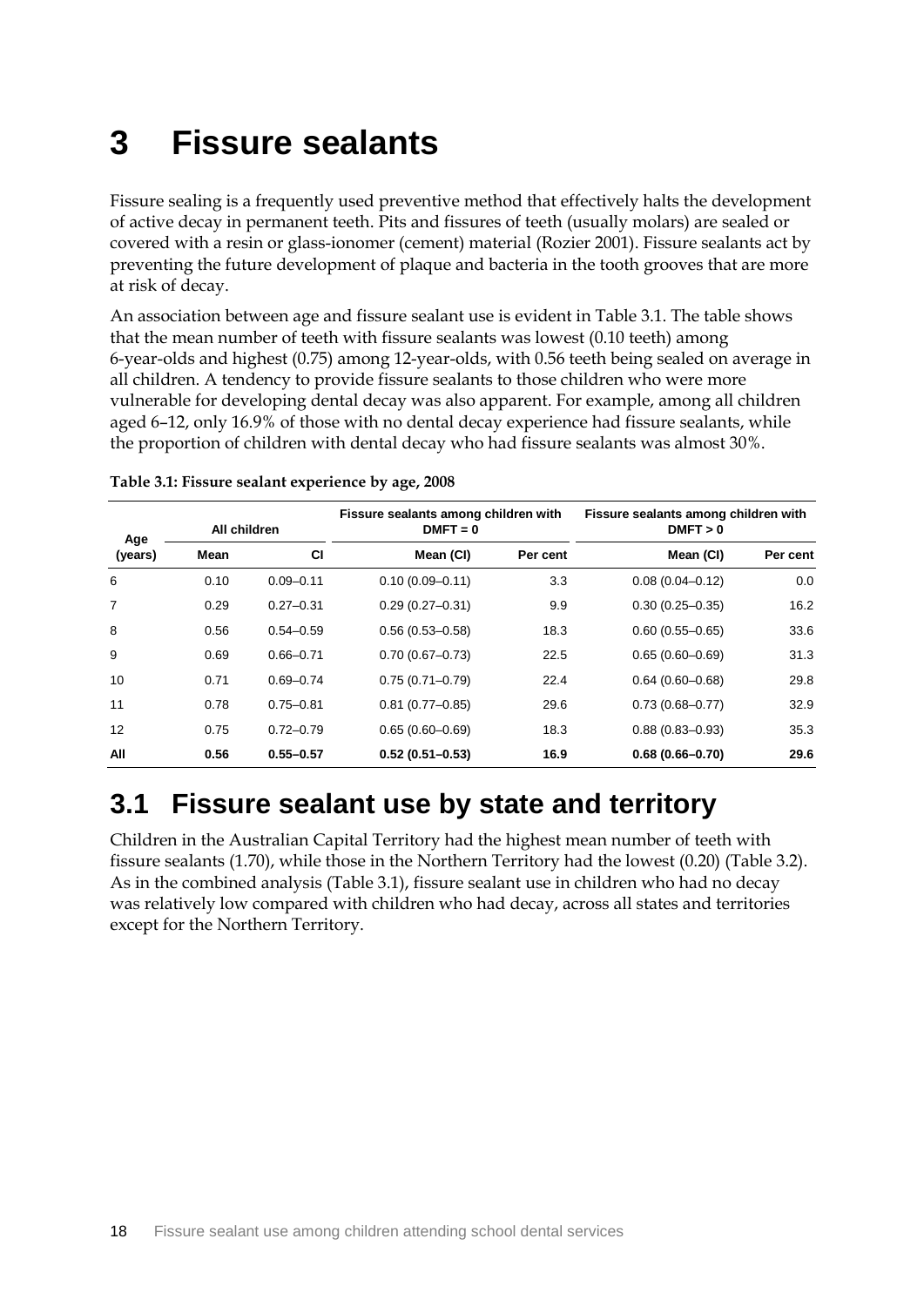# 3 Fissure sealants

Fissure sealing is a frequently used preventive method that effectively halts the development of active decay in permanent teeth. Pits and fissures of teeth (usually molars) are sealed or covered with a resin or glass-ionomer (cement) material (Rozier 2001). Fissure sealants act by preventing the future development of plaque and bacteria in the tooth grooves that are more at risk of decay.

An association between age and fissure sealant use is evident in Table 3.1. The table shows that the mean number of teeth with fissure sealants was lowest (0.10 teeth) among 6-year-olds and highest (0.75) among 12-year-olds, with 0.56 teeth being sealed on average in all children. A tendency to provide fissure sealants to those children who were more vulnerable for developing dental decay was also apparent. For example, among all children aged 6–12, only 16.9% of those with no dental decay experience had fissure sealants, while the proportion of children with dental decay who had fissure sealants was almost 30%.

**Table 3.1: Fissure sealant experience by age, 2008**

| Age (years) | All children | | Fissure sealants among children with DMFT = 0 | | Fissure sealants among children with DMFT > 0 | |
|---|---|---|---|---|---|---|
| | Mean | CI | Mean (CI) | Per cent | Mean (CI) | Per cent |
| 6 | 0.10 | 0.09–0.11 | 0.10 (0.09–0.11) | 3.3 | 0.08 (0.04–0.12) | 0.0 |
| 7 | 0.29 | 0.27–0.31 | 0.29 (0.27–0.31) | 9.9 | 0.30 (0.25–0.35) | 16.2 |
| 8 | 0.56 | 0.54–0.59 | 0.56 (0.53–0.58) | 18.3 | 0.60 (0.55–0.65) | 33.6 |
| 9 | 0.69 | 0.66–0.71 | 0.70 (0.67–0.73) | 22.5 | 0.65 (0.60–0.69) | 31.3 |
| 10 | 0.71 | 0.69–0.74 | 0.75 (0.71–0.79) | 22.4 | 0.64 (0.60–0.68) | 29.8 |
| 11 | 0.78 | 0.75–0.81 | 0.81 (0.77–0.85) | 29.6 | 0.73 (0.68–0.77) | 32.9 |
| 12 | 0.75 | 0.72–0.79 | 0.65 (0.60–0.69) | 18.3 | 0.88 (0.83–0.93) | 35.3 |
| **All** | **0.56** | **0.55–0.57** | **0.52 (0.51–0.53)** | **16.9** | **0.68 (0.66–0.70)** | **29.6** |

## 3.1 Fissure sealant use by state and territory

Children in the Australian Capital Territory had the highest mean number of teeth with fissure sealants (1.70), while those in the Northern Territory had the lowest (0.20) (Table 3.2). As in the combined analysis (Table 3.1), fissure sealant use in children who had no decay was relatively low compared with children who had decay, across all states and territories except for the Northern Territory.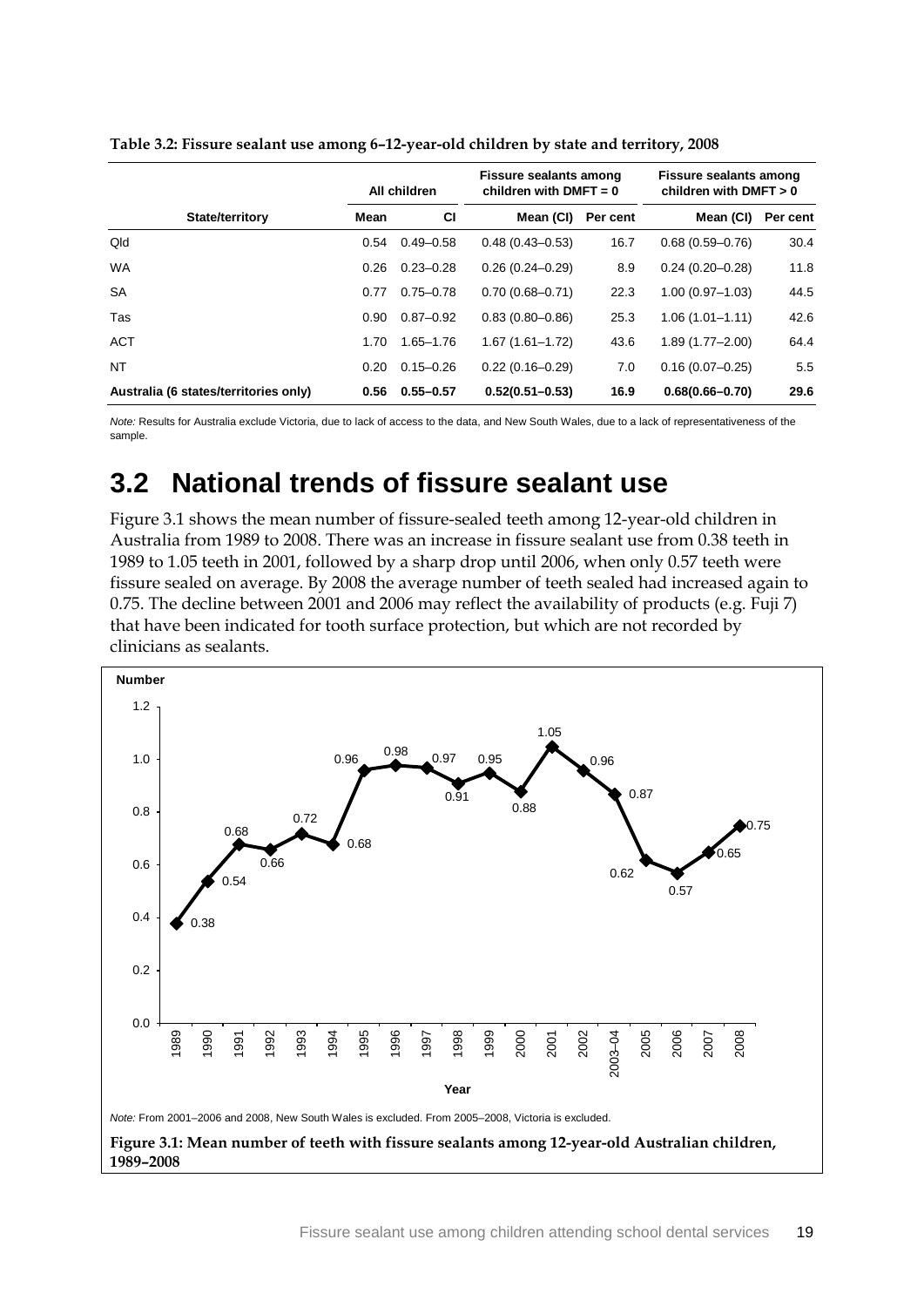**Table 3.2: Fissure sealant use among 6–12-year-old children by state and territory, 2008**

| State/territory | All children | | Fissure sealants among children with DMFT = 0 | | Fissure sealants among children with DMFT > 0 | |
|---|---|---|---|---|---|---|
| | Mean | CI | Mean (CI) | Per cent | Mean (CI) | Per cent |
| Qld | 0.54 | 0.49–0.58 | 0.48 (0.43–0.53) | 16.7 | 0.68 (0.59–0.76) | 30.4 |
| WA | 0.26 | 0.23–0.28 | 0.26 (0.24–0.29) | 8.9 | 0.24 (0.20–0.28) | 11.8 |
| SA | 0.77 | 0.75–0.78 | 0.70 (0.68–0.71) | 22.3 | 1.00 (0.97–1.03) | 44.5 |
| Tas | 0.90 | 0.87–0.92 | 0.83 (0.80–0.86) | 25.3 | 1.06 (1.01–1.11) | 42.6 |
| ACT | 1.70 | 1.65–1.76 | 1.67 (1.61–1.72) | 43.6 | 1.89 (1.77–2.00) | 64.4 |
| NT | 0.20 | 0.15–0.26 | 0.22 (0.16–0.29) | 7.0 | 0.16 (0.07–0.25) | 5.5 |
| **Australia (6 states/territories only)** | **0.56** | **0.55–0.57** | **0.52(0.51–0.53)** | **16.9** | **0.68(0.66–0.70)** | **29.6** |

*Note:* Results for Australia exclude Victoria, due to lack of access to the data, and New South Wales, due to a lack of representativeness of the sample.

## 3.2 National trends of fissure sealant use

Figure 3.1 shows the mean number of fissure-sealed teeth among 12-year-old children in Australia from 1989 to 2008. There was an increase in fissure sealant use from 0.38 teeth in 1989 to 1.05 teeth in 2001, followed by a sharp drop until 2006, when only 0.57 teeth were fissure sealed on average. By 2008 the average number of teeth sealed had increased again to 0.75. The decline between 2001 and 2006 may reflect the availability of products (e.g. Fuji 7) that have been indicated for tooth surface protection, but which are not recorded by clinicians as sealants.

*Note:* From 2001–2006 and 2008, New South Wales is excluded. From 2005–2008, Victoria is excluded.

**Figure 3.1: Mean number of teeth with fissure sealants among 12-year-old Australian children, 1989–2008**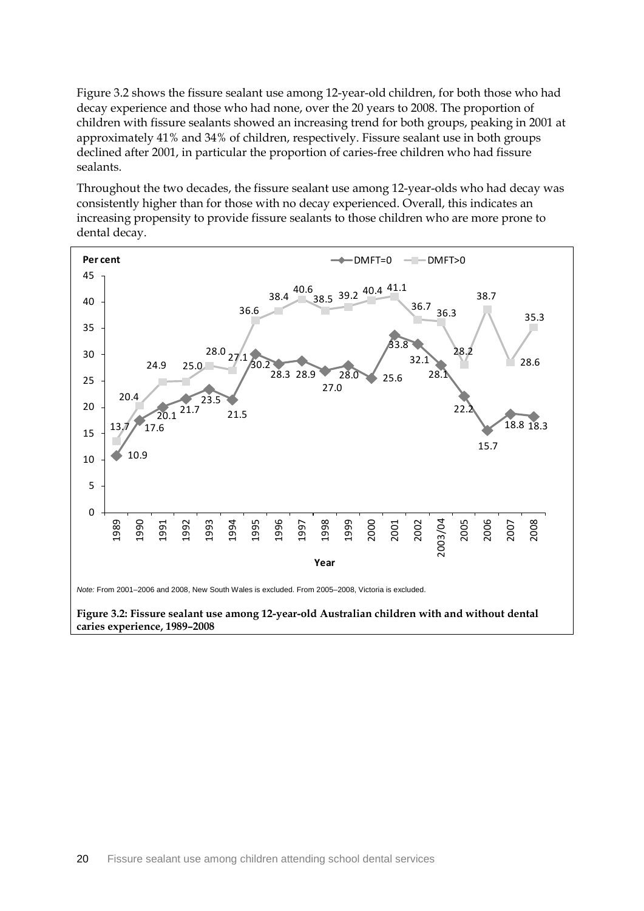Figure 3.2 shows the fissure sealant use among 12-year-old children, for both those who had decay experience and those who had none, over the 20 years to 2008. The proportion of children with fissure sealants showed an increasing trend for both groups, peaking in 2001 at approximately 41% and 34% of children, respectively. Fissure sealant use in both groups declined after 2001, in particular the proportion of caries-free children who had fissure sealants.

Throughout the two decades, the fissure sealant use among 12-year-olds who had decay was consistently higher than for those with no decay experienced. Overall, this indicates an increasing propensity to provide fissure sealants to those children who are more prone to dental decay.

| Year | DMFT=0 (per cent) | DMFT>0 (per cent) |
|---|---|---|
| 1989 | 10.9 | 13.7 |
| 1990 | 17.6 | 20.4 |
| 1991 | 20.1 | 24.9 |
| 1992 | 21.7 | 25.0 |
| 1993 | 23.5 | 28.0 |
| 1994 | 21.5 | 27.1 |
| 1995 | 30.2 | 36.6 |
| 1996 | 28.3 | 38.4 |
| 1997 | 28.9 | 40.6 |
| 1998 | 27.0 | 38.5 |
| 1999 | 28.0 | 39.2 |
| 2000 | 25.6 | 40.4 |
| 2001 | 33.8 | 41.1 |
| 2002 | 32.1 | 36.7 |
| 2003/04 | 28.1 | 36.3 |
| 2005 | 22.2 | 28.2 |
| 2006 | 15.7 | 38.7 |
| 2007 | 18.8 | 28.6 |
| 2008 | 18.3 | 35.3 |

*Note:* From 2001–2006 and 2008, New South Wales is excluded. From 2005–2008, Victoria is excluded.

**Figure 3.2: Fissure sealant use among 12-year-old Australian children with and without dental caries experience, 1989–2008**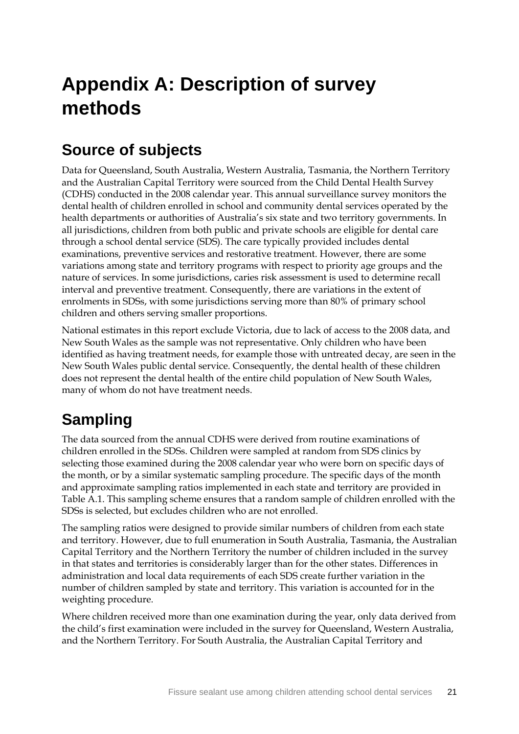# Appendix A: Description of survey methods

## Source of subjects

Data for Queensland, South Australia, Western Australia, Tasmania, the Northern Territory and the Australian Capital Territory were sourced from the Child Dental Health Survey (CDHS) conducted in the 2008 calendar year. This annual surveillance survey monitors the dental health of children enrolled in school and community dental services operated by the health departments or authorities of Australia's six state and two territory governments. In all jurisdictions, children from both public and private schools are eligible for dental care through a school dental service (SDS). The care typically provided includes dental examinations, preventive services and restorative treatment. However, there are some variations among state and territory programs with respect to priority age groups and the nature of services. In some jurisdictions, caries risk assessment is used to determine recall interval and preventive treatment. Consequently, there are variations in the extent of enrolments in SDSs, with some jurisdictions serving more than 80% of primary school children and others serving smaller proportions.

National estimates in this report exclude Victoria, due to lack of access to the 2008 data, and New South Wales as the sample was not representative. Only children who have been identified as having treatment needs, for example those with untreated decay, are seen in the New South Wales public dental service. Consequently, the dental health of these children does not represent the dental health of the entire child population of New South Wales, many of whom do not have treatment needs.

## Sampling

The data sourced from the annual CDHS were derived from routine examinations of children enrolled in the SDSs. Children were sampled at random from SDS clinics by selecting those examined during the 2008 calendar year who were born on specific days of the month, or by a similar systematic sampling procedure. The specific days of the month and approximate sampling ratios implemented in each state and territory are provided in Table A.1. This sampling scheme ensures that a random sample of children enrolled with the SDSs is selected, but excludes children who are not enrolled.

The sampling ratios were designed to provide similar numbers of children from each state and territory. However, due to full enumeration in South Australia, Tasmania, the Australian Capital Territory and the Northern Territory the number of children included in the survey in that states and territories is considerably larger than for the other states. Differences in administration and local data requirements of each SDS create further variation in the number of children sampled by state and territory. This variation is accounted for in the weighting procedure.

Where children received more than one examination during the year, only data derived from the child's first examination were included in the survey for Queensland, Western Australia, and the Northern Territory. For South Australia, the Australian Capital Territory and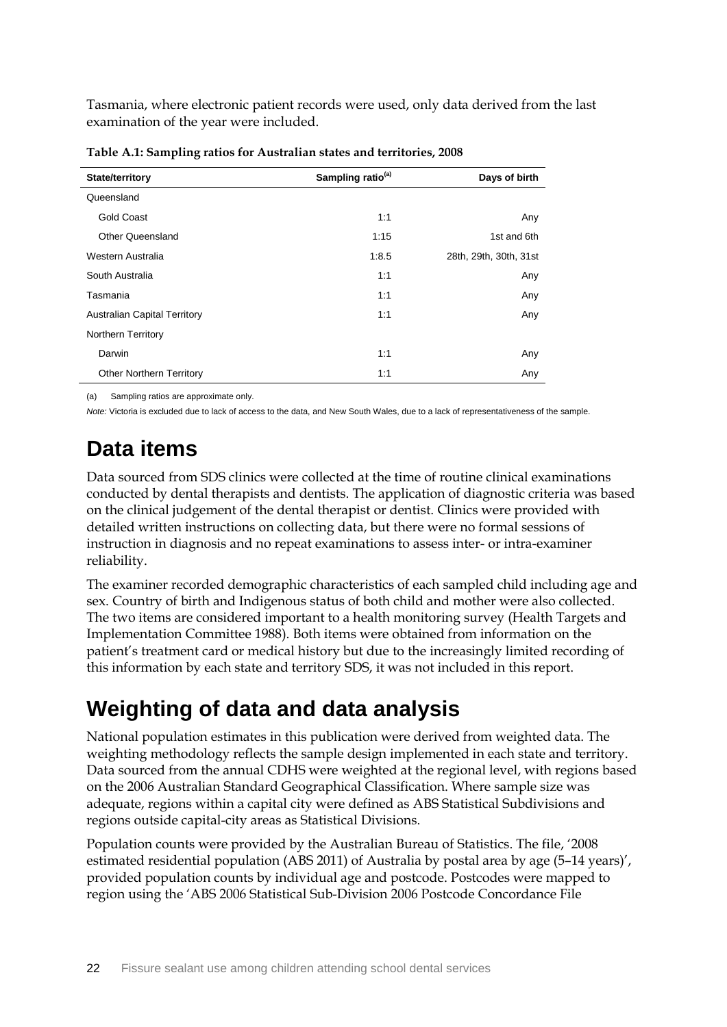Tasmania, where electronic patient records were used, only data derived from the last examination of the year were included.

**Table A.1: Sampling ratios for Australian states and territories, 2008**

| State/territory | Sampling ratio[(a)] | Days of birth |
|---|---|---|
| Queensland | | |
| Gold Coast | 1:1 | Any |
| Other Queensland | 1:15 | 1st and 6th |
| Western Australia | 1:8.5 | 28th, 29th, 30th, 31st |
| South Australia | 1:1 | Any |
| Tasmania | 1:1 | Any |
| Australian Capital Territory | 1:1 | Any |
| Northern Territory | | |
| Darwin | 1:1 | Any |
| Other Northern Territory | 1:1 | Any |

(a) Sampling ratios are approximate only.

*Note:* Victoria is excluded due to lack of access to the data, and New South Wales, due to a lack of representativeness of the sample.

# Data items

Data sourced from SDS clinics were collected at the time of routine clinical examinations conducted by dental therapists and dentists. The application of diagnostic criteria was based on the clinical judgement of the dental therapist or dentist. Clinics were provided with detailed written instructions on collecting data, but there were no formal sessions of instruction in diagnosis and no repeat examinations to assess inter- or intra-examiner reliability.

The examiner recorded demographic characteristics of each sampled child including age and sex. Country of birth and Indigenous status of both child and mother were also collected. The two items are considered important to a health monitoring survey (Health Targets and Implementation Committee 1988). Both items were obtained from information on the patient's treatment card or medical history but due to the increasingly limited recording of this information by each state and territory SDS, it was not included in this report.

# Weighting of data and data analysis

National population estimates in this publication were derived from weighted data. The weighting methodology reflects the sample design implemented in each state and territory. Data sourced from the annual CDHS were weighted at the regional level, with regions based on the 2006 Australian Standard Geographical Classification. Where sample size was adequate, regions within a capital city were defined as ABS Statistical Subdivisions and regions outside capital-city areas as Statistical Divisions.

Population counts were provided by the Australian Bureau of Statistics. The file, '2008 estimated residential population (ABS 2011) of Australia by postal area by age (5–14 years)', provided population counts by individual age and postcode. Postcodes were mapped to region using the 'ABS 2006 Statistical Sub-Division 2006 Postcode Concordance File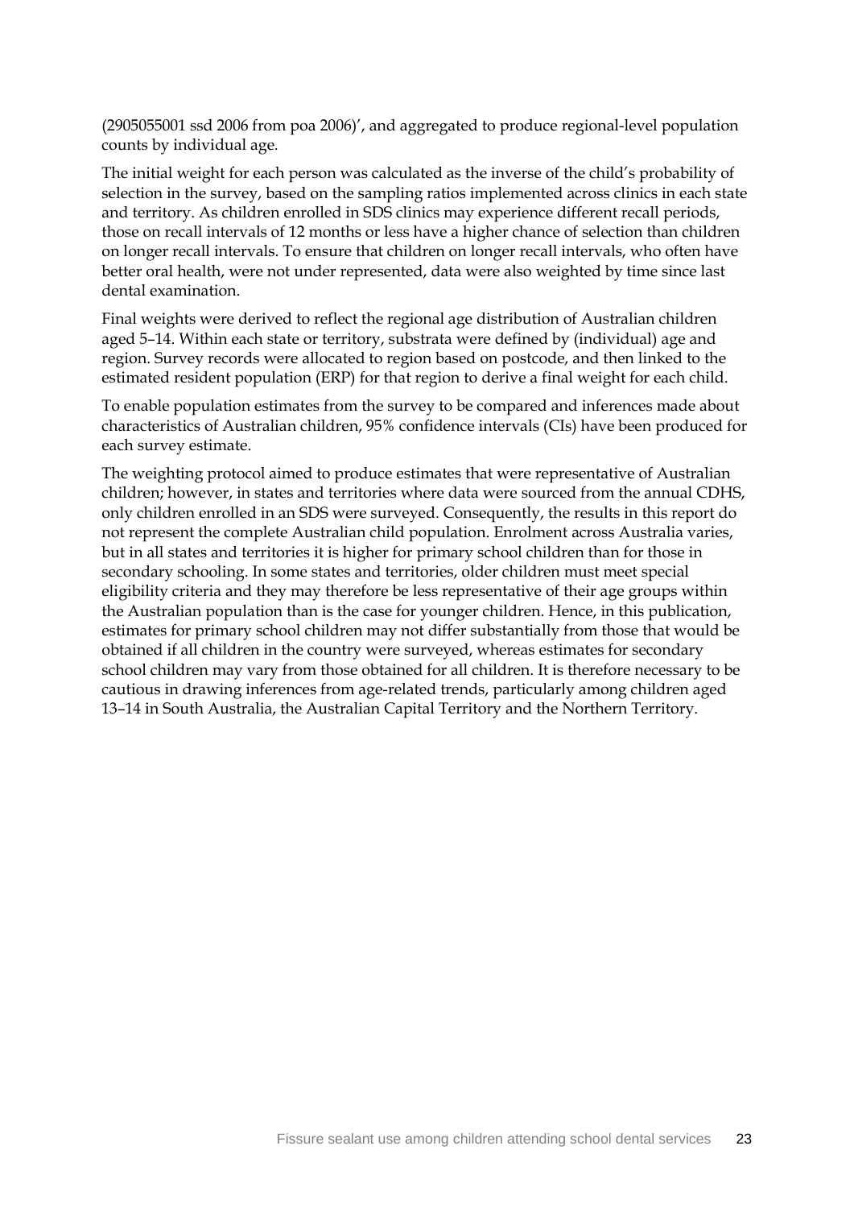(2905055001 ssd 2006 from poa 2006)', and aggregated to produce regional-level population counts by individual age.

The initial weight for each person was calculated as the inverse of the child's probability of selection in the survey, based on the sampling ratios implemented across clinics in each state and territory. As children enrolled in SDS clinics may experience different recall periods, those on recall intervals of 12 months or less have a higher chance of selection than children on longer recall intervals. To ensure that children on longer recall intervals, who often have better oral health, were not under represented, data were also weighted by time since last dental examination.

Final weights were derived to reflect the regional age distribution of Australian children aged 5–14. Within each state or territory, substrata were defined by (individual) age and region. Survey records were allocated to region based on postcode, and then linked to the estimated resident population (ERP) for that region to derive a final weight for each child.

To enable population estimates from the survey to be compared and inferences made about characteristics of Australian children, 95% confidence intervals (CIs) have been produced for each survey estimate.

The weighting protocol aimed to produce estimates that were representative of Australian children; however, in states and territories where data were sourced from the annual CDHS, only children enrolled in an SDS were surveyed. Consequently, the results in this report do not represent the complete Australian child population. Enrolment across Australia varies, but in all states and territories it is higher for primary school children than for those in secondary schooling. In some states and territories, older children must meet special eligibility criteria and they may therefore be less representative of their age groups within the Australian population than is the case for younger children. Hence, in this publication, estimates for primary school children may not differ substantially from those that would be obtained if all children in the country were surveyed, whereas estimates for secondary school children may vary from those obtained for all children. It is therefore necessary to be cautious in drawing inferences from age-related trends, particularly among children aged 13–14 in South Australia, the Australian Capital Territory and the Northern Territory.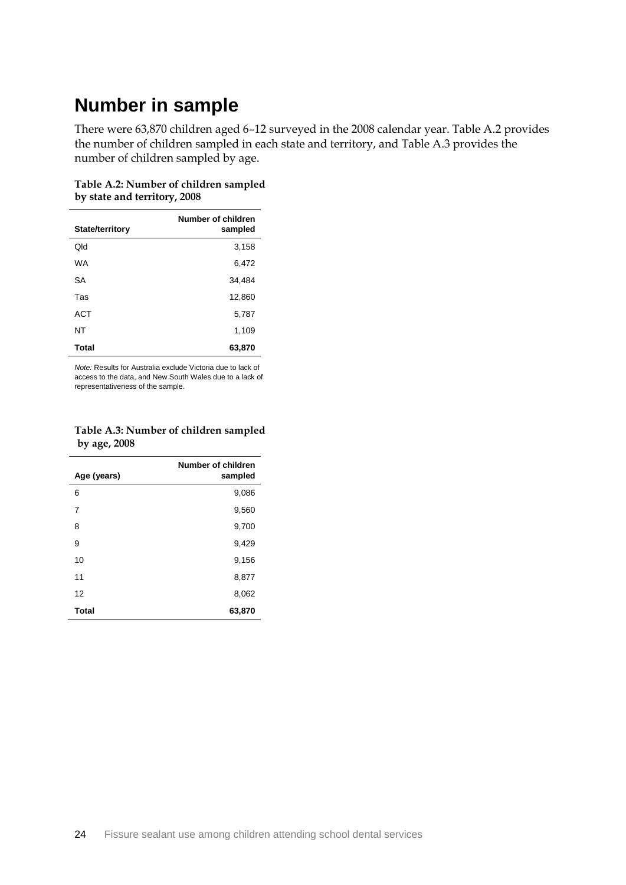## Number in sample

There were 63,870 children aged 6–12 surveyed in the 2008 calendar year. Table A.2 provides the number of children sampled in each state and territory, and Table A.3 provides the number of children sampled by age.

**Table A.2: Number of children sampled by state and territory, 2008**

| State/territory | Number of children sampled |
|---|---:|
| Qld | 3,158 |
| WA | 6,472 |
| SA | 34,484 |
| Tas | 12,860 |
| ACT | 5,787 |
| NT | 1,109 |
| **Total** | **63,870** |

*Note:* Results for Australia exclude Victoria due to lack of access to the data, and New South Wales due to a lack of representativeness of the sample.

**Table A.3: Number of children sampled by age, 2008**

| Age (years) | Number of children sampled |
|---|---:|
| 6 | 9,086 |
| 7 | 9,560 |
| 8 | 9,700 |
| 9 | 9,429 |
| 10 | 9,156 |
| 11 | 8,877 |
| 12 | 8,062 |
| **Total** | **63,870** |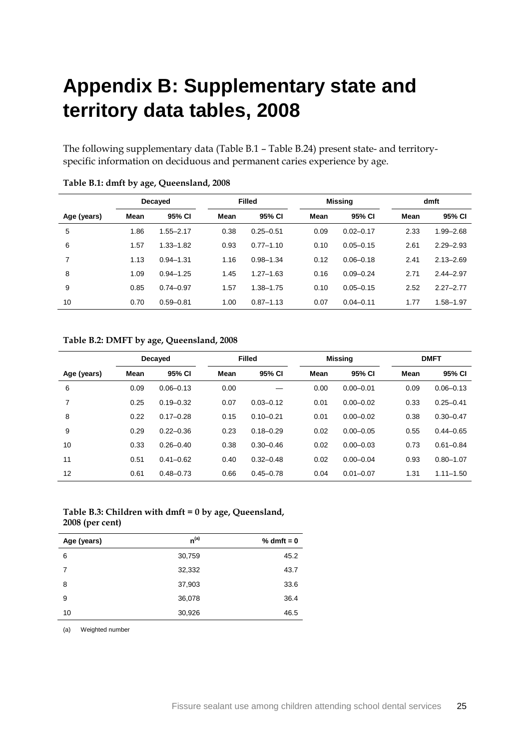# Appendix B: Supplementary state and territory data tables, 2008

The following supplementary data (Table B.1 – Table B.24) present state- and territory-specific information on deciduous and permanent caries experience by age.

**Table B.1: dmft by age, Queensland, 2008**

| | Decayed | | Filled | | Missing | | dmft | |
|---|---|---|---|---|---|---|---|---|
| Age (years) | Mean | 95% CI | Mean | 95% CI | Mean | 95% CI | Mean | 95% CI |
| 5 | 1.86 | 1.55–2.17 | 0.38 | 0.25–0.51 | 0.09 | 0.02–0.17 | 2.33 | 1.99–2.68 |
| 6 | 1.57 | 1.33–1.82 | 0.93 | 0.77–1.10 | 0.10 | 0.05–0.15 | 2.61 | 2.29–2.93 |
| 7 | 1.13 | 0.94–1.31 | 1.16 | 0.98–1.34 | 0.12 | 0.06–0.18 | 2.41 | 2.13–2.69 |
| 8 | 1.09 | 0.94–1.25 | 1.45 | 1.27–1.63 | 0.16 | 0.09–0.24 | 2.71 | 2.44–2.97 |
| 9 | 0.85 | 0.74–0.97 | 1.57 | 1.38–1.75 | 0.10 | 0.05–0.15 | 2.52 | 2.27–2.77 |
| 10 | 0.70 | 0.59–0.81 | 1.00 | 0.87–1.13 | 0.07 | 0.04–0.11 | 1.77 | 1.58–1.97 |

**Table B.2: DMFT by age, Queensland, 2008**

| | Decayed | | Filled | | Missing | | DMFT | |
|---|---|---|---|---|---|---|---|---|
| Age (years) | Mean | 95% CI | Mean | 95% CI | Mean | 95% CI | Mean | 95% CI |
| 6 | 0.09 | 0.06–0.13 | 0.00 | — | 0.00 | 0.00–0.01 | 0.09 | 0.06–0.13 |
| 7 | 0.25 | 0.19–0.32 | 0.07 | 0.03–0.12 | 0.01 | 0.00–0.02 | 0.33 | 0.25–0.41 |
| 8 | 0.22 | 0.17–0.28 | 0.15 | 0.10–0.21 | 0.01 | 0.00–0.02 | 0.38 | 0.30–0.47 |
| 9 | 0.29 | 0.22–0.36 | 0.23 | 0.18–0.29 | 0.02 | 0.00–0.05 | 0.55 | 0.44–0.65 |
| 10 | 0.33 | 0.26–0.40 | 0.38 | 0.30–0.46 | 0.02 | 0.00–0.03 | 0.73 | 0.61–0.84 |
| 11 | 0.51 | 0.41–0.62 | 0.40 | 0.32–0.48 | 0.02 | 0.00–0.04 | 0.93 | 0.80–1.07 |
| 12 | 0.61 | 0.48–0.73 | 0.66 | 0.45–0.78 | 0.04 | 0.01–0.07 | 1.31 | 1.11–1.50 |

**Table B.3: Children with dmft = 0 by age, Queensland, 2008 (per cent)**

| Age (years) | n[(a)] | % dmft = 0 |
|---|---|---|
| 6 | 30,759 | 45.2 |
| 7 | 32,332 | 43.7 |
| 8 | 37,903 | 33.6 |
| 9 | 36,078 | 36.4 |
| 10 | 30,926 | 46.5 |

(a) Weighted number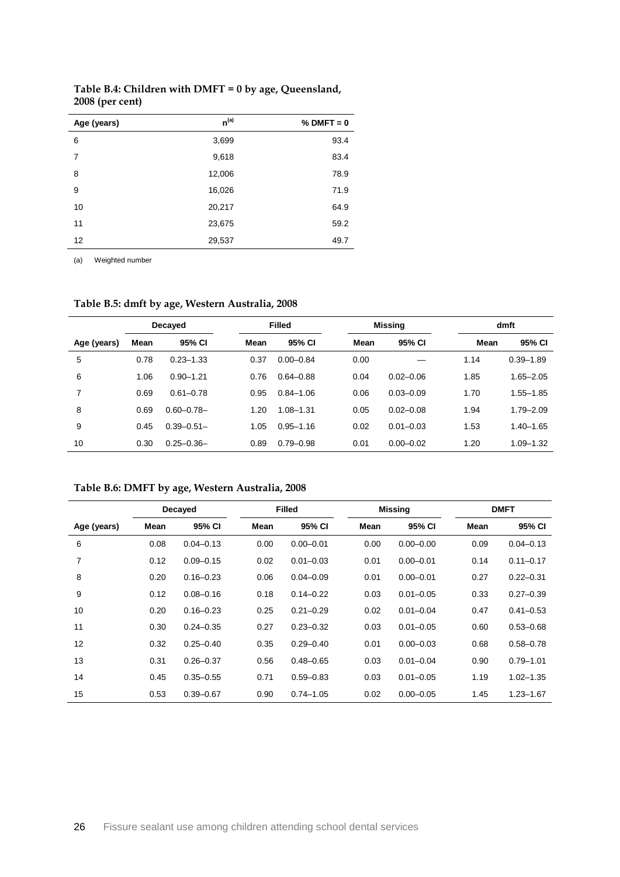**Table B.4: Children with DMFT = 0 by age, Queensland, 2008 (per cent)**

| Age (years) | n[(a)] | % DMFT = 0 |
|---|---|---|
| 6 | 3,699 | 93.4 |
| 7 | 9,618 | 83.4 |
| 8 | 12,006 | 78.9 |
| 9 | 16,026 | 71.9 |
| 10 | 20,217 | 64.9 |
| 11 | 23,675 | 59.2 |
| 12 | 29,537 | 49.7 |

(a) Weighted number

**Table B.5: dmft by age, Western Australia, 2008**

| | Decayed | | Filled | | Missing | | dmft | |
|---|---|---|---|---|---|---|---|---|
| Age (years) | Mean | 95% CI | Mean | 95% CI | Mean | 95% CI | Mean | 95% CI |
| 5 | 0.78 | 0.23–1.33 | 0.37 | 0.00–0.84 | 0.00 | — | 1.14 | 0.39–1.89 |
| 6 | 1.06 | 0.90–1.21 | 0.76 | 0.64–0.88 | 0.04 | 0.02–0.06 | 1.85 | 1.65–2.05 |
| 7 | 0.69 | 0.61–0.78 | 0.95 | 0.84–1.06 | 0.06 | 0.03–0.09 | 1.70 | 1.55–1.85 |
| 8 | 0.69 | 0.60–0.78– | 1.20 | 1.08–1.31 | 0.05 | 0.02–0.08 | 1.94 | 1.79–2.09 |
| 9 | 0.45 | 0.39–0.51– | 1.05 | 0.95–1.16 | 0.02 | 0.01–0.03 | 1.53 | 1.40–1.65 |
| 10 | 0.30 | 0.25–0.36– | 0.89 | 0.79–0.98 | 0.01 | 0.00–0.02 | 1.20 | 1.09–1.32 |

**Table B.6: DMFT by age, Western Australia, 2008**

| | Decayed | | Filled | | Missing | | DMFT | |
|---|---|---|---|---|---|---|---|---|
| Age (years) | Mean | 95% CI | Mean | 95% CI | Mean | 95% CI | Mean | 95% CI |
| 6 | 0.08 | 0.04–0.13 | 0.00 | 0.00–0.01 | 0.00 | 0.00–0.00 | 0.09 | 0.04–0.13 |
| 7 | 0.12 | 0.09–0.15 | 0.02 | 0.01–0.03 | 0.01 | 0.00–0.01 | 0.14 | 0.11–0.17 |
| 8 | 0.20 | 0.16–0.23 | 0.06 | 0.04–0.09 | 0.01 | 0.00–0.01 | 0.27 | 0.22–0.31 |
| 9 | 0.12 | 0.08–0.16 | 0.18 | 0.14–0.22 | 0.03 | 0.01–0.05 | 0.33 | 0.27–0.39 |
| 10 | 0.20 | 0.16–0.23 | 0.25 | 0.21–0.29 | 0.02 | 0.01–0.04 | 0.47 | 0.41–0.53 |
| 11 | 0.30 | 0.24–0.35 | 0.27 | 0.23–0.32 | 0.03 | 0.01–0.05 | 0.60 | 0.53–0.68 |
| 12 | 0.32 | 0.25–0.40 | 0.35 | 0.29–0.40 | 0.01 | 0.00–0.03 | 0.68 | 0.58–0.78 |
| 13 | 0.31 | 0.26–0.37 | 0.56 | 0.48–0.65 | 0.03 | 0.01–0.04 | 0.90 | 0.79–1.01 |
| 14 | 0.45 | 0.35–0.55 | 0.71 | 0.59–0.83 | 0.03 | 0.01–0.05 | 1.19 | 1.02–1.35 |
| 15 | 0.53 | 0.39–0.67 | 0.90 | 0.74–1.05 | 0.02 | 0.00–0.05 | 1.45 | 1.23–1.67 |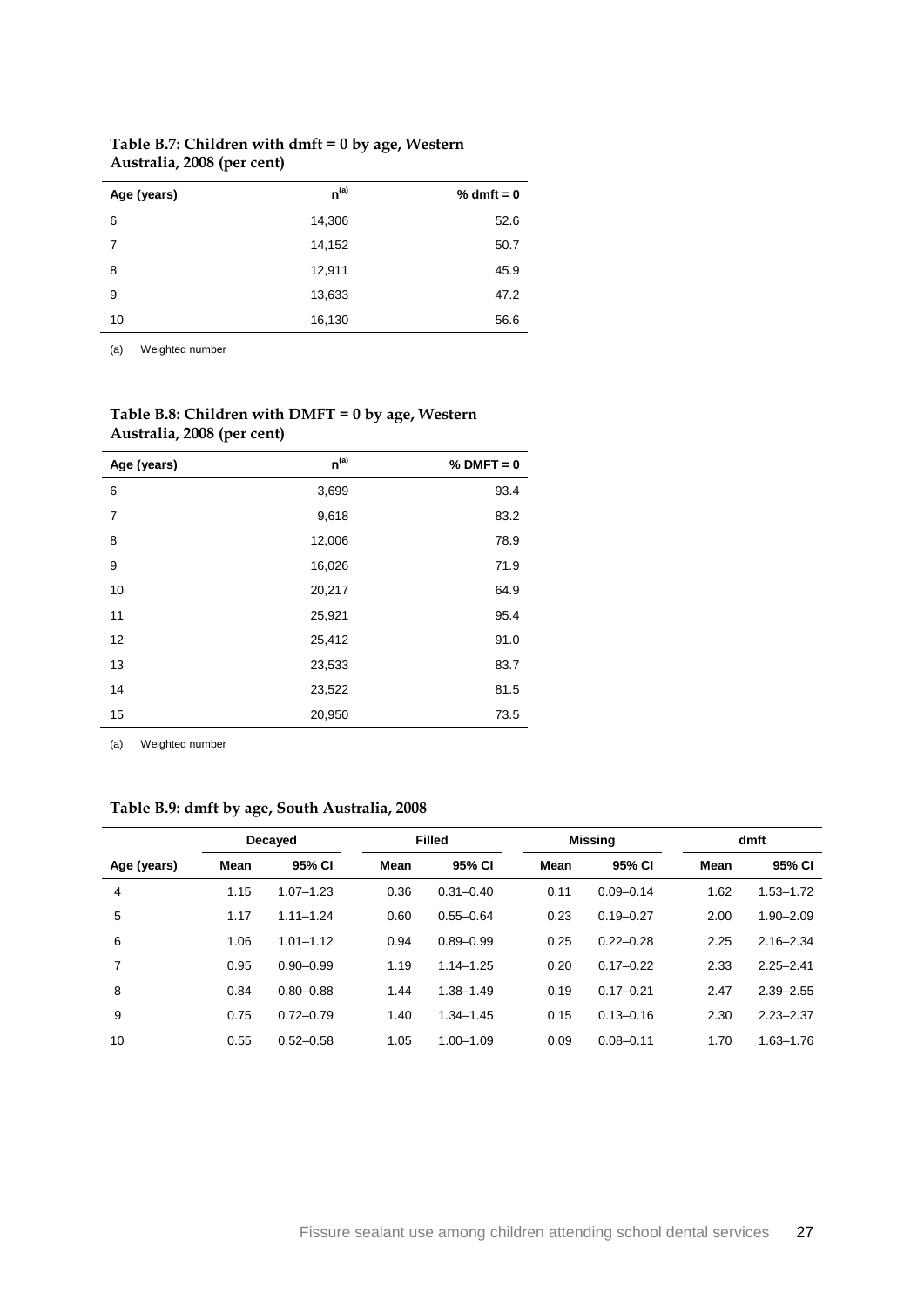**Table B.7: Children with dmft = 0 by age, Western Australia, 2008 (per cent)**

| Age (years) | n[(a)] | % dmft = 0 |
|---|---|---|
| 6 | 14,306 | 52.6 |
| 7 | 14,152 | 50.7 |
| 8 | 12,911 | 45.9 |
| 9 | 13,633 | 47.2 |
| 10 | 16,130 | 56.6 |

(a) Weighted number

**Table B.8: Children with DMFT = 0 by age, Western Australia, 2008 (per cent)**

| Age (years) | n[(a)] | % DMFT = 0 |
|---|---|---|
| 6 | 3,699 | 93.4 |
| 7 | 9,618 | 83.2 |
| 8 | 12,006 | 78.9 |
| 9 | 16,026 | 71.9 |
| 10 | 20,217 | 64.9 |
| 11 | 25,921 | 95.4 |
| 12 | 25,412 | 91.0 |
| 13 | 23,533 | 83.7 |
| 14 | 23,522 | 81.5 |
| 15 | 20,950 | 73.5 |

(a) Weighted number

**Table B.9: dmft by age, South Australia, 2008**

| | Decayed | | Filled | | Missing | | dmft | |
|---|---|---|---|---|---|---|---|---|
| Age (years) | Mean | 95% CI | Mean | 95% CI | Mean | 95% CI | Mean | 95% CI |
| 4 | 1.15 | 1.07–1.23 | 0.36 | 0.31–0.40 | 0.11 | 0.09–0.14 | 1.62 | 1.53–1.72 |
| 5 | 1.17 | 1.11–1.24 | 0.60 | 0.55–0.64 | 0.23 | 0.19–0.27 | 2.00 | 1.90–2.09 |
| 6 | 1.06 | 1.01–1.12 | 0.94 | 0.89–0.99 | 0.25 | 0.22–0.28 | 2.25 | 2.16–2.34 |
| 7 | 0.95 | 0.90–0.99 | 1.19 | 1.14–1.25 | 0.20 | 0.17–0.22 | 2.33 | 2.25–2.41 |
| 8 | 0.84 | 0.80–0.88 | 1.44 | 1.38–1.49 | 0.19 | 0.17–0.21 | 2.47 | 2.39–2.55 |
| 9 | 0.75 | 0.72–0.79 | 1.40 | 1.34–1.45 | 0.15 | 0.13–0.16 | 2.30 | 2.23–2.37 |
| 10 | 0.55 | 0.52–0.58 | 1.05 | 1.00–1.09 | 0.09 | 0.08–0.11 | 1.70 | 1.63–1.76 |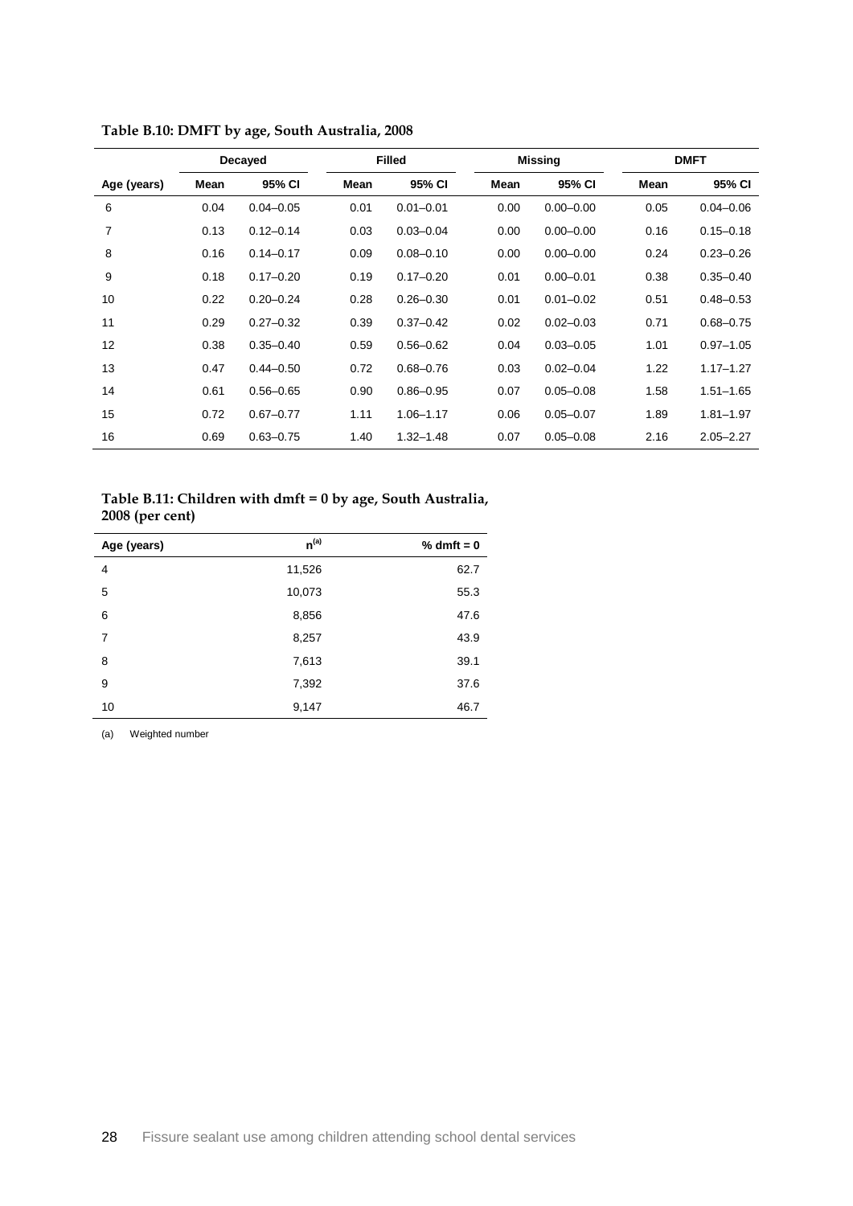**Table B.10: DMFT by age, South Australia, 2008**

| | Decayed | | Filled | | Missing | | DMFT | |
|---|---|---|---|---|---|---|---|---|
| Age (years) | Mean | 95% CI | Mean | 95% CI | Mean | 95% CI | Mean | 95% CI |
| 6 | 0.04 | 0.04–0.05 | 0.01 | 0.01–0.01 | 0.00 | 0.00–0.00 | 0.05 | 0.04–0.06 |
| 7 | 0.13 | 0.12–0.14 | 0.03 | 0.03–0.04 | 0.00 | 0.00–0.00 | 0.16 | 0.15–0.18 |
| 8 | 0.16 | 0.14–0.17 | 0.09 | 0.08–0.10 | 0.00 | 0.00–0.00 | 0.24 | 0.23–0.26 |
| 9 | 0.18 | 0.17–0.20 | 0.19 | 0.17–0.20 | 0.01 | 0.00–0.01 | 0.38 | 0.35–0.40 |
| 10 | 0.22 | 0.20–0.24 | 0.28 | 0.26–0.30 | 0.01 | 0.01–0.02 | 0.51 | 0.48–0.53 |
| 11 | 0.29 | 0.27–0.32 | 0.39 | 0.37–0.42 | 0.02 | 0.02–0.03 | 0.71 | 0.68–0.75 |
| 12 | 0.38 | 0.35–0.40 | 0.59 | 0.56–0.62 | 0.04 | 0.03–0.05 | 1.01 | 0.97–1.05 |
| 13 | 0.47 | 0.44–0.50 | 0.72 | 0.68–0.76 | 0.03 | 0.02–0.04 | 1.22 | 1.17–1.27 |
| 14 | 0.61 | 0.56–0.65 | 0.90 | 0.86–0.95 | 0.07 | 0.05–0.08 | 1.58 | 1.51–1.65 |
| 15 | 0.72 | 0.67–0.77 | 1.11 | 1.06–1.17 | 0.06 | 0.05–0.07 | 1.89 | 1.81–1.97 |
| 16 | 0.69 | 0.63–0.75 | 1.40 | 1.32–1.48 | 0.07 | 0.05–0.08 | 2.16 | 2.05–2.27 |

**Table B.11: Children with dmft = 0 by age, South Australia, 2008 (per cent)**

| Age (years) | n[(a)] | % dmft = 0 |
|---|---|---|
| 4 | 11,526 | 62.7 |
| 5 | 10,073 | 55.3 |
| 6 | 8,856 | 47.6 |
| 7 | 8,257 | 43.9 |
| 8 | 7,613 | 39.1 |
| 9 | 7,392 | 37.6 |
| 10 | 9,147 | 46.7 |

(a) Weighted number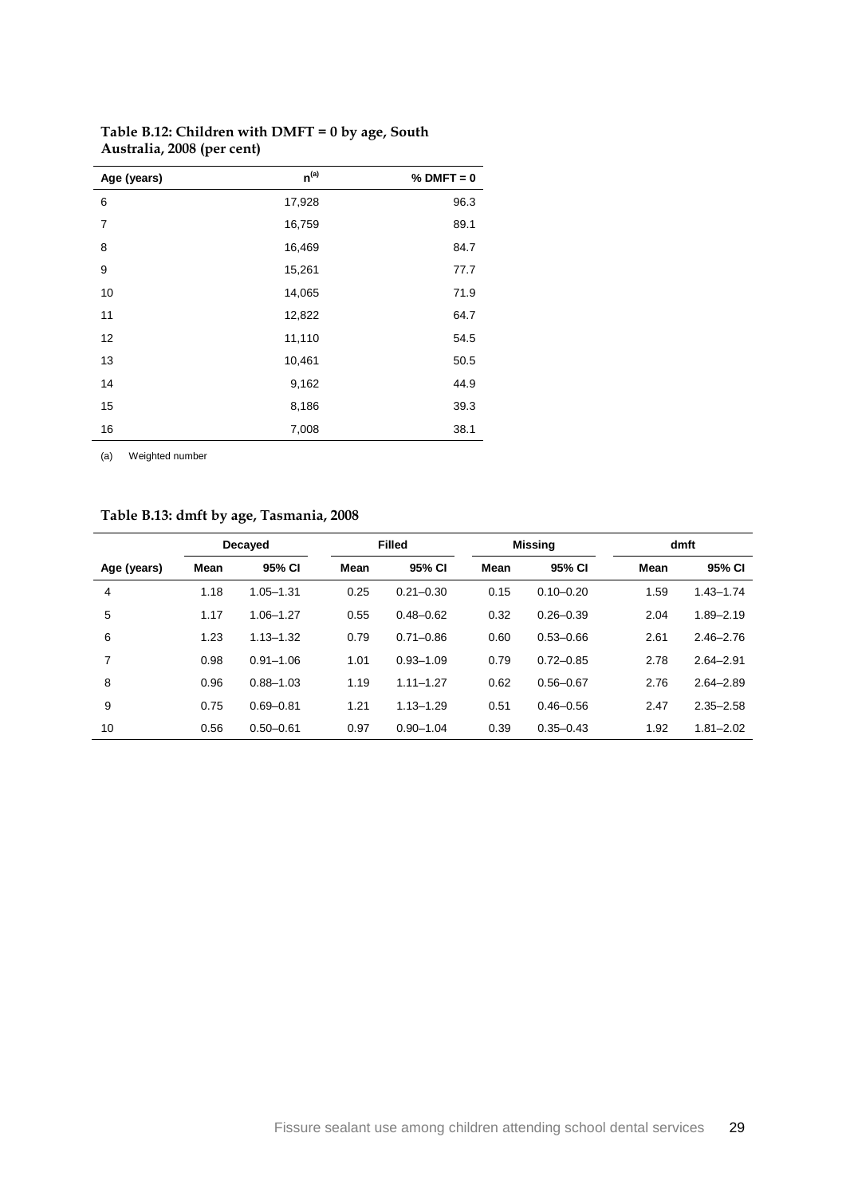**Table B.12: Children with DMFT = 0 by age, South Australia, 2008 (per cent)**

| Age (years) | n[(a)] | % DMFT = 0 |
|---|---|---|
| 6 | 17,928 | 96.3 |
| 7 | 16,759 | 89.1 |
| 8 | 16,469 | 84.7 |
| 9 | 15,261 | 77.7 |
| 10 | 14,065 | 71.9 |
| 11 | 12,822 | 64.7 |
| 12 | 11,110 | 54.5 |
| 13 | 10,461 | 50.5 |
| 14 | 9,162 | 44.9 |
| 15 | 8,186 | 39.3 |
| 16 | 7,008 | 38.1 |

(a) Weighted number

**Table B.13: dmft by age, Tasmania, 2008**

| | Decayed | | Filled | | Missing | | dmft | |
|---|---|---|---|---|---|---|---|---|
| Age (years) | Mean | 95% CI | Mean | 95% CI | Mean | 95% CI | Mean | 95% CI |
| 4 | 1.18 | 1.05–1.31 | 0.25 | 0.21–0.30 | 0.15 | 0.10–0.20 | 1.59 | 1.43–1.74 |
| 5 | 1.17 | 1.06–1.27 | 0.55 | 0.48–0.62 | 0.32 | 0.26–0.39 | 2.04 | 1.89–2.19 |
| 6 | 1.23 | 1.13–1.32 | 0.79 | 0.71–0.86 | 0.60 | 0.53–0.66 | 2.61 | 2.46–2.76 |
| 7 | 0.98 | 0.91–1.06 | 1.01 | 0.93–1.09 | 0.79 | 0.72–0.85 | 2.78 | 2.64–2.91 |
| 8 | 0.96 | 0.88–1.03 | 1.19 | 1.11–1.27 | 0.62 | 0.56–0.67 | 2.76 | 2.64–2.89 |
| 9 | 0.75 | 0.69–0.81 | 1.21 | 1.13–1.29 | 0.51 | 0.46–0.56 | 2.47 | 2.35–2.58 |
| 10 | 0.56 | 0.50–0.61 | 0.97 | 0.90–1.04 | 0.39 | 0.35–0.43 | 1.92 | 1.81–2.02 |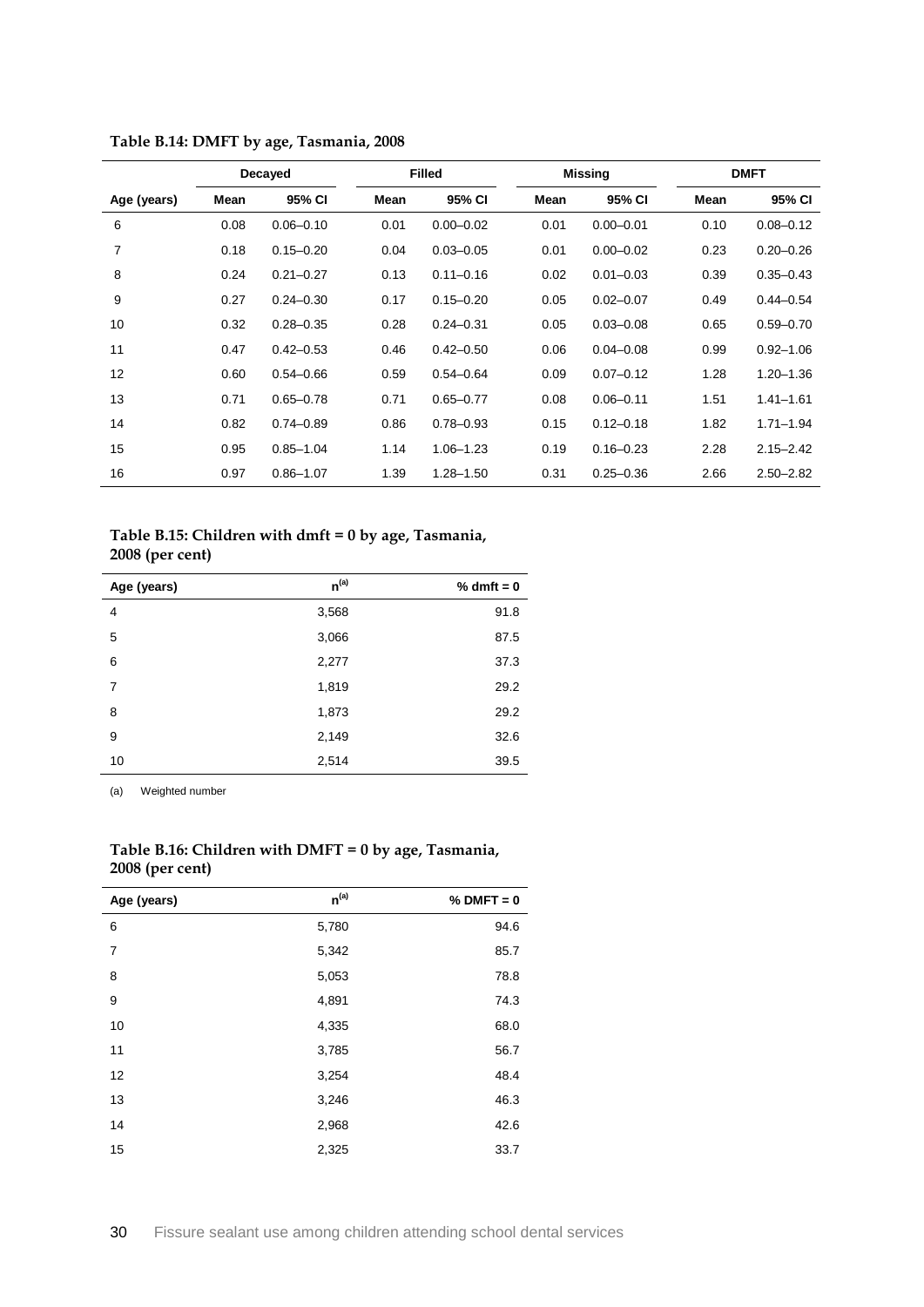**Table B.14: DMFT by age, Tasmania, 2008**

| | Decayed | | Filled | | Missing | | DMFT | |
|---|---|---|---|---|---|---|---|---|
| Age (years) | Mean | 95% CI | Mean | 95% CI | Mean | 95% CI | Mean | 95% CI |
| 6 | 0.08 | 0.06–0.10 | 0.01 | 0.00–0.02 | 0.01 | 0.00–0.01 | 0.10 | 0.08–0.12 |
| 7 | 0.18 | 0.15–0.20 | 0.04 | 0.03–0.05 | 0.01 | 0.00–0.02 | 0.23 | 0.20–0.26 |
| 8 | 0.24 | 0.21–0.27 | 0.13 | 0.11–0.16 | 0.02 | 0.01–0.03 | 0.39 | 0.35–0.43 |
| 9 | 0.27 | 0.24–0.30 | 0.17 | 0.15–0.20 | 0.05 | 0.02–0.07 | 0.49 | 0.44–0.54 |
| 10 | 0.32 | 0.28–0.35 | 0.28 | 0.24–0.31 | 0.05 | 0.03–0.08 | 0.65 | 0.59–0.70 |
| 11 | 0.47 | 0.42–0.53 | 0.46 | 0.42–0.50 | 0.06 | 0.04–0.08 | 0.99 | 0.92–1.06 |
| 12 | 0.60 | 0.54–0.66 | 0.59 | 0.54–0.64 | 0.09 | 0.07–0.12 | 1.28 | 1.20–1.36 |
| 13 | 0.71 | 0.65–0.78 | 0.71 | 0.65–0.77 | 0.08 | 0.06–0.11 | 1.51 | 1.41–1.61 |
| 14 | 0.82 | 0.74–0.89 | 0.86 | 0.78–0.93 | 0.15 | 0.12–0.18 | 1.82 | 1.71–1.94 |
| 15 | 0.95 | 0.85–1.04 | 1.14 | 1.06–1.23 | 0.19 | 0.16–0.23 | 2.28 | 2.15–2.42 |
| 16 | 0.97 | 0.86–1.07 | 1.39 | 1.28–1.50 | 0.31 | 0.25–0.36 | 2.66 | 2.50–2.82 |

**Table B.15: Children with dmft = 0 by age, Tasmania, 2008 (per cent)**

| Age (years) | n[(a)] | % dmft = 0 |
|---|---|---|
| 4 | 3,568 | 91.8 |
| 5 | 3,066 | 87.5 |
| 6 | 2,277 | 37.3 |
| 7 | 1,819 | 29.2 |
| 8 | 1,873 | 29.2 |
| 9 | 2,149 | 32.6 |
| 10 | 2,514 | 39.5 |

(a) Weighted number

**Table B.16: Children with DMFT = 0 by age, Tasmania, 2008 (per cent)**

| Age (years) | n[(a)] | % DMFT = 0 |
|---|---|---|
| 6 | 5,780 | 94.6 |
| 7 | 5,342 | 85.7 |
| 8 | 5,053 | 78.8 |
| 9 | 4,891 | 74.3 |
| 10 | 4,335 | 68.0 |
| 11 | 3,785 | 56.7 |
| 12 | 3,254 | 48.4 |
| 13 | 3,246 | 46.3 |
| 14 | 2,968 | 42.6 |
| 15 | 2,325 | 33.7 |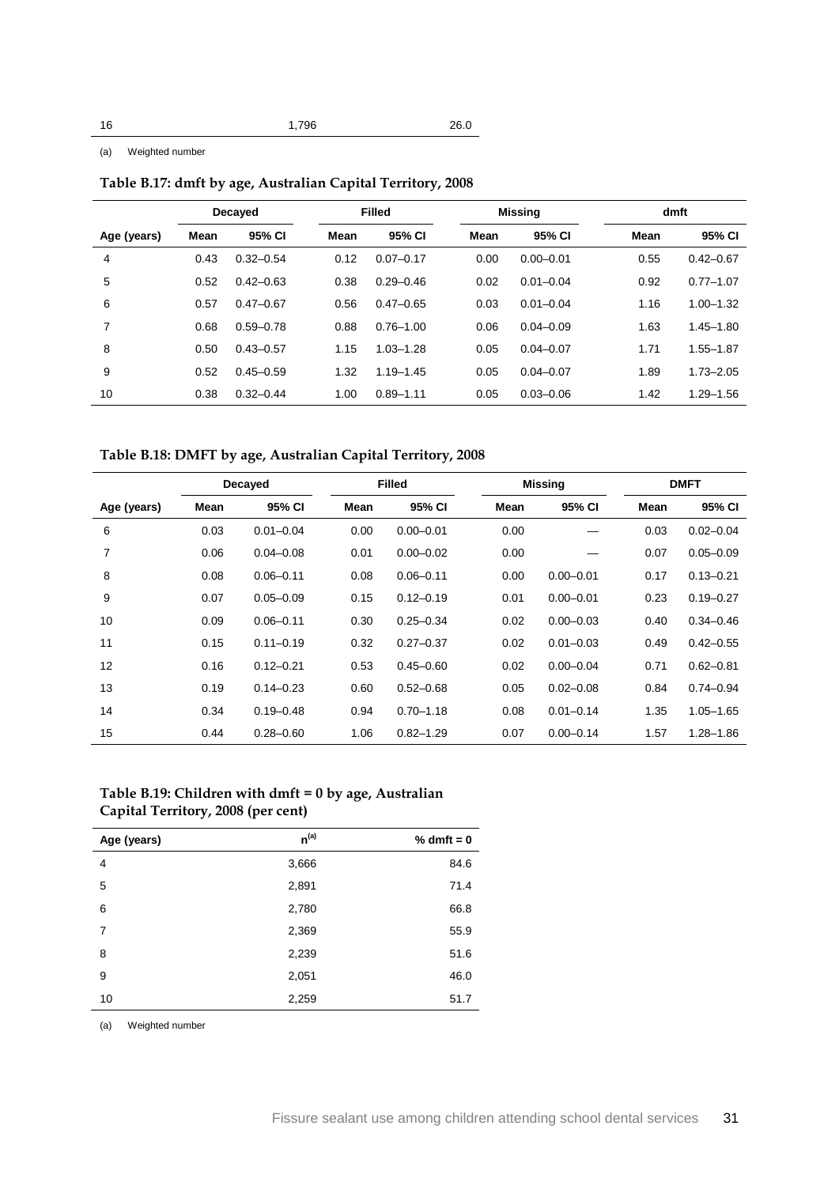| 16 | 1,796 | 26.0 |
|---|---|---|

(a) Weighted number

**Table B.17: dmft by age, Australian Capital Territory, 2008**

| | Decayed | | Filled | | Missing | | dmft | |
|---|---|---|---|---|---|---|---|---|
| Age (years) | Mean | 95% CI | Mean | 95% CI | Mean | 95% CI | Mean | 95% CI |
| 4 | 0.43 | 0.32–0.54 | 0.12 | 0.07–0.17 | 0.00 | 0.00–0.01 | 0.55 | 0.42–0.67 |
| 5 | 0.52 | 0.42–0.63 | 0.38 | 0.29–0.46 | 0.02 | 0.01–0.04 | 0.92 | 0.77–1.07 |
| 6 | 0.57 | 0.47–0.67 | 0.56 | 0.47–0.65 | 0.03 | 0.01–0.04 | 1.16 | 1.00–1.32 |
| 7 | 0.68 | 0.59–0.78 | 0.88 | 0.76–1.00 | 0.06 | 0.04–0.09 | 1.63 | 1.45–1.80 |
| 8 | 0.50 | 0.43–0.57 | 1.15 | 1.03–1.28 | 0.05 | 0.04–0.07 | 1.71 | 1.55–1.87 |
| 9 | 0.52 | 0.45–0.59 | 1.32 | 1.19–1.45 | 0.05 | 0.04–0.07 | 1.89 | 1.73–2.05 |
| 10 | 0.38 | 0.32–0.44 | 1.00 | 0.89–1.11 | 0.05 | 0.03–0.06 | 1.42 | 1.29–1.56 |

**Table B.18: DMFT by age, Australian Capital Territory, 2008**

| | Decayed | | Filled | | Missing | | DMFT | |
|---|---|---|---|---|---|---|---|---|
| Age (years) | Mean | 95% CI | Mean | 95% CI | Mean | 95% CI | Mean | 95% CI |
| 6 | 0.03 | 0.01–0.04 | 0.00 | 0.00–0.01 | 0.00 | — | 0.03 | 0.02–0.04 |
| 7 | 0.06 | 0.04–0.08 | 0.01 | 0.00–0.02 | 0.00 | — | 0.07 | 0.05–0.09 |
| 8 | 0.08 | 0.06–0.11 | 0.08 | 0.06–0.11 | 0.00 | 0.00–0.01 | 0.17 | 0.13–0.21 |
| 9 | 0.07 | 0.05–0.09 | 0.15 | 0.12–0.19 | 0.01 | 0.00–0.01 | 0.23 | 0.19–0.27 |
| 10 | 0.09 | 0.06–0.11 | 0.30 | 0.25–0.34 | 0.02 | 0.00–0.03 | 0.40 | 0.34–0.46 |
| 11 | 0.15 | 0.11–0.19 | 0.32 | 0.27–0.37 | 0.02 | 0.01–0.03 | 0.49 | 0.42–0.55 |
| 12 | 0.16 | 0.12–0.21 | 0.53 | 0.45–0.60 | 0.02 | 0.00–0.04 | 0.71 | 0.62–0.81 |
| 13 | 0.19 | 0.14–0.23 | 0.60 | 0.52–0.68 | 0.05 | 0.02–0.08 | 0.84 | 0.74–0.94 |
| 14 | 0.34 | 0.19–0.48 | 0.94 | 0.70–1.18 | 0.08 | 0.01–0.14 | 1.35 | 1.05–1.65 |
| 15 | 0.44 | 0.28–0.60 | 1.06 | 0.82–1.29 | 0.07 | 0.00–0.14 | 1.57 | 1.28–1.86 |

**Table B.19: Children with dmft = 0 by age, Australian Capital Territory, 2008 (per cent)**

| Age (years) | n[(a)] | % dmft = 0 |
|---|---|---|
| 4 | 3,666 | 84.6 |
| 5 | 2,891 | 71.4 |
| 6 | 2,780 | 66.8 |
| 7 | 2,369 | 55.9 |
| 8 | 2,239 | 51.6 |
| 9 | 2,051 | 46.0 |
| 10 | 2,259 | 51.7 |

(a) Weighted number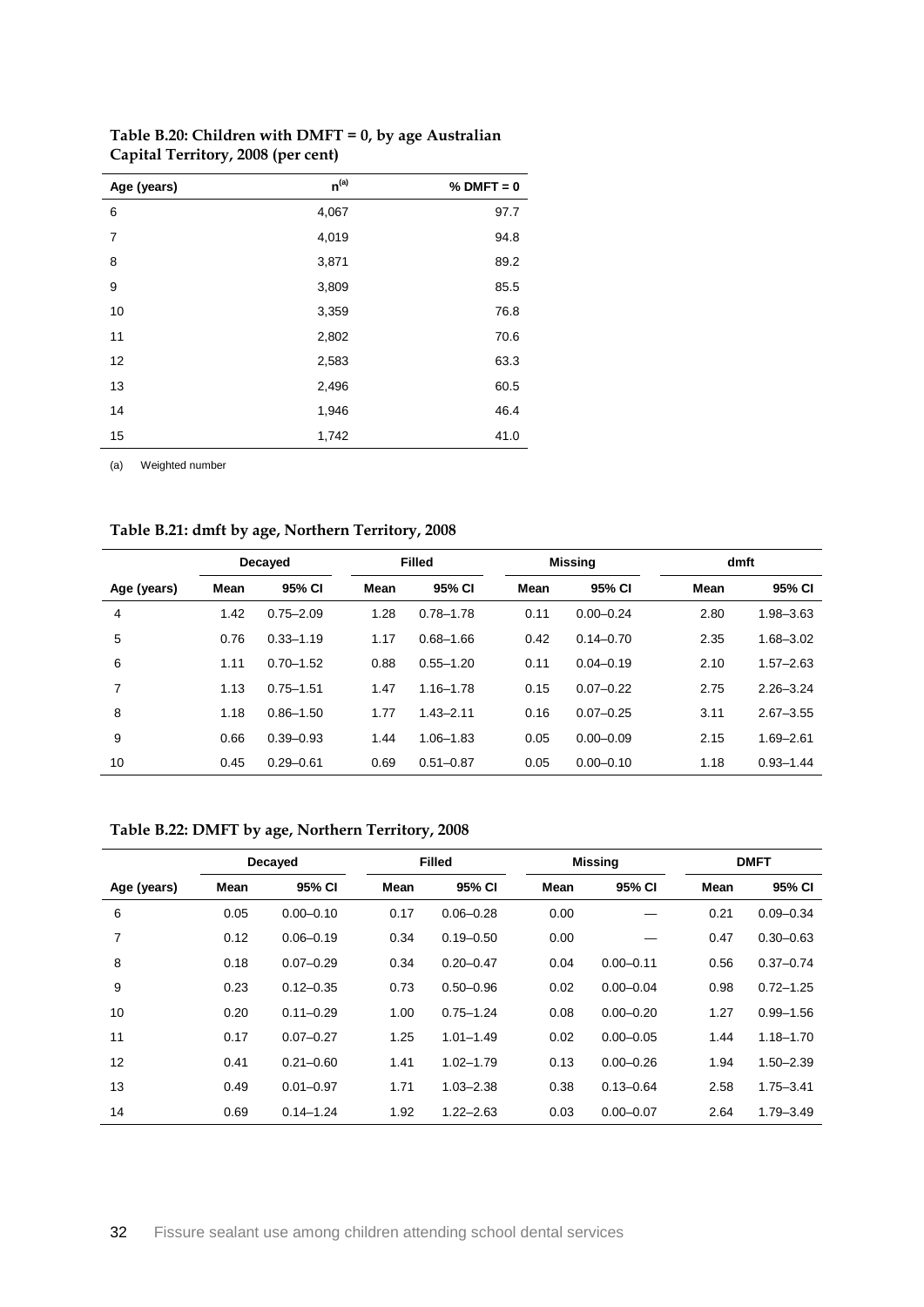**Table B.20: Children with DMFT = 0, by age Australian Capital Territory, 2008 (per cent)**

| Age (years) | n[(a)] | % DMFT = 0 |
|---|---|---|
| 6 | 4,067 | 97.7 |
| 7 | 4,019 | 94.8 |
| 8 | 3,871 | 89.2 |
| 9 | 3,809 | 85.5 |
| 10 | 3,359 | 76.8 |
| 11 | 2,802 | 70.6 |
| 12 | 2,583 | 63.3 |
| 13 | 2,496 | 60.5 |
| 14 | 1,946 | 46.4 |
| 15 | 1,742 | 41.0 |

(a) Weighted number

**Table B.21: dmft by age, Northern Territory, 2008**

| | Decayed | | Filled | | Missing | | dmft | |
|---|---|---|---|---|---|---|---|---|
| Age (years) | Mean | 95% CI | Mean | 95% CI | Mean | 95% CI | Mean | 95% CI |
| 4 | 1.42 | 0.75–2.09 | 1.28 | 0.78–1.78 | 0.11 | 0.00–0.24 | 2.80 | 1.98–3.63 |
| 5 | 0.76 | 0.33–1.19 | 1.17 | 0.68–1.66 | 0.42 | 0.14–0.70 | 2.35 | 1.68–3.02 |
| 6 | 1.11 | 0.70–1.52 | 0.88 | 0.55–1.20 | 0.11 | 0.04–0.19 | 2.10 | 1.57–2.63 |
| 7 | 1.13 | 0.75–1.51 | 1.47 | 1.16–1.78 | 0.15 | 0.07–0.22 | 2.75 | 2.26–3.24 |
| 8 | 1.18 | 0.86–1.50 | 1.77 | 1.43–2.11 | 0.16 | 0.07–0.25 | 3.11 | 2.67–3.55 |
| 9 | 0.66 | 0.39–0.93 | 1.44 | 1.06–1.83 | 0.05 | 0.00–0.09 | 2.15 | 1.69–2.61 |
| 10 | 0.45 | 0.29–0.61 | 0.69 | 0.51–0.87 | 0.05 | 0.00–0.10 | 1.18 | 0.93–1.44 |

**Table B.22: DMFT by age, Northern Territory, 2008**

| | Decayed | | Filled | | Missing | | DMFT | |
|---|---|---|---|---|---|---|---|---|
| Age (years) | Mean | 95% CI | Mean | 95% CI | Mean | 95% CI | Mean | 95% CI |
| 6 | 0.05 | 0.00–0.10 | 0.17 | 0.06–0.28 | 0.00 | — | 0.21 | 0.09–0.34 |
| 7 | 0.12 | 0.06–0.19 | 0.34 | 0.19–0.50 | 0.00 | — | 0.47 | 0.30–0.63 |
| 8 | 0.18 | 0.07–0.29 | 0.34 | 0.20–0.47 | 0.04 | 0.00–0.11 | 0.56 | 0.37–0.74 |
| 9 | 0.23 | 0.12–0.35 | 0.73 | 0.50–0.96 | 0.02 | 0.00–0.04 | 0.98 | 0.72–1.25 |
| 10 | 0.20 | 0.11–0.29 | 1.00 | 0.75–1.24 | 0.08 | 0.00–0.20 | 1.27 | 0.99–1.56 |
| 11 | 0.17 | 0.07–0.27 | 1.25 | 1.01–1.49 | 0.02 | 0.00–0.05 | 1.44 | 1.18–1.70 |
| 12 | 0.41 | 0.21–0.60 | 1.41 | 1.02–1.79 | 0.13 | 0.00–0.26 | 1.94 | 1.50–2.39 |
| 13 | 0.49 | 0.01–0.97 | 1.71 | 1.03–2.38 | 0.38 | 0.13–0.64 | 2.58 | 1.75–3.41 |
| 14 | 0.69 | 0.14–1.24 | 1.92 | 1.22–2.63 | 0.03 | 0.00–0.07 | 2.64 | 1.79–3.49 |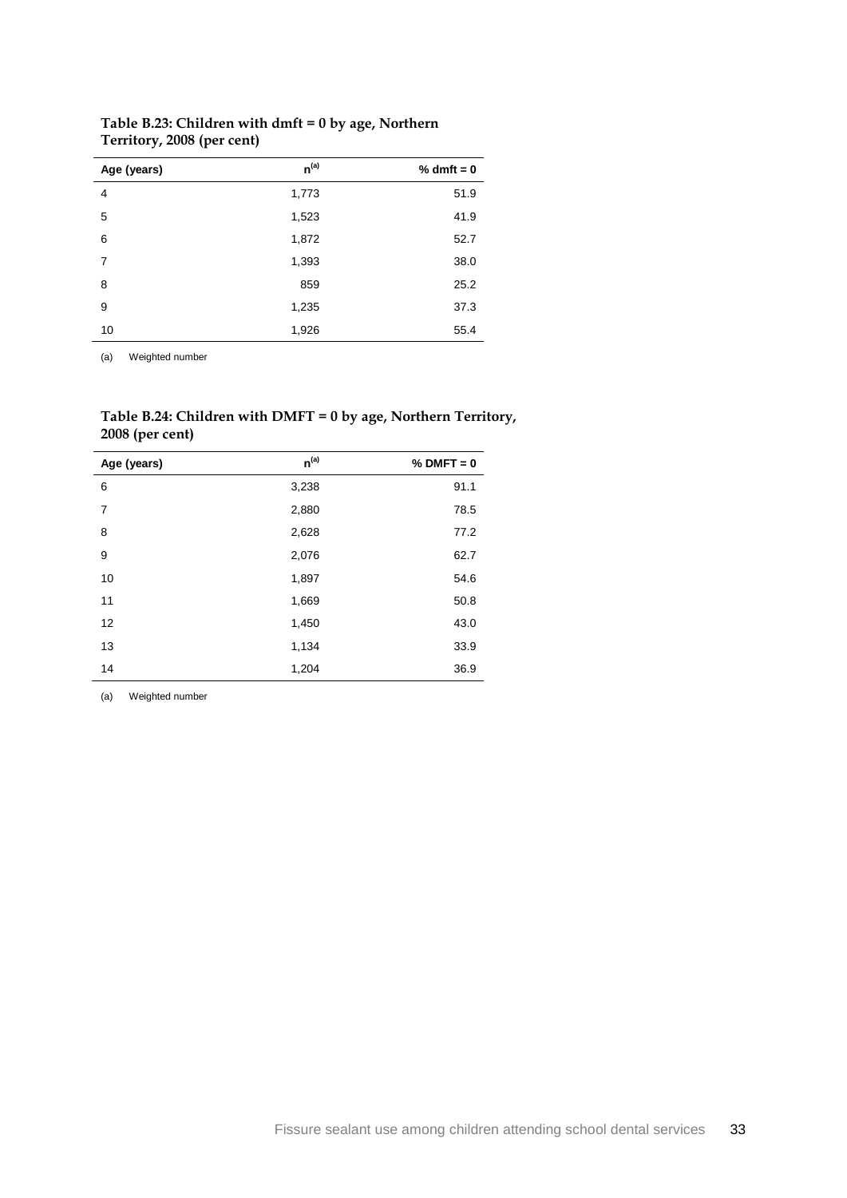**Table B.23: Children with dmft = 0 by age, Northern Territory, 2008 (per cent)**

| Age (years) | n[(a)] | % dmft = 0 |
|---|---|---|
| 4 | 1,773 | 51.9 |
| 5 | 1,523 | 41.9 |
| 6 | 1,872 | 52.7 |
| 7 | 1,393 | 38.0 |
| 8 | 859 | 25.2 |
| 9 | 1,235 | 37.3 |
| 10 | 1,926 | 55.4 |

(a) Weighted number

**Table B.24: Children with DMFT = 0 by age, Northern Territory, 2008 (per cent)**

| Age (years) | n[(a)] | % DMFT = 0 |
|---|---|---|
| 6 | 3,238 | 91.1 |
| 7 | 2,880 | 78.5 |
| 8 | 2,628 | 77.2 |
| 9 | 2,076 | 62.7 |
| 10 | 1,897 | 54.6 |
| 11 | 1,669 | 50.8 |
| 12 | 1,450 | 43.0 |
| 13 | 1,134 | 33.9 |
| 14 | 1,204 | 36.9 |

(a) Weighted number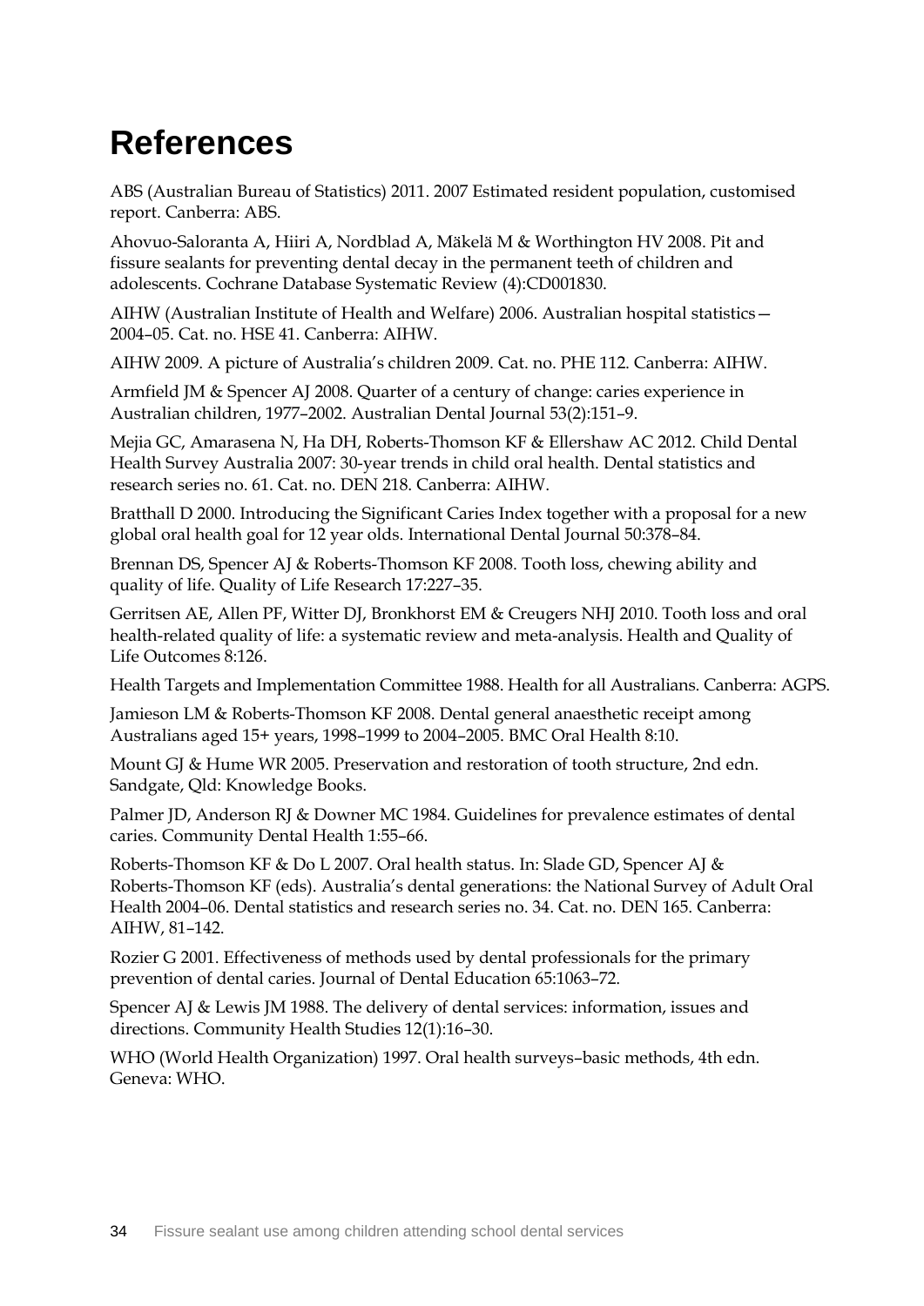# References

ABS (Australian Bureau of Statistics) 2011. 2007 Estimated resident population, customised report. Canberra: ABS.

Ahovuo-Saloranta A, Hiiri A, Nordblad A, Mäkelä M & Worthington HV 2008. Pit and fissure sealants for preventing dental decay in the permanent teeth of children and adolescents. Cochrane Database Systematic Review (4):CD001830.

AIHW (Australian Institute of Health and Welfare) 2006. Australian hospital statistics—2004–05. Cat. no. HSE 41. Canberra: AIHW.

AIHW 2009. A picture of Australia's children 2009. Cat. no. PHE 112. Canberra: AIHW.

Armfield JM & Spencer AJ 2008. Quarter of a century of change: caries experience in Australian children, 1977–2002. Australian Dental Journal 53(2):151–9.

Mejia GC, Amarasena N, Ha DH, Roberts-Thomson KF & Ellershaw AC 2012. Child Dental Health Survey Australia 2007: 30-year trends in child oral health. Dental statistics and research series no. 61. Cat. no. DEN 218. Canberra: AIHW.

Bratthall D 2000. Introducing the Significant Caries Index together with a proposal for a new global oral health goal for 12 year olds. International Dental Journal 50:378–84.

Brennan DS, Spencer AJ & Roberts-Thomson KF 2008. Tooth loss, chewing ability and quality of life. Quality of Life Research 17:227–35.

Gerritsen AE, Allen PF, Witter DJ, Bronkhorst EM & Creugers NHJ 2010. Tooth loss and oral health-related quality of life: a systematic review and meta-analysis. Health and Quality of Life Outcomes 8:126.

Health Targets and Implementation Committee 1988. Health for all Australians. Canberra: AGPS.

Jamieson LM & Roberts-Thomson KF 2008. Dental general anaesthetic receipt among Australians aged 15+ years, 1998–1999 to 2004–2005. BMC Oral Health 8:10.

Mount GJ & Hume WR 2005. Preservation and restoration of tooth structure, 2nd edn. Sandgate, Qld: Knowledge Books.

Palmer JD, Anderson RJ & Downer MC 1984. Guidelines for prevalence estimates of dental caries. Community Dental Health 1:55–66.

Roberts-Thomson KF & Do L 2007. Oral health status. In: Slade GD, Spencer AJ & Roberts-Thomson KF (eds). Australia's dental generations: the National Survey of Adult Oral Health 2004–06. Dental statistics and research series no. 34. Cat. no. DEN 165. Canberra: AIHW, 81–142.

Rozier G 2001. Effectiveness of methods used by dental professionals for the primary prevention of dental caries. Journal of Dental Education 65:1063–72.

Spencer AJ & Lewis JM 1988. The delivery of dental services: information, issues and directions. Community Health Studies 12(1):16–30.

WHO (World Health Organization) 1997. Oral health surveys–basic methods, 4th edn. Geneva: WHO.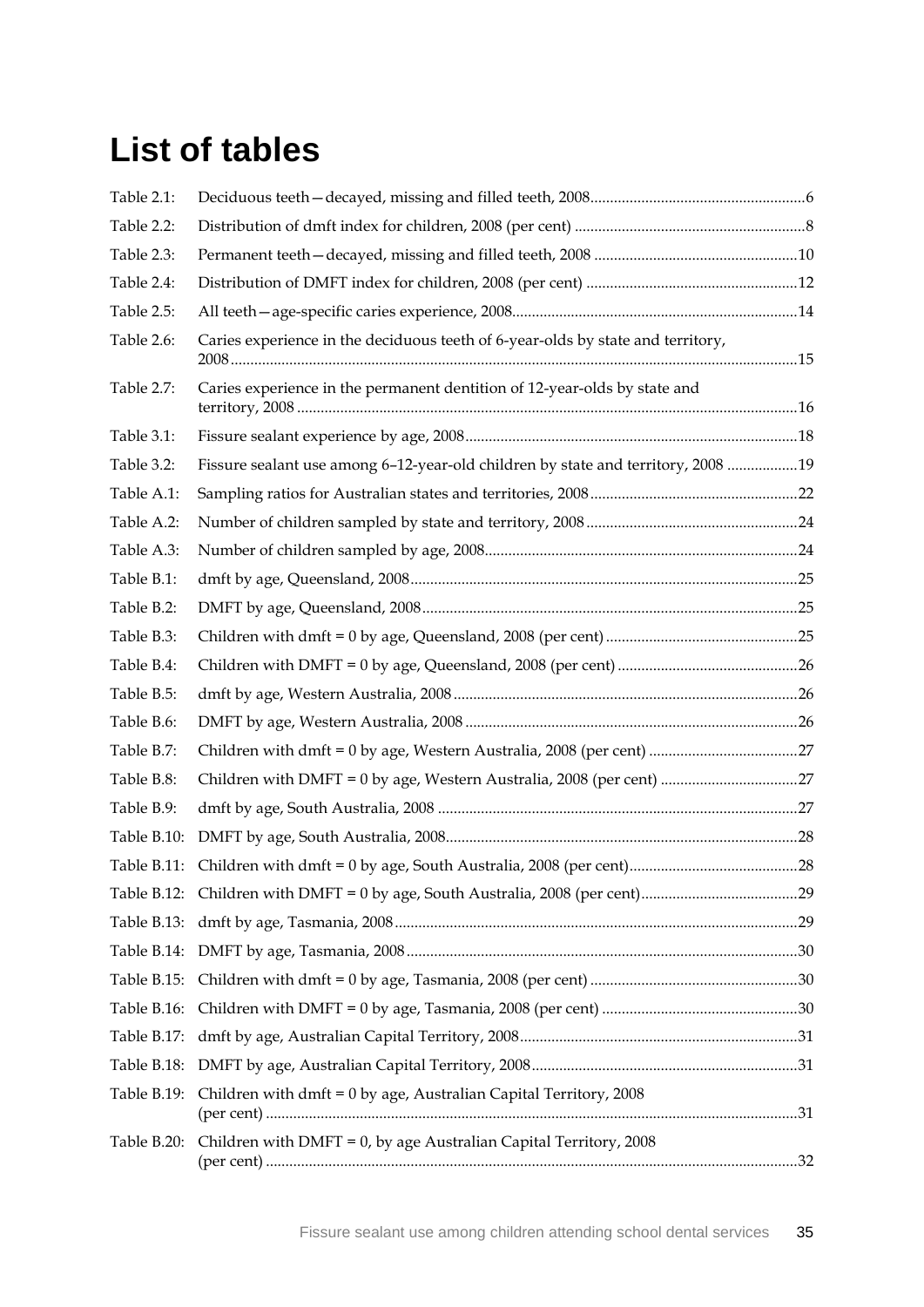# List of tables

| | | |
|---|---|---|
| Table 2.1: | Deciduous teeth—decayed, missing and filled teeth, 2008 | 6 |
| Table 2.2: | Distribution of dmft index for children, 2008 (per cent) | 8 |
| Table 2.3: | Permanent teeth—decayed, missing and filled teeth, 2008 | 10 |
| Table 2.4: | Distribution of DMFT index for children, 2008 (per cent) | 12 |
| Table 2.5: | All teeth—age-specific caries experience, 2008 | 14 |
| Table 2.6: | Caries experience in the deciduous teeth of 6-year-olds by state and territory, 2008 | 15 |
| Table 2.7: | Caries experience in the permanent dentition of 12-year-olds by state and territory, 2008 | 16 |
| Table 3.1: | Fissure sealant experience by age, 2008 | 18 |
| Table 3.2: | Fissure sealant use among 6–12-year-old children by state and territory, 2008 | 19 |
| Table A.1: | Sampling ratios for Australian states and territories, 2008 | 22 |
| Table A.2: | Number of children sampled by state and territory, 2008 | 24 |
| Table A.3: | Number of children sampled by age, 2008 | 24 |
| Table B.1: | dmft by age, Queensland, 2008 | 25 |
| Table B.2: | DMFT by age, Queensland, 2008 | 25 |
| Table B.3: | Children with dmft = 0 by age, Queensland, 2008 (per cent) | 25 |
| Table B.4: | Children with DMFT = 0 by age, Queensland, 2008 (per cent) | 26 |
| Table B.5: | dmft by age, Western Australia, 2008 | 26 |
| Table B.6: | DMFT by age, Western Australia, 2008 | 26 |
| Table B.7: | Children with dmft = 0 by age, Western Australia, 2008 (per cent) | 27 |
| Table B.8: | Children with DMFT = 0 by age, Western Australia, 2008 (per cent) | 27 |
| Table B.9: | dmft by age, South Australia, 2008 | 27 |
| Table B.10: | DMFT by age, South Australia, 2008 | 28 |
| Table B.11: | Children with dmft = 0 by age, South Australia, 2008 (per cent) | 28 |
| Table B.12: | Children with DMFT = 0 by age, South Australia, 2008 (per cent) | 29 |
| Table B.13: | dmft by age, Tasmania, 2008 | 29 |
| Table B.14: | DMFT by age, Tasmania, 2008 | 30 |
| Table B.15: | Children with dmft = 0 by age, Tasmania, 2008 (per cent) | 30 |
| Table B.16: | Children with DMFT = 0 by age, Tasmania, 2008 (per cent) | 30 |
| Table B.17: | dmft by age, Australian Capital Territory, 2008 | 31 |
| Table B.18: | DMFT by age, Australian Capital Territory, 2008 | 31 |
| Table B.19: | Children with dmft = 0 by age, Australian Capital Territory, 2008 (per cent) | 31 |
| Table B.20: | Children with DMFT = 0, by age Australian Capital Territory, 2008 (per cent) | 32 |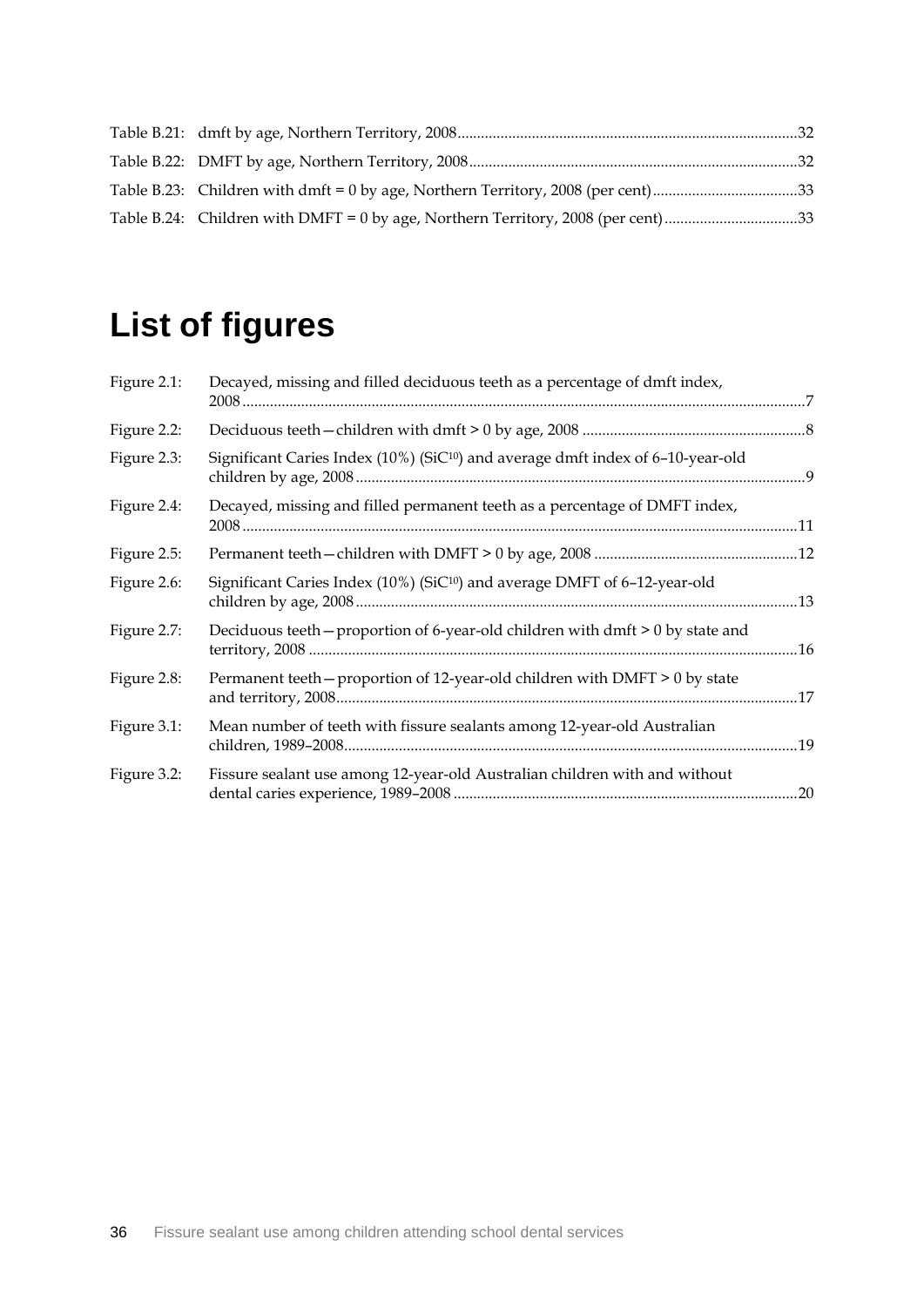Table B.21: dmft by age, Northern Territory, 2008 .....32

Table B.22: DMFT by age, Northern Territory, 2008 .....32

Table B.23: Children with dmft = 0 by age, Northern Territory, 2008 (per cent) .....33

Table B.24: Children with DMFT = 0 by age, Northern Territory, 2008 (per cent) .....33

# List of figures

Figure 2.1: Decayed, missing and filled deciduous teeth as a percentage of dmft index, 2008 .....7

Figure 2.2: Deciduous teeth—children with dmft > 0 by age, 2008 .....8

Figure 2.3: Significant Caries Index (10%) ($SiC^{10}$) and average dmft index of 6–10-year-old children by age, 2008 .....9

Figure 2.4: Decayed, missing and filled permanent teeth as a percentage of DMFT index, 2008 .....11

Figure 2.5: Permanent teeth—children with DMFT > 0 by age, 2008 .....12

Figure 2.6: Significant Caries Index (10%) ($SiC^{10}$) and average DMFT of 6–12-year-old children by age, 2008 .....13

Figure 2.7: Deciduous teeth—proportion of 6-year-old children with dmft > 0 by state and territory, 2008 .....16

Figure 2.8: Permanent teeth—proportion of 12-year-old children with DMFT > 0 by state and territory, 2008 .....17

Figure 3.1: Mean number of teeth with fissure sealants among 12-year-old Australian children, 1989–2008 .....19

Figure 3.2: Fissure sealant use among 12-year-old Australian children with and without dental caries experience, 1989–2008 .....20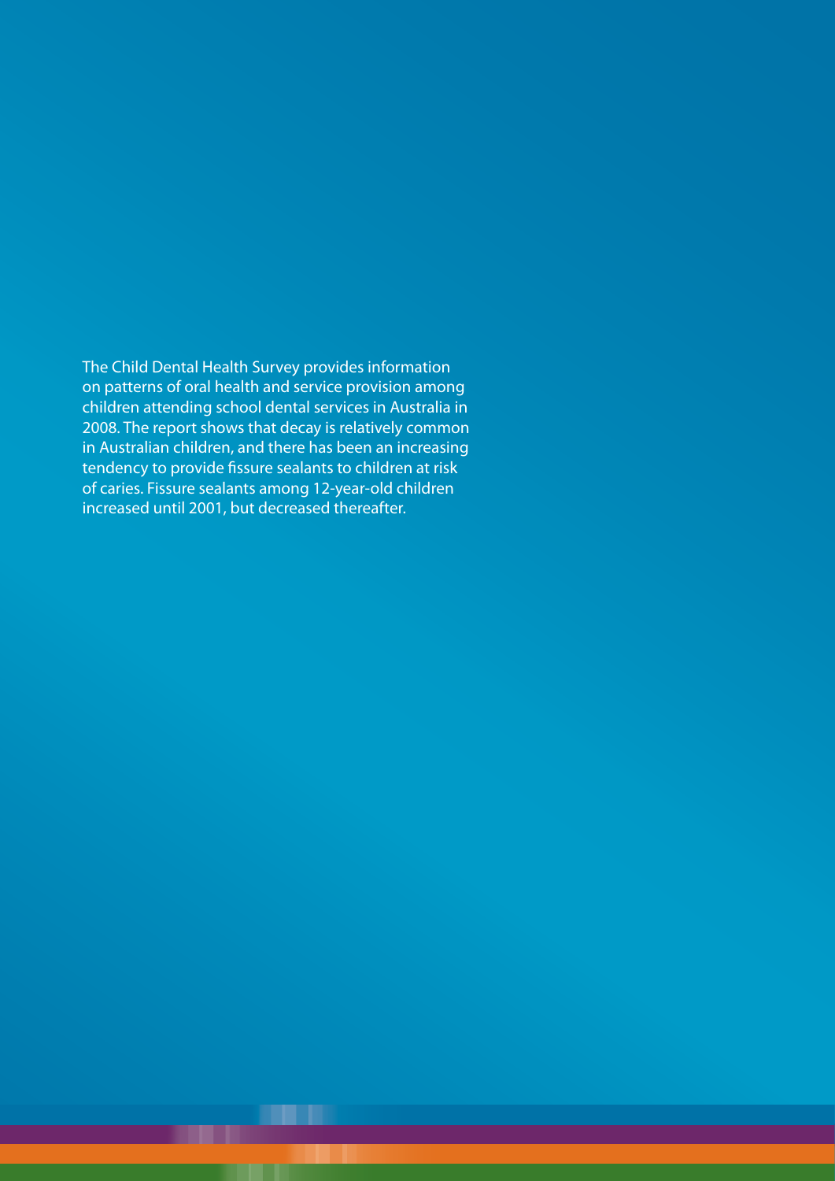The Child Dental Health Survey provides information on patterns of oral health and service provision among children attending school dental services in Australia in 2008. The report shows that decay is relatively common in Australian children, and there has been an increasing tendency to provide fissure sealants to children at risk of caries. Fissure sealants among 12-year-old children increased until 2001, but decreased thereafter.